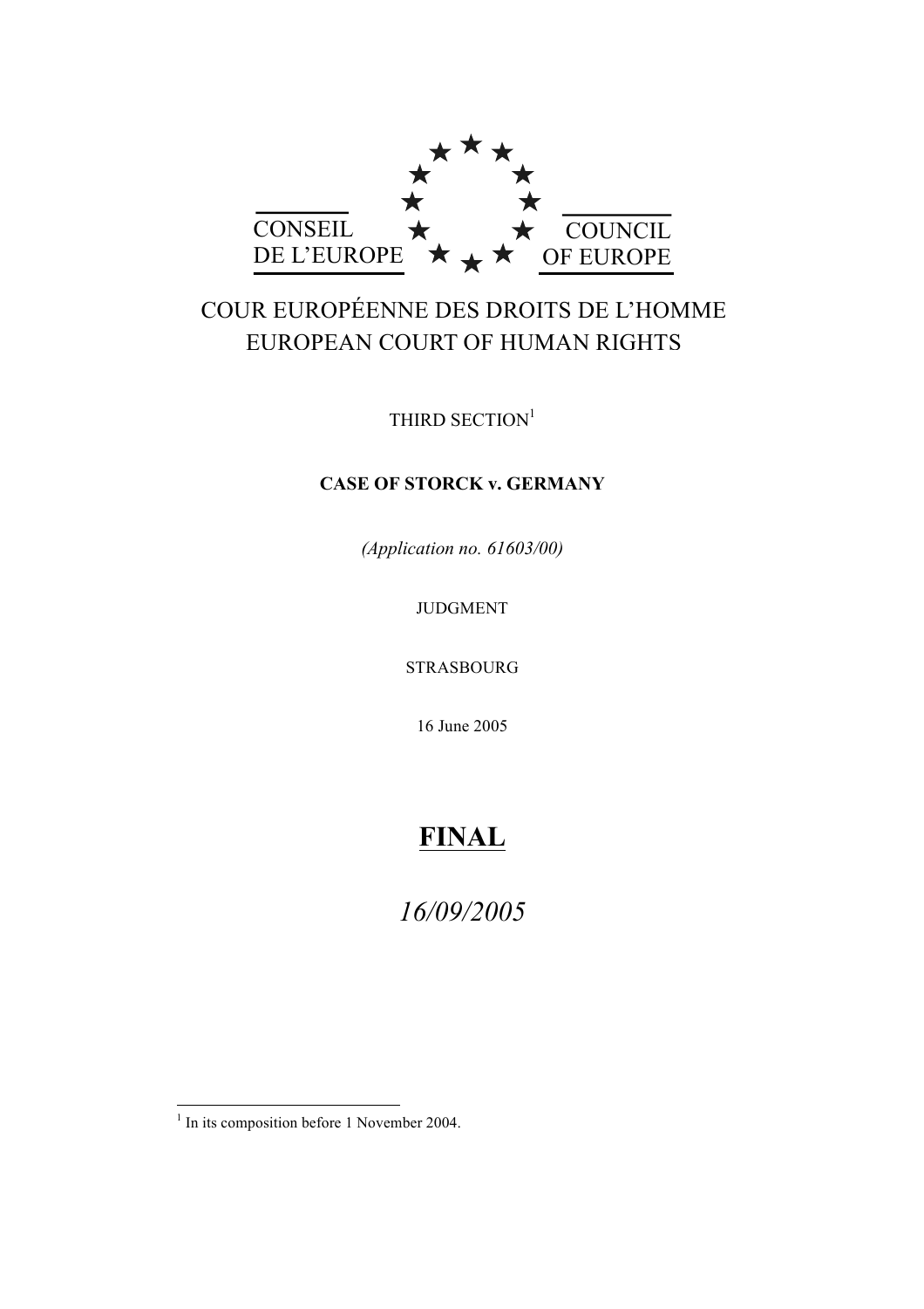CONSEIL DE L'EUROPE

COUNCIL OF EUROPE

COUR EUROPÉENNE DES DROITS DE L'HOMME

EUROPEAN COURT OF HUMAN RIGHTS

THIRD SECTION[1]

**CASE OF STORCK v. GERMANY**

*(Application no. 61603/00)*

JUDGMENT

STRASBOURG

16 June 2005

**FINAL**

*16/09/2005*

---

[1] In its composition before 1 November 2004.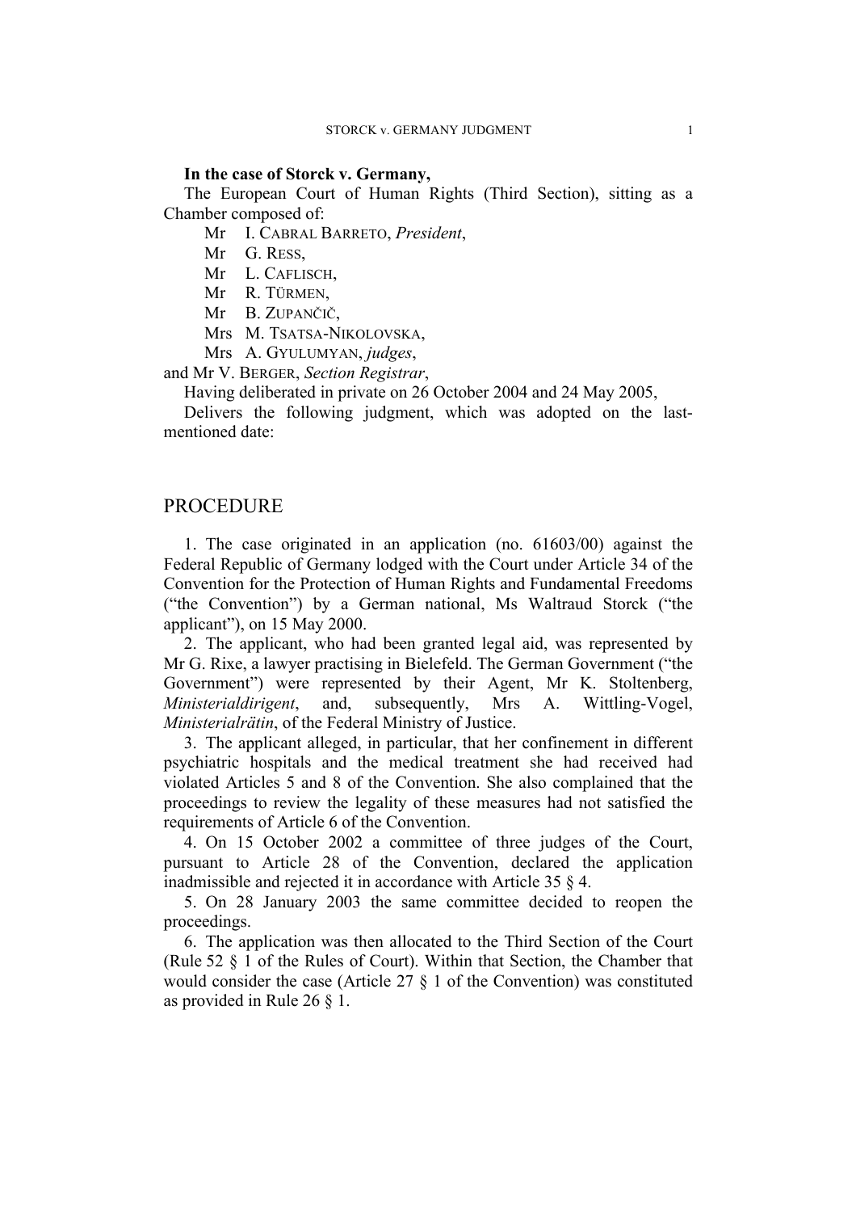**In the case of Storck v. Germany,**

The European Court of Human Rights (Third Section), sitting as a Chamber composed of:

Mr I. CABRAL BARRETO, *President*,
Mr G. RESS,
Mr L. CAFLISCH,
Mr R. TÜRMEN,
Mr B. ZUPANČIČ,
Mrs M. TSATSA-NIKOLOVSKA,
Mrs A. GYULUMYAN, *judges*,
and Mr V. BERGER, *Section Registrar*,

Having deliberated in private on 26 October 2004 and 24 May 2005,

Delivers the following judgment, which was adopted on the last-mentioned date:

# PROCEDURE

1. The case originated in an application (no. 61603/00) against the Federal Republic of Germany lodged with the Court under Article 34 of the Convention for the Protection of Human Rights and Fundamental Freedoms ("the Convention") by a German national, Ms Waltraud Storck ("the applicant"), on 15 May 2000.

2. The applicant, who had been granted legal aid, was represented by Mr G. Rixe, a lawyer practising in Bielefeld. The German Government ("the Government") were represented by their Agent, Mr K. Stoltenberg, *Ministerialdirigent*, and, subsequently, Mrs A. Wittling-Vogel, *Ministerialrätin*, of the Federal Ministry of Justice.

3. The applicant alleged, in particular, that her confinement in different psychiatric hospitals and the medical treatment she had received had violated Articles 5 and 8 of the Convention. She also complained that the proceedings to review the legality of these measures had not satisfied the requirements of Article 6 of the Convention.

4. On 15 October 2002 a committee of three judges of the Court, pursuant to Article 28 of the Convention, declared the application inadmissible and rejected it in accordance with Article 35 § 4.

5. On 28 January 2003 the same committee decided to reopen the proceedings.

6. The application was then allocated to the Third Section of the Court (Rule 52 § 1 of the Rules of Court). Within that Section, the Chamber that would consider the case (Article 27 § 1 of the Convention) was constituted as provided in Rule 26 § 1.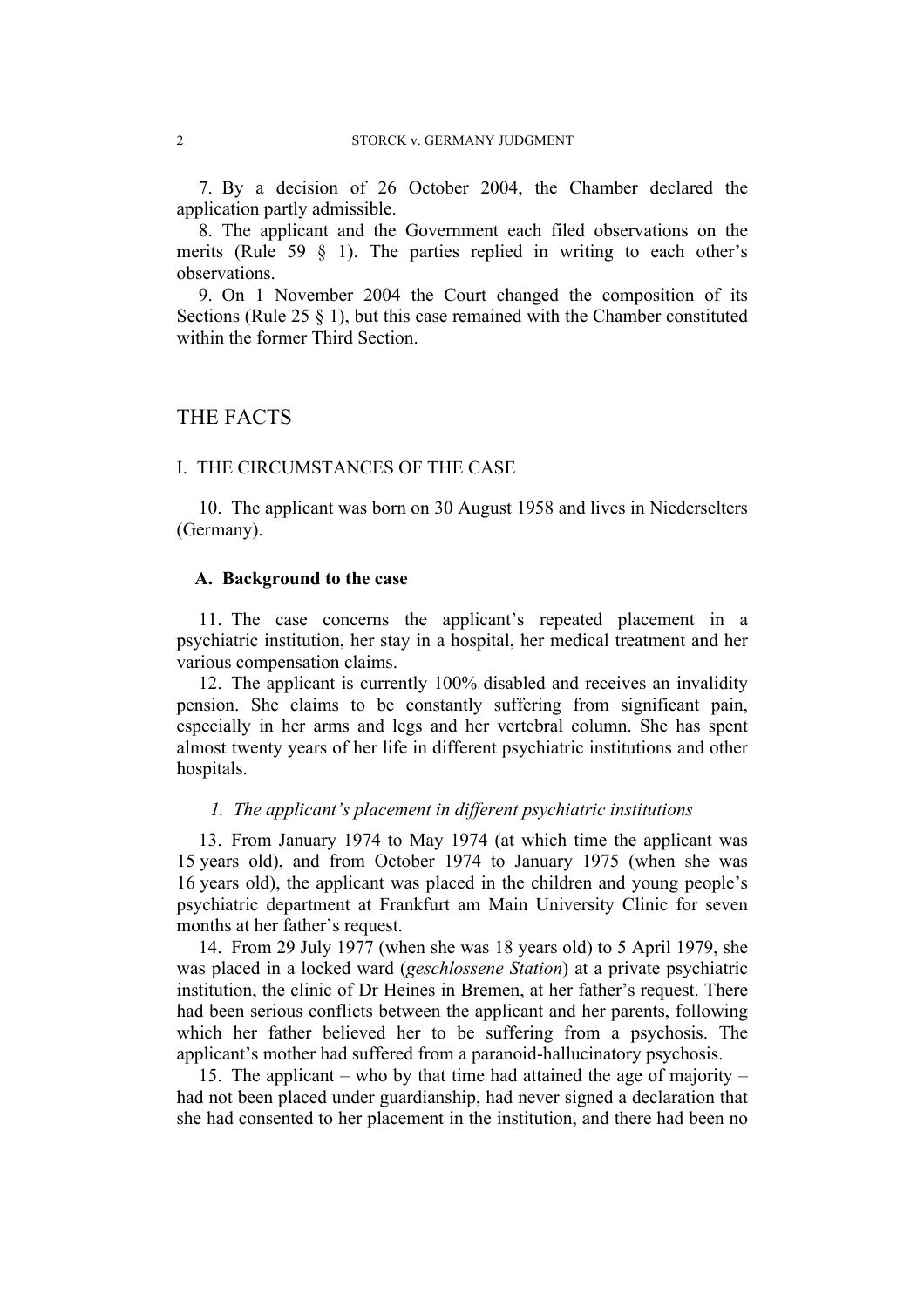7. By a decision of 26 October 2004, the Chamber declared the application partly admissible.

8. The applicant and the Government each filed observations on the merits (Rule 59 § 1). The parties replied in writing to each other's observations.

9. On 1 November 2004 the Court changed the composition of its Sections (Rule 25 § 1), but this case remained with the Chamber constituted within the former Third Section.

# THE FACTS

## I. THE CIRCUMSTANCES OF THE CASE

10. The applicant was born on 30 August 1958 and lives in Niederselters (Germany).

### A. Background to the case

11. The case concerns the applicant's repeated placement in a psychiatric institution, her stay in a hospital, her medical treatment and her various compensation claims.

12. The applicant is currently 100% disabled and receives an invalidity pension. She claims to be constantly suffering from significant pain, especially in her arms and legs and her vertebral column. She has spent almost twenty years of her life in different psychiatric institutions and other hospitals.

#### *1. The applicant's placement in different psychiatric institutions*

13. From January 1974 to May 1974 (at which time the applicant was 15 years old), and from October 1974 to January 1975 (when she was 16 years old), the applicant was placed in the children and young people's psychiatric department at Frankfurt am Main University Clinic for seven months at her father's request.

14. From 29 July 1977 (when she was 18 years old) to 5 April 1979, she was placed in a locked ward (*geschlossene Station*) at a private psychiatric institution, the clinic of Dr Heines in Bremen, at her father's request. There had been serious conflicts between the applicant and her parents, following which her father believed her to be suffering from a psychosis. The applicant's mother had suffered from a paranoid-hallucinatory psychosis.

15. The applicant – who by that time had attained the age of majority – had not been placed under guardianship, had never signed a declaration that she had consented to her placement in the institution, and there had been no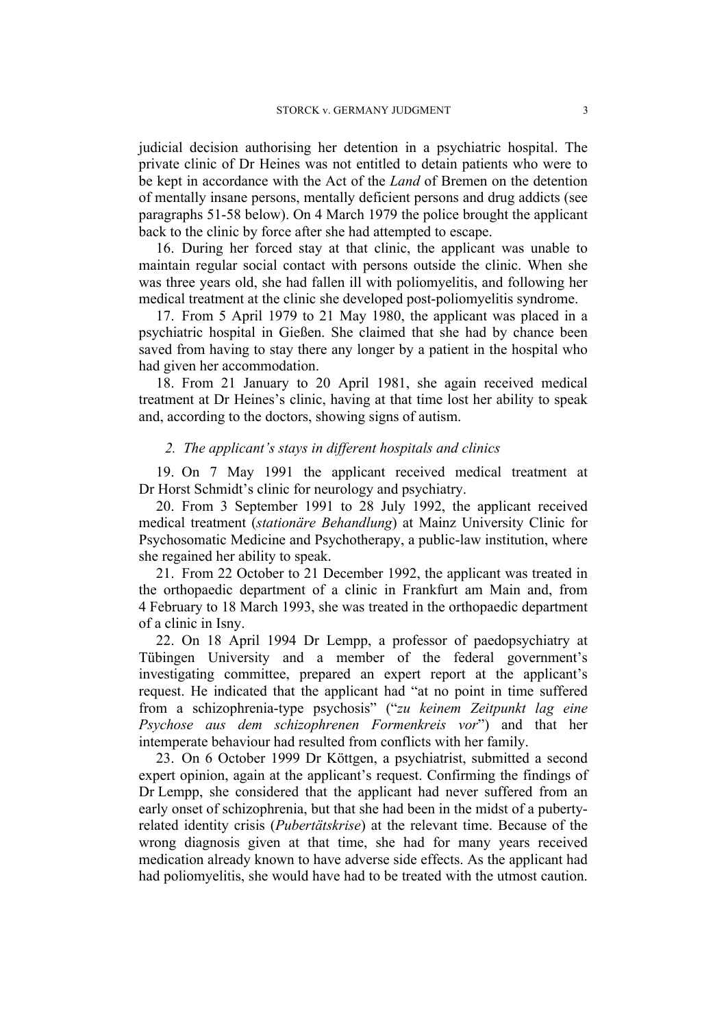judicial decision authorising her detention in a psychiatric hospital. The private clinic of Dr Heines was not entitled to detain patients who were to be kept in accordance with the Act of the *Land* of Bremen on the detention of mentally insane persons, mentally deficient persons and drug addicts (see paragraphs 51-58 below). On 4 March 1979 the police brought the applicant back to the clinic by force after she had attempted to escape.

16. During her forced stay at that clinic, the applicant was unable to maintain regular social contact with persons outside the clinic. When she was three years old, she had fallen ill with poliomyelitis, and following her medical treatment at the clinic she developed post-poliomyelitis syndrome.

17. From 5 April 1979 to 21 May 1980, the applicant was placed in a psychiatric hospital in Gießen. She claimed that she had by chance been saved from having to stay there any longer by a patient in the hospital who had given her accommodation.

18. From 21 January to 20 April 1981, she again received medical treatment at Dr Heines's clinic, having at that time lost her ability to speak and, according to the doctors, showing signs of autism.

### *2. The applicant's stays in different hospitals and clinics*

19. On 7 May 1991 the applicant received medical treatment at Dr Horst Schmidt's clinic for neurology and psychiatry.

20. From 3 September 1991 to 28 July 1992, the applicant received medical treatment (*stationäre Behandlung*) at Mainz University Clinic for Psychosomatic Medicine and Psychotherapy, a public-law institution, where she regained her ability to speak.

21. From 22 October to 21 December 1992, the applicant was treated in the orthopaedic department of a clinic in Frankfurt am Main and, from 4 February to 18 March 1993, she was treated in the orthopaedic department of a clinic in Isny.

22. On 18 April 1994 Dr Lempp, a professor of paedopsychiatry at Tübingen University and a member of the federal government's investigating committee, prepared an expert report at the applicant's request. He indicated that the applicant had "at no point in time suffered from a schizophrenia-type psychosis" ("*zu keinem Zeitpunkt lag eine Psychose aus dem schizophrenen Formenkreis vor*") and that her intemperate behaviour had resulted from conflicts with her family.

23. On 6 October 1999 Dr Köttgen, a psychiatrist, submitted a second expert opinion, again at the applicant's request. Confirming the findings of Dr Lempp, she considered that the applicant had never suffered from an early onset of schizophrenia, but that she had been in the midst of a puberty-related identity crisis (*Pubertätskrise*) at the relevant time. Because of the wrong diagnosis given at that time, she had for many years received medication already known to have adverse side effects. As the applicant had had poliomyelitis, she would have had to be treated with the utmost caution.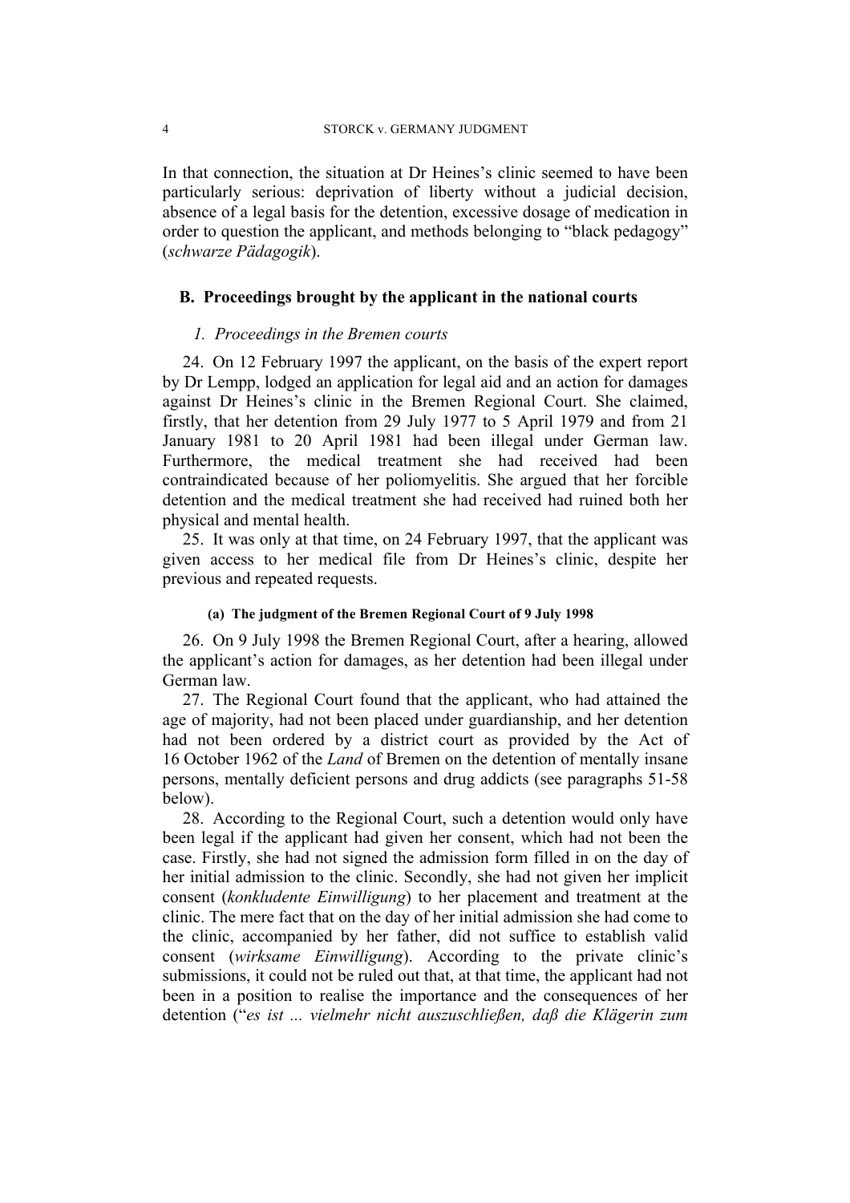In that connection, the situation at Dr Heines's clinic seemed to have been particularly serious: deprivation of liberty without a judicial decision, absence of a legal basis for the detention, excessive dosage of medication in order to question the applicant, and methods belonging to "black pedagogy" (*schwarze Pädagogik*).

## B. Proceedings brought by the applicant in the national courts

### *1. Proceedings in the Bremen courts*

24. On 12 February 1997 the applicant, on the basis of the expert report by Dr Lempp, lodged an application for legal aid and an action for damages against Dr Heines's clinic in the Bremen Regional Court. She claimed, firstly, that her detention from 29 July 1977 to 5 April 1979 and from 21 January 1981 to 20 April 1981 had been illegal under German law. Furthermore, the medical treatment she had received had been contraindicated because of her poliomyelitis. She argued that her forcible detention and the medical treatment she had received had ruined both her physical and mental health.

25. It was only at that time, on 24 February 1997, that the applicant was given access to her medical file from Dr Heines's clinic, despite her previous and repeated requests.

#### (a) The judgment of the Bremen Regional Court of 9 July 1998

26. On 9 July 1998 the Bremen Regional Court, after a hearing, allowed the applicant's action for damages, as her detention had been illegal under German law.

27. The Regional Court found that the applicant, who had attained the age of majority, had not been placed under guardianship, and her detention had not been ordered by a district court as provided by the Act of 16 October 1962 of the *Land* of Bremen on the detention of mentally insane persons, mentally deficient persons and drug addicts (see paragraphs 51-58 below).

28. According to the Regional Court, such a detention would only have been legal if the applicant had given her consent, which had not been the case. Firstly, she had not signed the admission form filled in on the day of her initial admission to the clinic. Secondly, she had not given her implicit consent (*konkludente Einwilligung*) to her placement and treatment at the clinic. The mere fact that on the day of her initial admission she had come to the clinic, accompanied by her father, did not suffice to establish valid consent (*wirksame Einwilligung*). According to the private clinic's submissions, it could not be ruled out that, at that time, the applicant had not been in a position to realise the importance and the consequences of her detention ("*es ist ... vielmehr nicht auszuschließen, daß die Klägerin zum*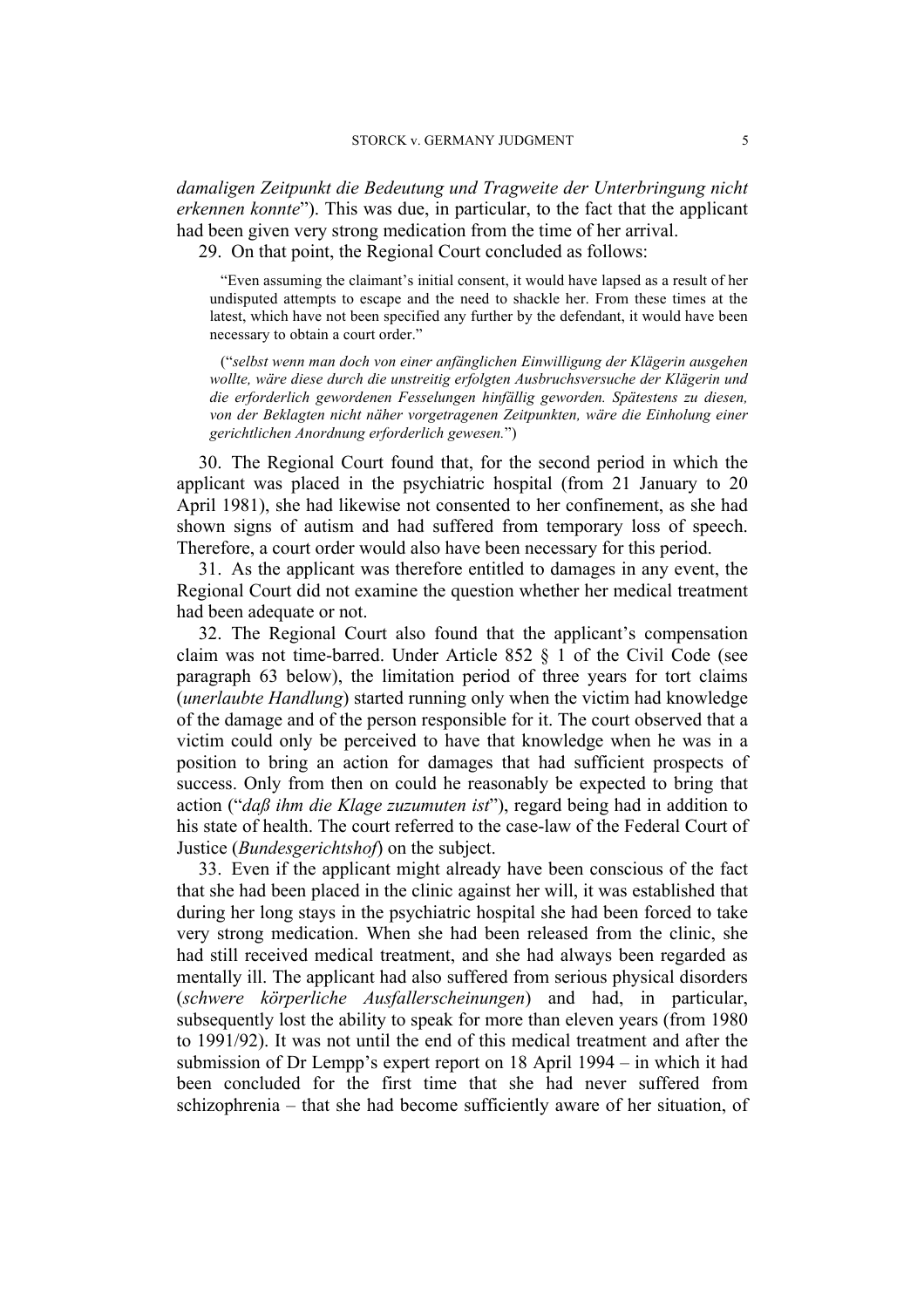*damaligen Zeitpunkt die Bedeutung und Tragweite der Unterbringung nicht erkennen konnte*"). This was due, in particular, to the fact that the applicant had been given very strong medication from the time of her arrival.

29. On that point, the Regional Court concluded as follows:

> "Even assuming the claimant's initial consent, it would have lapsed as a result of her undisputed attempts to escape and the need to shackle her. From these times at the latest, which have not been specified any further by the defendant, it would have been necessary to obtain a court order."
>
> ("*selbst wenn man doch von einer anfänglichen Einwilligung der Klägerin ausgehen wollte, wäre diese durch die unstreitig erfolgten Ausbruchsversuche der Klägerin und die erforderlich gewordenen Fesselungen hinfällig geworden. Spätestens zu diesen, von der Beklagten nicht näher vorgetragenen Zeitpunkten, wäre die Einholung einer gerichtlichen Anordnung erforderlich gewesen.*")

30. The Regional Court found that, for the second period in which the applicant was placed in the psychiatric hospital (from 21 January to 20 April 1981), she had likewise not consented to her confinement, as she had shown signs of autism and had suffered from temporary loss of speech. Therefore, a court order would also have been necessary for this period.

31. As the applicant was therefore entitled to damages in any event, the Regional Court did not examine the question whether her medical treatment had been adequate or not.

32. The Regional Court also found that the applicant's compensation claim was not time-barred. Under Article 852 § 1 of the Civil Code (see paragraph 63 below), the limitation period of three years for tort claims (*unerlaubte Handlung*) started running only when the victim had knowledge of the damage and of the person responsible for it. The court observed that a victim could only be perceived to have that knowledge when he was in a position to bring an action for damages that had sufficient prospects of success. Only from then on could he reasonably be expected to bring that action ("*daß ihm die Klage zuzumuten ist*"), regard being had in addition to his state of health. The court referred to the case-law of the Federal Court of Justice (*Bundesgerichtshof*) on the subject.

33. Even if the applicant might already have been conscious of the fact that she had been placed in the clinic against her will, it was established that during her long stays in the psychiatric hospital she had been forced to take very strong medication. When she had been released from the clinic, she had still received medical treatment, and she had always been regarded as mentally ill. The applicant had also suffered from serious physical disorders (*schwere körperliche Ausfallerscheinungen*) and had, in particular, subsequently lost the ability to speak for more than eleven years (from 1980 to 1991/92). It was not until the end of this medical treatment and after the submission of Dr Lempp's expert report on 18 April 1994 – in which it had been concluded for the first time that she had never suffered from schizophrenia – that she had become sufficiently aware of her situation, of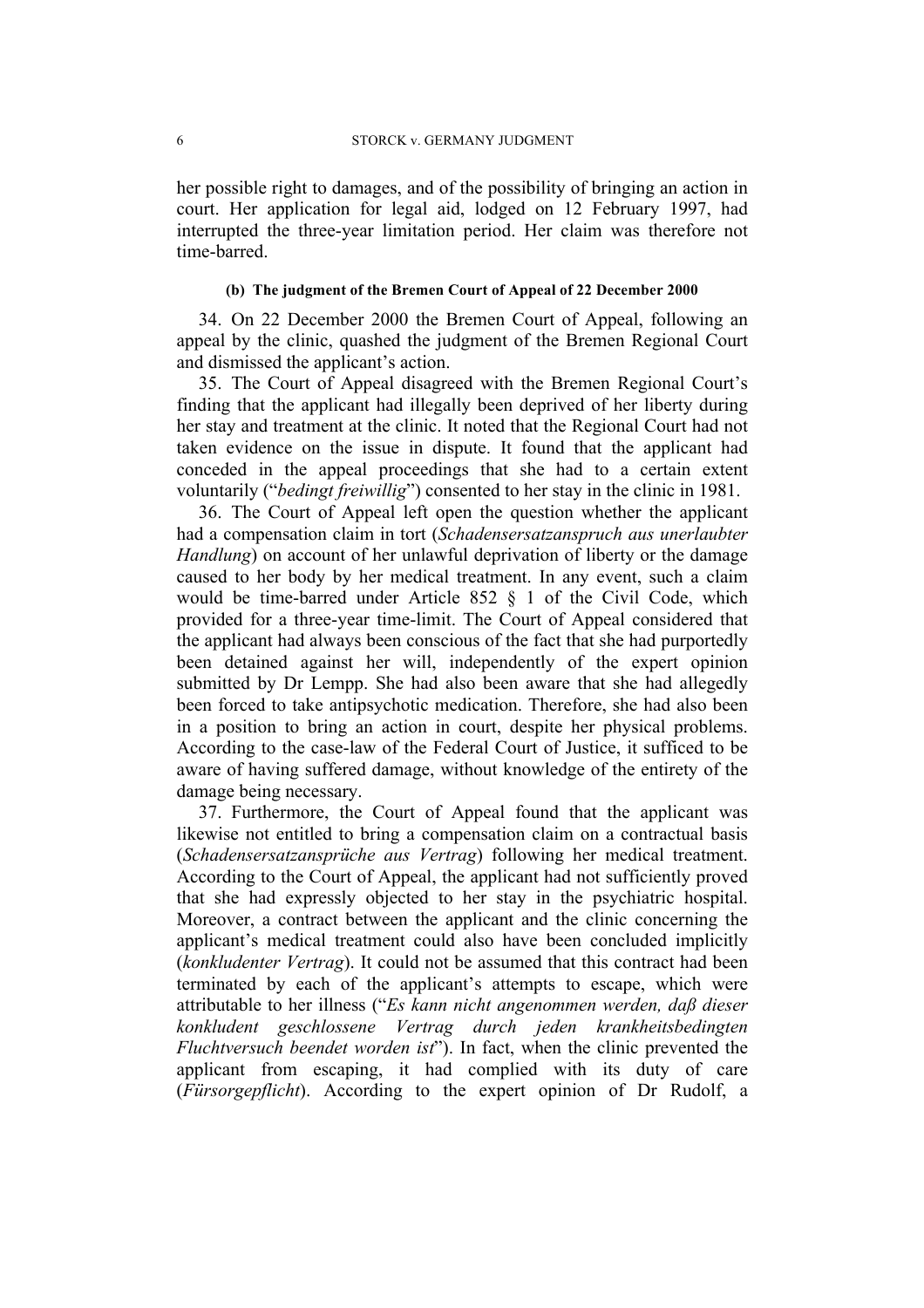her possible right to damages, and of the possibility of bringing an action in court. Her application for legal aid, lodged on 12 February 1997, had interrupted the three-year limitation period. Her claim was therefore not time-barred.

#### (b) The judgment of the Bremen Court of Appeal of 22 December 2000

34. On 22 December 2000 the Bremen Court of Appeal, following an appeal by the clinic, quashed the judgment of the Bremen Regional Court and dismissed the applicant's action.

35. The Court of Appeal disagreed with the Bremen Regional Court's finding that the applicant had illegally been deprived of her liberty during her stay and treatment at the clinic. It noted that the Regional Court had not taken evidence on the issue in dispute. It found that the applicant had conceded in the appeal proceedings that she had to a certain extent voluntarily ("*bedingt freiwillig*") consented to her stay in the clinic in 1981.

36. The Court of Appeal left open the question whether the applicant had a compensation claim in tort (*Schadensersatzanspruch aus unerlaubter Handlung*) on account of her unlawful deprivation of liberty or the damage caused to her body by her medical treatment. In any event, such a claim would be time-barred under Article 852 § 1 of the Civil Code, which provided for a three-year time-limit. The Court of Appeal considered that the applicant had always been conscious of the fact that she had purportedly been detained against her will, independently of the expert opinion submitted by Dr Lempp. She had also been aware that she had allegedly been forced to take antipsychotic medication. Therefore, she had also been in a position to bring an action in court, despite her physical problems. According to the case-law of the Federal Court of Justice, it sufficed to be aware of having suffered damage, without knowledge of the entirety of the damage being necessary.

37. Furthermore, the Court of Appeal found that the applicant was likewise not entitled to bring a compensation claim on a contractual basis (*Schadensersatzansprüche aus Vertrag*) following her medical treatment. According to the Court of Appeal, the applicant had not sufficiently proved that she had expressly objected to her stay in the psychiatric hospital. Moreover, a contract between the applicant and the clinic concerning the applicant's medical treatment could also have been concluded implicitly (*konkludenter Vertrag*). It could not be assumed that this contract had been terminated by each of the applicant's attempts to escape, which were attributable to her illness ("*Es kann nicht angenommen werden, daß dieser konkludent geschlossene Vertrag durch jeden krankheitsbedingten Fluchtversuch beendet worden ist*"). In fact, when the clinic prevented the applicant from escaping, it had complied with its duty of care (*Fürsorgepflicht*). According to the expert opinion of Dr Rudolf, a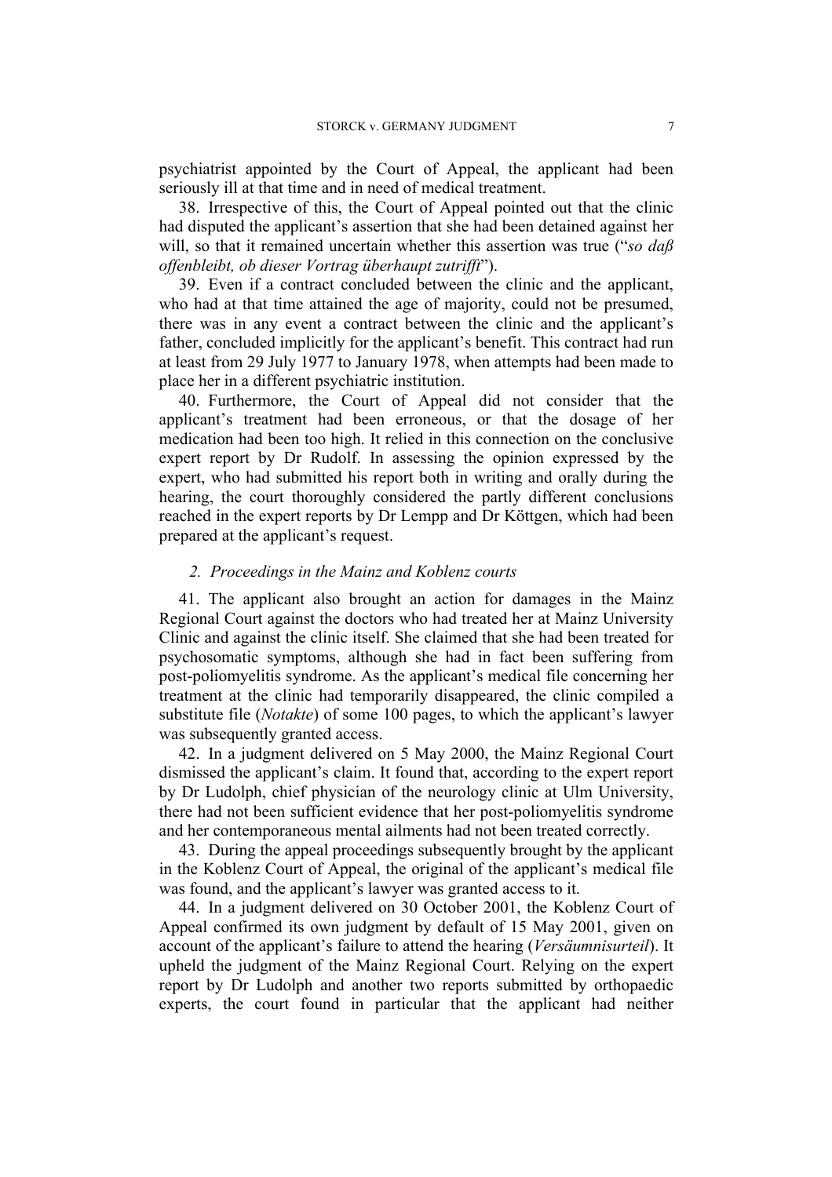psychiatrist appointed by the Court of Appeal, the applicant had been seriously ill at that time and in need of medical treatment.

38. Irrespective of this, the Court of Appeal pointed out that the clinic had disputed the applicant's assertion that she had been detained against her will, so that it remained uncertain whether this assertion was true ("*so daß offenbleibt, ob dieser Vortrag überhaupt zutrifft*").

39. Even if a contract concluded between the clinic and the applicant, who had at that time attained the age of majority, could not be presumed, there was in any event a contract between the clinic and the applicant's father, concluded implicitly for the applicant's benefit. This contract had run at least from 29 July 1977 to January 1978, when attempts had been made to place her in a different psychiatric institution.

40. Furthermore, the Court of Appeal did not consider that the applicant's treatment had been erroneous, or that the dosage of her medication had been too high. It relied in this connection on the conclusive expert report by Dr Rudolf. In assessing the opinion expressed by the expert, who had submitted his report both in writing and orally during the hearing, the court thoroughly considered the partly different conclusions reached in the expert reports by Dr Lempp and Dr Köttgen, which had been prepared at the applicant's request.

### *2. Proceedings in the Mainz and Koblenz courts*

41. The applicant also brought an action for damages in the Mainz Regional Court against the doctors who had treated her at Mainz University Clinic and against the clinic itself. She claimed that she had been treated for psychosomatic symptoms, although she had in fact been suffering from post-poliomyelitis syndrome. As the applicant's medical file concerning her treatment at the clinic had temporarily disappeared, the clinic compiled a substitute file (*Notakte*) of some 100 pages, to which the applicant's lawyer was subsequently granted access.

42. In a judgment delivered on 5 May 2000, the Mainz Regional Court dismissed the applicant's claim. It found that, according to the expert report by Dr Ludolph, chief physician of the neurology clinic at Ulm University, there had not been sufficient evidence that her post-poliomyelitis syndrome and her contemporaneous mental ailments had not been treated correctly.

43. During the appeal proceedings subsequently brought by the applicant in the Koblenz Court of Appeal, the original of the applicant's medical file was found, and the applicant's lawyer was granted access to it.

44. In a judgment delivered on 30 October 2001, the Koblenz Court of Appeal confirmed its own judgment by default of 15 May 2001, given on account of the applicant's failure to attend the hearing (*Versäumnisurteil*). It upheld the judgment of the Mainz Regional Court. Relying on the expert report by Dr Ludolph and another two reports submitted by orthopaedic experts, the court found in particular that the applicant had neither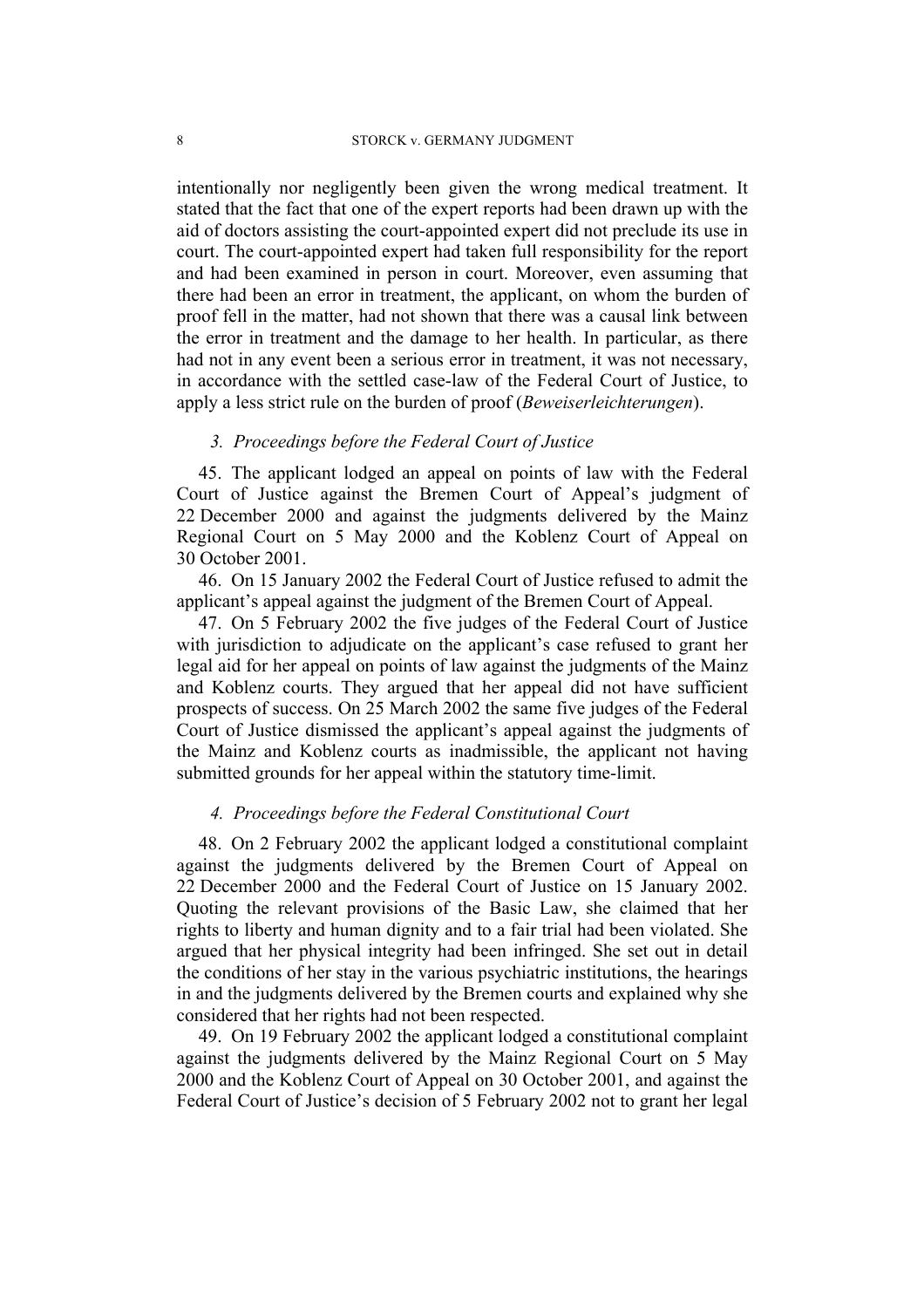intentionally nor negligently been given the wrong medical treatment. It stated that the fact that one of the expert reports had been drawn up with the aid of doctors assisting the court-appointed expert did not preclude its use in court. The court-appointed expert had taken full responsibility for the report and had been examined in person in court. Moreover, even assuming that there had been an error in treatment, the applicant, on whom the burden of proof fell in the matter, had not shown that there was a causal link between the error in treatment and the damage to her health. In particular, as there had not in any event been a serious error in treatment, it was not necessary, in accordance with the settled case-law of the Federal Court of Justice, to apply a less strict rule on the burden of proof (*Beweiserleichterungen*).

### *3. Proceedings before the Federal Court of Justice*

45. The applicant lodged an appeal on points of law with the Federal Court of Justice against the Bremen Court of Appeal's judgment of 22 December 2000 and against the judgments delivered by the Mainz Regional Court on 5 May 2000 and the Koblenz Court of Appeal on 30 October 2001.

46. On 15 January 2002 the Federal Court of Justice refused to admit the applicant's appeal against the judgment of the Bremen Court of Appeal.

47. On 5 February 2002 the five judges of the Federal Court of Justice with jurisdiction to adjudicate on the applicant's case refused to grant her legal aid for her appeal on points of law against the judgments of the Mainz and Koblenz courts. They argued that her appeal did not have sufficient prospects of success. On 25 March 2002 the same five judges of the Federal Court of Justice dismissed the applicant's appeal against the judgments of the Mainz and Koblenz courts as inadmissible, the applicant not having submitted grounds for her appeal within the statutory time-limit.

### *4. Proceedings before the Federal Constitutional Court*

48. On 2 February 2002 the applicant lodged a constitutional complaint against the judgments delivered by the Bremen Court of Appeal on 22 December 2000 and the Federal Court of Justice on 15 January 2002. Quoting the relevant provisions of the Basic Law, she claimed that her rights to liberty and human dignity and to a fair trial had been violated. She argued that her physical integrity had been infringed. She set out in detail the conditions of her stay in the various psychiatric institutions, the hearings in and the judgments delivered by the Bremen courts and explained why she considered that her rights had not been respected.

49. On 19 February 2002 the applicant lodged a constitutional complaint against the judgments delivered by the Mainz Regional Court on 5 May 2000 and the Koblenz Court of Appeal on 30 October 2001, and against the Federal Court of Justice's decision of 5 February 2002 not to grant her legal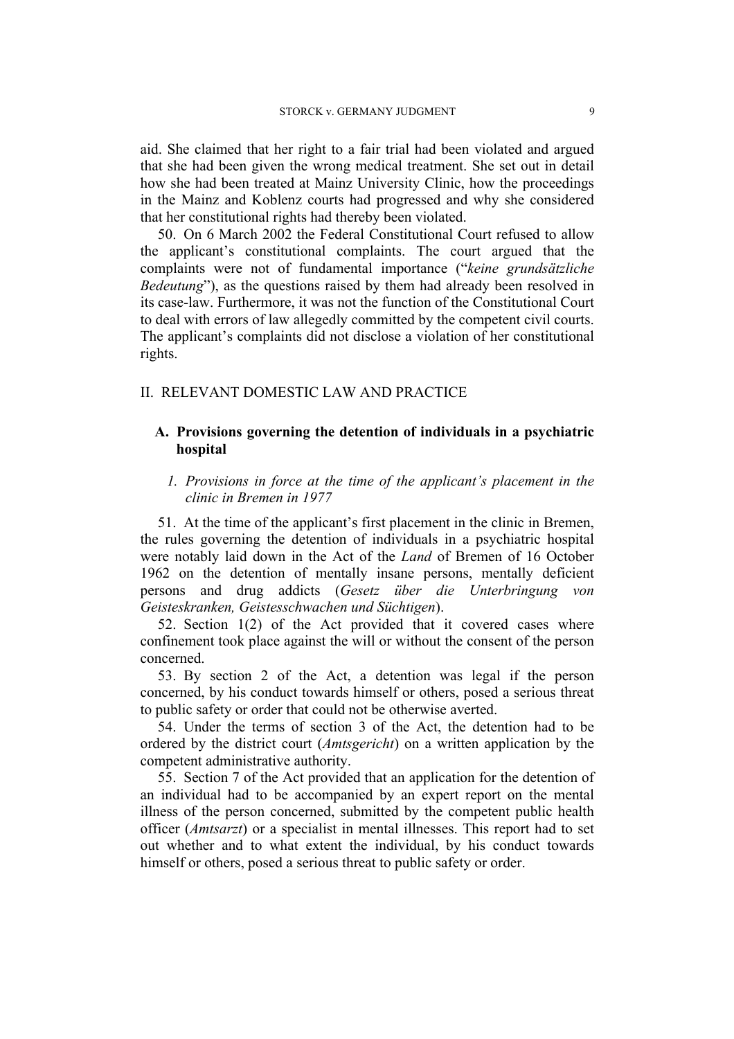aid. She claimed that her right to a fair trial had been violated and argued that she had been given the wrong medical treatment. She set out in detail how she had been treated at Mainz University Clinic, how the proceedings in the Mainz and Koblenz courts had progressed and why she considered that her constitutional rights had thereby been violated.

50. On 6 March 2002 the Federal Constitutional Court refused to allow the applicant's constitutional complaints. The court argued that the complaints were not of fundamental importance ("*keine grundsätzliche Bedeutung*"), as the questions raised by them had already been resolved in its case-law. Furthermore, it was not the function of the Constitutional Court to deal with errors of law allegedly committed by the competent civil courts. The applicant's complaints did not disclose a violation of her constitutional rights.

## II. RELEVANT DOMESTIC LAW AND PRACTICE

### A. Provisions governing the detention of individuals in a psychiatric hospital

#### *1. Provisions in force at the time of the applicant's placement in the clinic in Bremen in 1977*

51. At the time of the applicant's first placement in the clinic in Bremen, the rules governing the detention of individuals in a psychiatric hospital were notably laid down in the Act of the *Land* of Bremen of 16 October 1962 on the detention of mentally insane persons, mentally deficient persons and drug addicts (*Gesetz über die Unterbringung von Geisteskranken, Geistesschwachen und Süchtigen*).

52. Section 1(2) of the Act provided that it covered cases where confinement took place against the will or without the consent of the person concerned.

53. By section 2 of the Act, a detention was legal if the person concerned, by his conduct towards himself or others, posed a serious threat to public safety or order that could not be otherwise averted.

54. Under the terms of section 3 of the Act, the detention had to be ordered by the district court (*Amtsgericht*) on a written application by the competent administrative authority.

55. Section 7 of the Act provided that an application for the detention of an individual had to be accompanied by an expert report on the mental illness of the person concerned, submitted by the competent public health officer (*Amtsarzt*) or a specialist in mental illnesses. This report had to set out whether and to what extent the individual, by his conduct towards himself or others, posed a serious threat to public safety or order.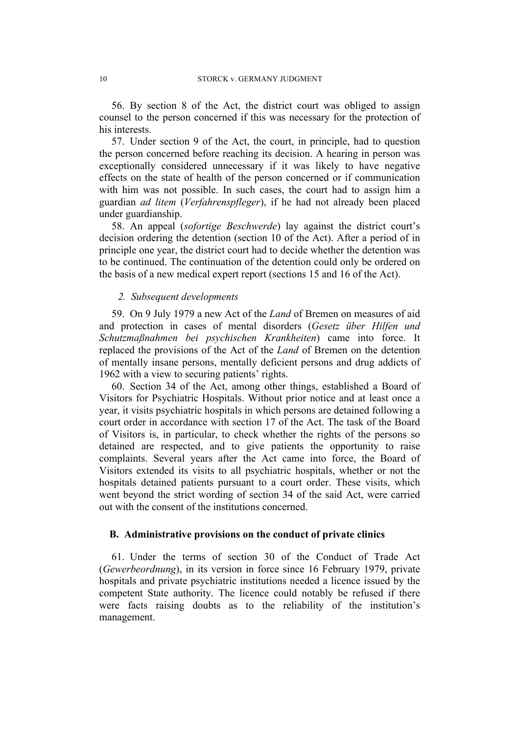56. By section 8 of the Act, the district court was obliged to assign counsel to the person concerned if this was necessary for the protection of his interests.

57. Under section 9 of the Act, the court, in principle, had to question the person concerned before reaching its decision. A hearing in person was exceptionally considered unnecessary if it was likely to have negative effects on the state of health of the person concerned or if communication with him was not possible. In such cases, the court had to assign him a guardian *ad litem* (*Verfahrenspfleger*), if he had not already been placed under guardianship.

58. An appeal (*sofortige Beschwerde*) lay against the district court's decision ordering the detention (section 10 of the Act). After a period of in principle one year, the district court had to decide whether the detention was to be continued. The continuation of the detention could only be ordered on the basis of a new medical expert report (sections 15 and 16 of the Act).

*2. Subsequent developments*

59. On 9 July 1979 a new Act of the *Land* of Bremen on measures of aid and protection in cases of mental disorders (*Gesetz über Hilfen und Schutzmaßnahmen bei psychischen Krankheiten*) came into force. It replaced the provisions of the Act of the *Land* of Bremen on the detention of mentally insane persons, mentally deficient persons and drug addicts of 1962 with a view to securing patients' rights.

60. Section 34 of the Act, among other things, established a Board of Visitors for Psychiatric Hospitals. Without prior notice and at least once a year, it visits psychiatric hospitals in which persons are detained following a court order in accordance with section 17 of the Act. The task of the Board of Visitors is, in particular, to check whether the rights of the persons so detained are respected, and to give patients the opportunity to raise complaints. Several years after the Act came into force, the Board of Visitors extended its visits to all psychiatric hospitals, whether or not the hospitals detained patients pursuant to a court order. These visits, which went beyond the strict wording of section 34 of the said Act, were carried out with the consent of the institutions concerned.

### B. Administrative provisions on the conduct of private clinics

61. Under the terms of section 30 of the Conduct of Trade Act (*Gewerbeordnung*), in its version in force since 16 February 1979, private hospitals and private psychiatric institutions needed a licence issued by the competent State authority. The licence could notably be refused if there were facts raising doubts as to the reliability of the institution's management.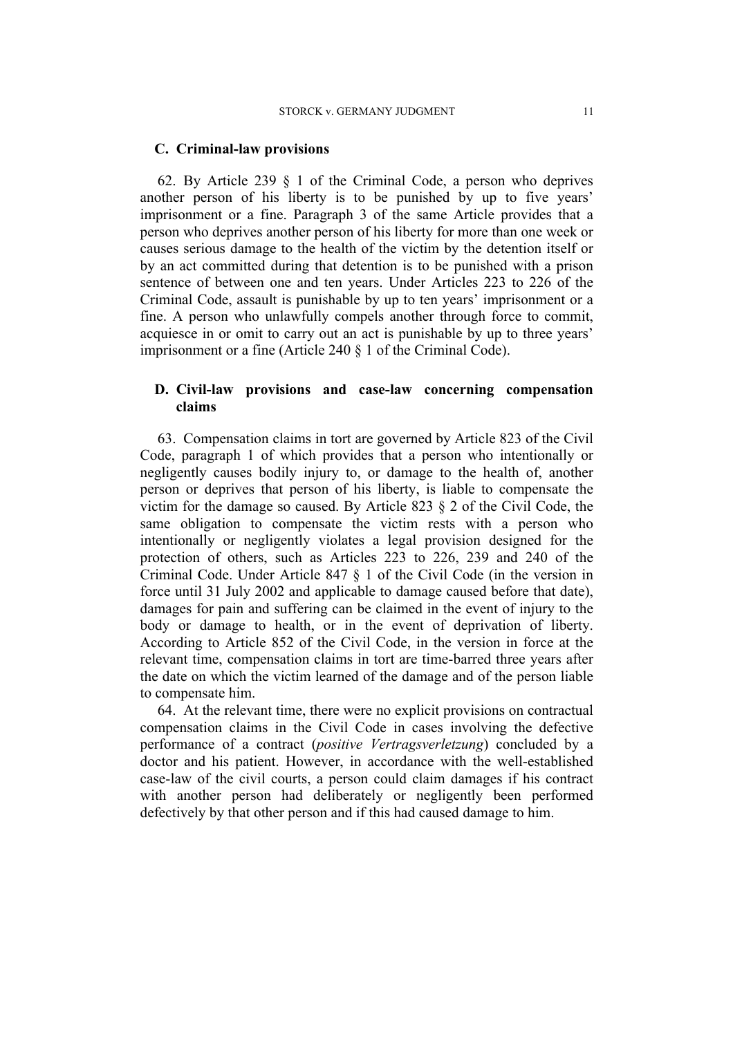### C. Criminal-law provisions

62. By Article 239 § 1 of the Criminal Code, a person who deprives another person of his liberty is to be punished by up to five years' imprisonment or a fine. Paragraph 3 of the same Article provides that a person who deprives another person of his liberty for more than one week or causes serious damage to the health of the victim by the detention itself or by an act committed during that detention is to be punished with a prison sentence of between one and ten years. Under Articles 223 to 226 of the Criminal Code, assault is punishable by up to ten years' imprisonment or a fine. A person who unlawfully compels another through force to commit, acquiesce in or omit to carry out an act is punishable by up to three years' imprisonment or a fine (Article 240 § 1 of the Criminal Code).

### D. Civil-law provisions and case-law concerning compensation claims

63. Compensation claims in tort are governed by Article 823 of the Civil Code, paragraph 1 of which provides that a person who intentionally or negligently causes bodily injury to, or damage to the health of, another person or deprives that person of his liberty, is liable to compensate the victim for the damage so caused. By Article 823 § 2 of the Civil Code, the same obligation to compensate the victim rests with a person who intentionally or negligently violates a legal provision designed for the protection of others, such as Articles 223 to 226, 239 and 240 of the Criminal Code. Under Article 847 § 1 of the Civil Code (in the version in force until 31 July 2002 and applicable to damage caused before that date), damages for pain and suffering can be claimed in the event of injury to the body or damage to health, or in the event of deprivation of liberty. According to Article 852 of the Civil Code, in the version in force at the relevant time, compensation claims in tort are time-barred three years after the date on which the victim learned of the damage and of the person liable to compensate him.

64. At the relevant time, there were no explicit provisions on contractual compensation claims in the Civil Code in cases involving the defective performance of a contract (*positive Vertragsverletzung*) concluded by a doctor and his patient. However, in accordance with the well-established case-law of the civil courts, a person could claim damages if his contract with another person had deliberately or negligently been performed defectively by that other person and if this had caused damage to him.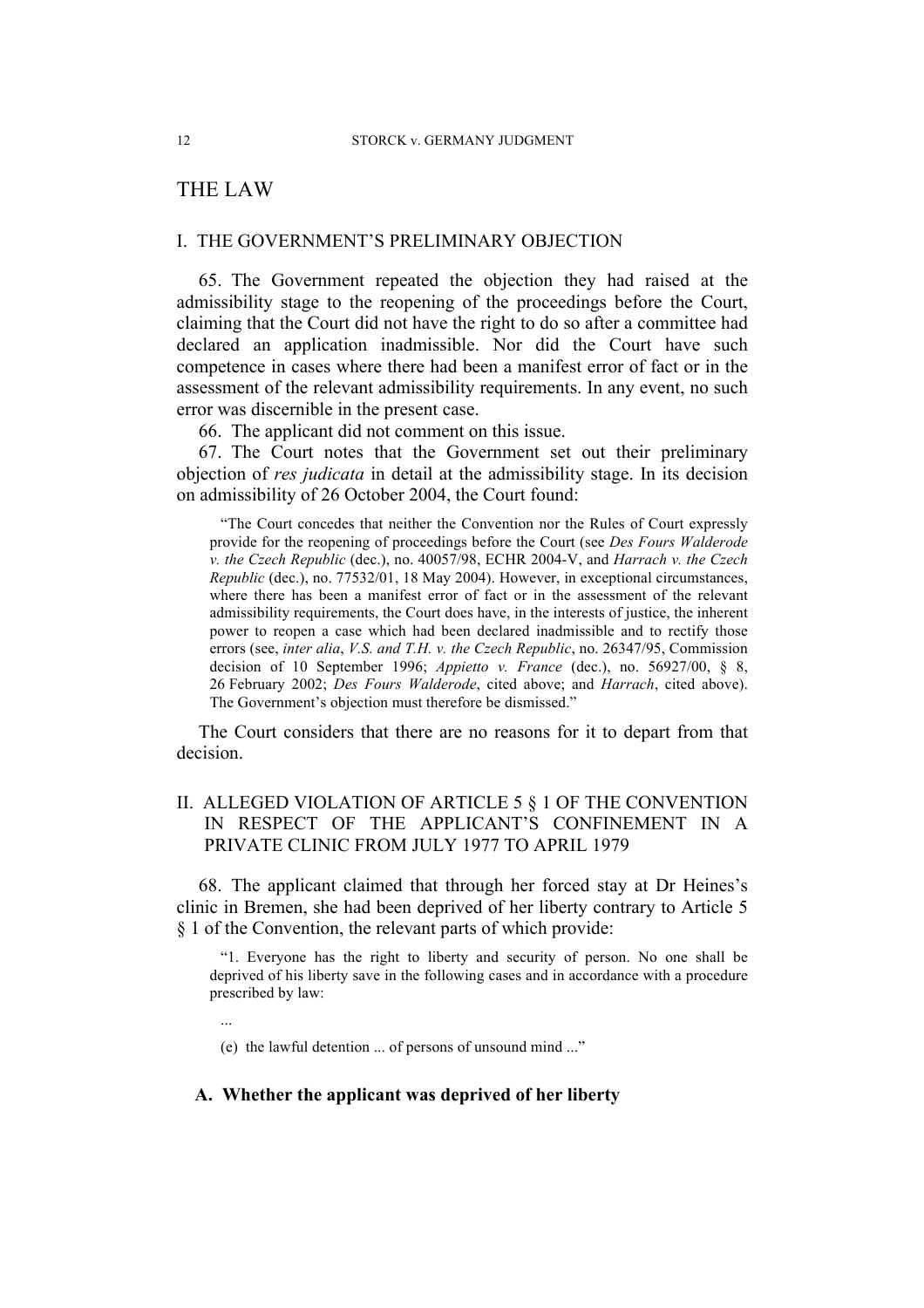# THE LAW

## I. THE GOVERNMENT'S PRELIMINARY OBJECTION

65. The Government repeated the objection they had raised at the admissibility stage to the reopening of the proceedings before the Court, claiming that the Court did not have the right to do so after a committee had declared an application inadmissible. Nor did the Court have such competence in cases where there had been a manifest error of fact or in the assessment of the relevant admissibility requirements. In any event, no such error was discernible in the present case.

66. The applicant did not comment on this issue.

67. The Court notes that the Government set out their preliminary objection of *res judicata* in detail at the admissibility stage. In its decision on admissibility of 26 October 2004, the Court found:

> "The Court concedes that neither the Convention nor the Rules of Court expressly provide for the reopening of proceedings before the Court (see *Des Fours Walderode v. the Czech Republic* (dec.), no. 40057/98, ECHR 2004-V, and *Harrach v. the Czech Republic* (dec.), no. 77532/01, 18 May 2004). However, in exceptional circumstances, where there has been a manifest error of fact or in the assessment of the relevant admissibility requirements, the Court does have, in the interests of justice, the inherent power to reopen a case which had been declared inadmissible and to rectify those errors (see, *inter alia*, *V.S. and T.H. v. the Czech Republic*, no. 26347/95, Commission decision of 10 September 1996; *Appietto v. France* (dec.), no. 56927/00, § 8, 26 February 2002; *Des Fours Walderode*, cited above; and *Harrach*, cited above). The Government's objection must therefore be dismissed."

The Court considers that there are no reasons for it to depart from that decision.

## II. ALLEGED VIOLATION OF ARTICLE 5 § 1 OF THE CONVENTION IN RESPECT OF THE APPLICANT'S CONFINEMENT IN A PRIVATE CLINIC FROM JULY 1977 TO APRIL 1979

68. The applicant claimed that through her forced stay at Dr Heines's clinic in Bremen, she had been deprived of her liberty contrary to Article 5 § 1 of the Convention, the relevant parts of which provide:

> "1. Everyone has the right to liberty and security of person. No one shall be deprived of his liberty save in the following cases and in accordance with a procedure prescribed by law:
>
> ...
>
> (e) the lawful detention ... of persons of unsound mind ..."

### A. Whether the applicant was deprived of her liberty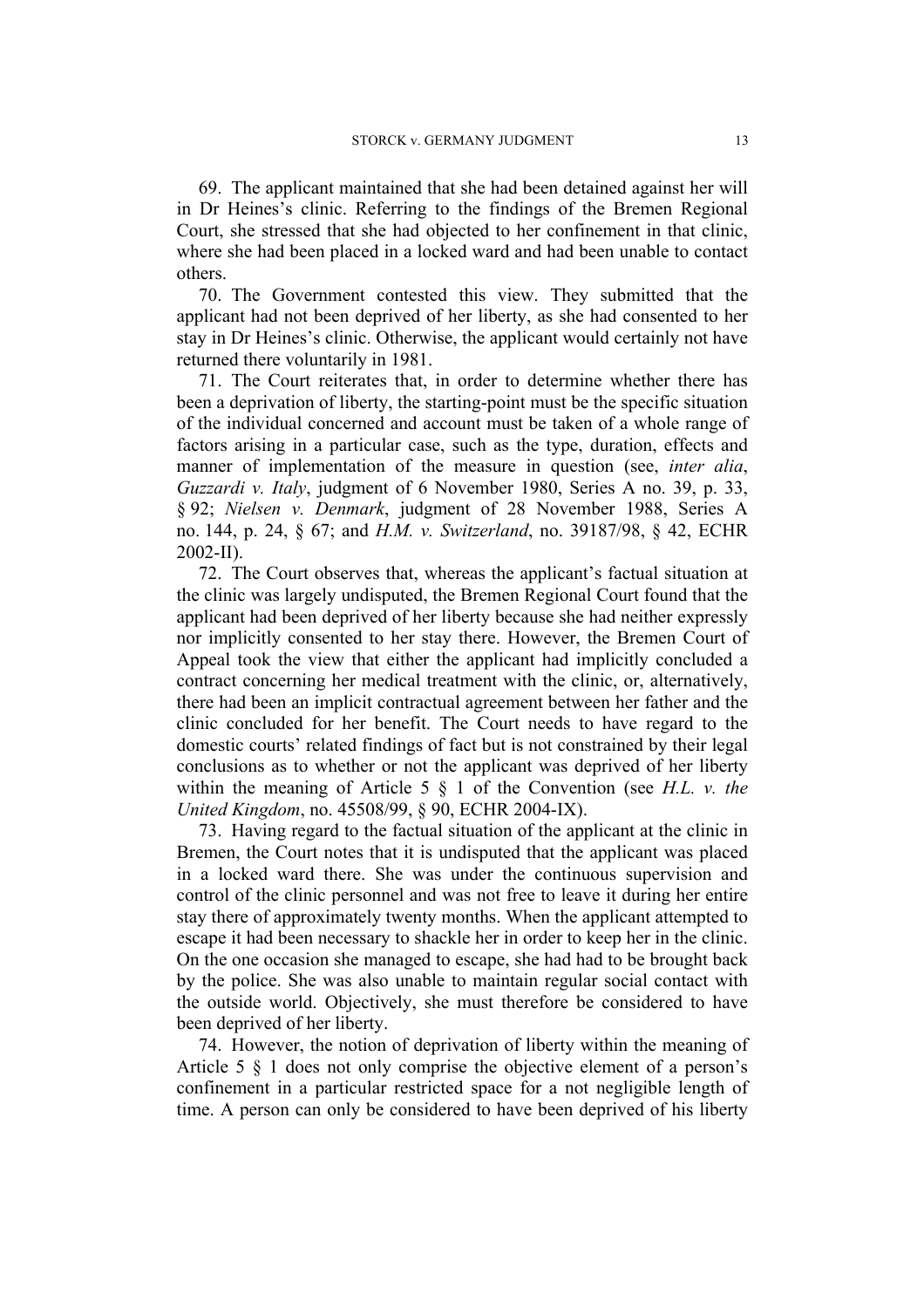69. The applicant maintained that she had been detained against her will in Dr Heines's clinic. Referring to the findings of the Bremen Regional Court, she stressed that she had objected to her confinement in that clinic, where she had been placed in a locked ward and had been unable to contact others.

70. The Government contested this view. They submitted that the applicant had not been deprived of her liberty, as she had consented to her stay in Dr Heines's clinic. Otherwise, the applicant would certainly not have returned there voluntarily in 1981.

71. The Court reiterates that, in order to determine whether there has been a deprivation of liberty, the starting-point must be the specific situation of the individual concerned and account must be taken of a whole range of factors arising in a particular case, such as the type, duration, effects and manner of implementation of the measure in question (see, *inter alia*, *Guzzardi v. Italy*, judgment of 6 November 1980, Series A no. 39, p. 33, § 92; *Nielsen v. Denmark*, judgment of 28 November 1988, Series A no. 144, p. 24, § 67; and *H.M. v. Switzerland*, no. 39187/98, § 42, ECHR 2002-II).

72. The Court observes that, whereas the applicant's factual situation at the clinic was largely undisputed, the Bremen Regional Court found that the applicant had been deprived of her liberty because she had neither expressly nor implicitly consented to her stay there. However, the Bremen Court of Appeal took the view that either the applicant had implicitly concluded a contract concerning her medical treatment with the clinic, or, alternatively, there had been an implicit contractual agreement between her father and the clinic concluded for her benefit. The Court needs to have regard to the domestic courts' related findings of fact but is not constrained by their legal conclusions as to whether or not the applicant was deprived of her liberty within the meaning of Article 5 § 1 of the Convention (see *H.L. v. the United Kingdom*, no. 45508/99, § 90, ECHR 2004-IX).

73. Having regard to the factual situation of the applicant at the clinic in Bremen, the Court notes that it is undisputed that the applicant was placed in a locked ward there. She was under the continuous supervision and control of the clinic personnel and was not free to leave it during her entire stay there of approximately twenty months. When the applicant attempted to escape it had been necessary to shackle her in order to keep her in the clinic. On the one occasion she managed to escape, she had had to be brought back by the police. She was also unable to maintain regular social contact with the outside world. Objectively, she must therefore be considered to have been deprived of her liberty.

74. However, the notion of deprivation of liberty within the meaning of Article 5 § 1 does not only comprise the objective element of a person's confinement in a particular restricted space for a not negligible length of time. A person can only be considered to have been deprived of his liberty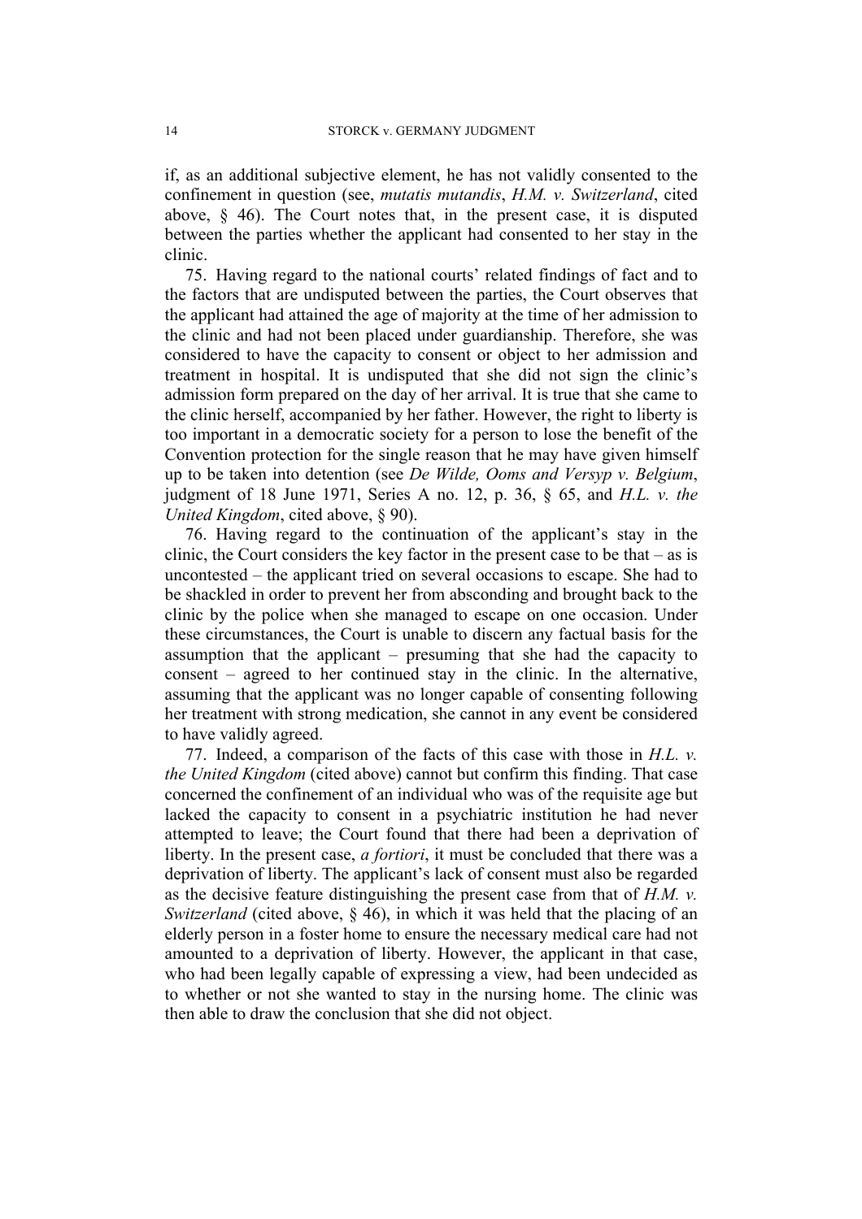if, as an additional subjective element, he has not validly consented to the confinement in question (see, *mutatis mutandis*, *H.M. v. Switzerland*, cited above, § 46). The Court notes that, in the present case, it is disputed between the parties whether the applicant had consented to her stay in the clinic.

75. Having regard to the national courts' related findings of fact and to the factors that are undisputed between the parties, the Court observes that the applicant had attained the age of majority at the time of her admission to the clinic and had not been placed under guardianship. Therefore, she was considered to have the capacity to consent or object to her admission and treatment in hospital. It is undisputed that she did not sign the clinic's admission form prepared on the day of her arrival. It is true that she came to the clinic herself, accompanied by her father. However, the right to liberty is too important in a democratic society for a person to lose the benefit of the Convention protection for the single reason that he may have given himself up to be taken into detention (see *De Wilde, Ooms and Versyp v. Belgium*, judgment of 18 June 1971, Series A no. 12, p. 36, § 65, and *H.L. v. the United Kingdom*, cited above, § 90).

76. Having regard to the continuation of the applicant's stay in the clinic, the Court considers the key factor in the present case to be that – as is uncontested – the applicant tried on several occasions to escape. She had to be shackled in order to prevent her from absconding and brought back to the clinic by the police when she managed to escape on one occasion. Under these circumstances, the Court is unable to discern any factual basis for the assumption that the applicant – presuming that she had the capacity to consent – agreed to her continued stay in the clinic. In the alternative, assuming that the applicant was no longer capable of consenting following her treatment with strong medication, she cannot in any event be considered to have validly agreed.

77. Indeed, a comparison of the facts of this case with those in *H.L. v. the United Kingdom* (cited above) cannot but confirm this finding. That case concerned the confinement of an individual who was of the requisite age but lacked the capacity to consent in a psychiatric institution he had never attempted to leave; the Court found that there had been a deprivation of liberty. In the present case, *a fortiori*, it must be concluded that there was a deprivation of liberty. The applicant's lack of consent must also be regarded as the decisive feature distinguishing the present case from that of *H.M. v. Switzerland* (cited above, § 46), in which it was held that the placing of an elderly person in a foster home to ensure the necessary medical care had not amounted to a deprivation of liberty. However, the applicant in that case, who had been legally capable of expressing a view, had been undecided as to whether or not she wanted to stay in the nursing home. The clinic was then able to draw the conclusion that she did not object.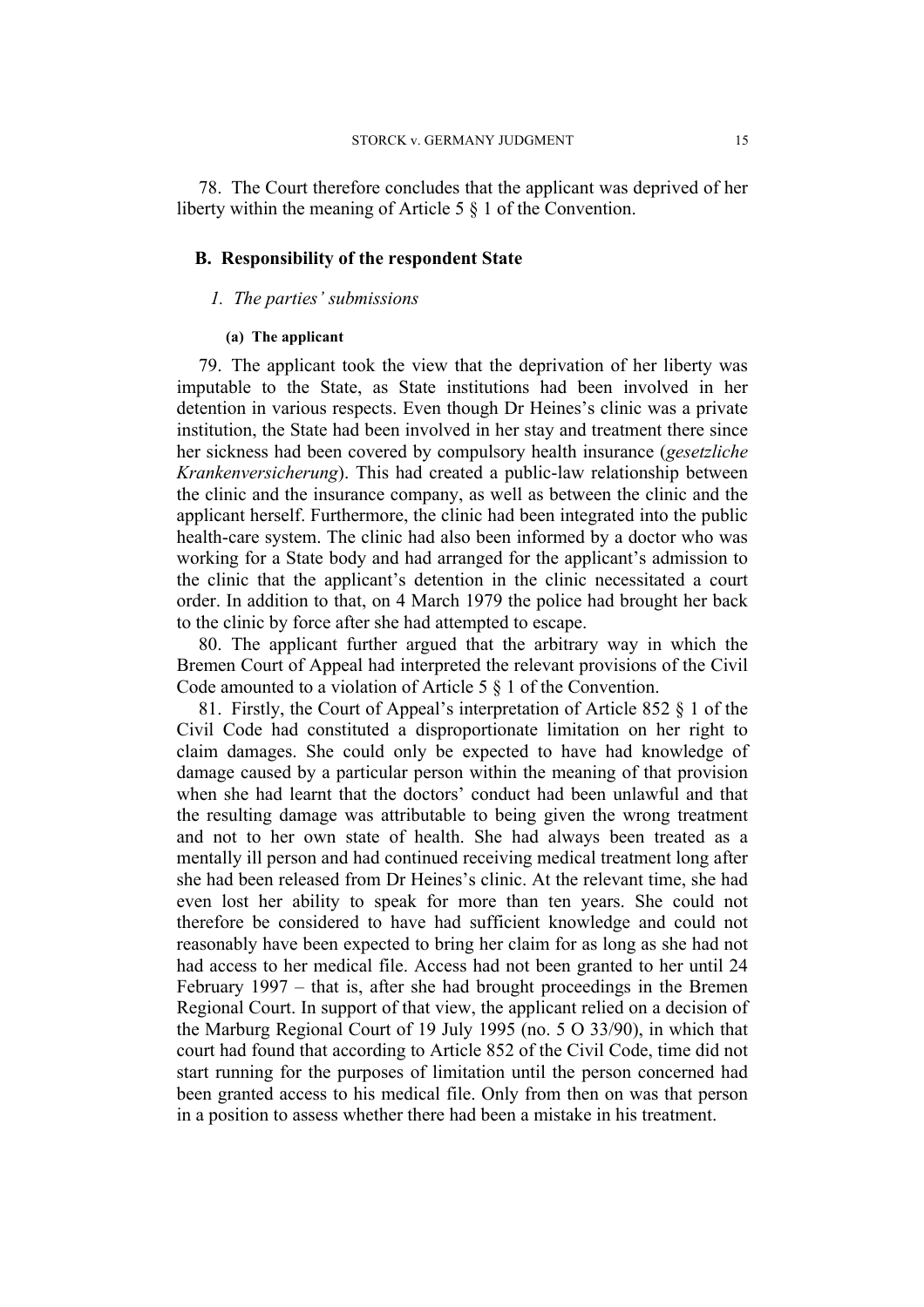78. The Court therefore concludes that the applicant was deprived of her liberty within the meaning of Article 5 § 1 of the Convention.

## B. Responsibility of the respondent State

### *1. The parties' submissions*

#### (a) The applicant

79. The applicant took the view that the deprivation of her liberty was imputable to the State, as State institutions had been involved in her detention in various respects. Even though Dr Heines's clinic was a private institution, the State had been involved in her stay and treatment there since her sickness had been covered by compulsory health insurance (*gesetzliche Krankenversicherung*). This had created a public-law relationship between the clinic and the insurance company, as well as between the clinic and the applicant herself. Furthermore, the clinic had been integrated into the public health-care system. The clinic had also been informed by a doctor who was working for a State body and had arranged for the applicant's admission to the clinic that the applicant's detention in the clinic necessitated a court order. In addition to that, on 4 March 1979 the police had brought her back to the clinic by force after she had attempted to escape.

80. The applicant further argued that the arbitrary way in which the Bremen Court of Appeal had interpreted the relevant provisions of the Civil Code amounted to a violation of Article 5 § 1 of the Convention.

81. Firstly, the Court of Appeal's interpretation of Article 852 § 1 of the Civil Code had constituted a disproportionate limitation on her right to claim damages. She could only be expected to have had knowledge of damage caused by a particular person within the meaning of that provision when she had learnt that the doctors' conduct had been unlawful and that the resulting damage was attributable to being given the wrong treatment and not to her own state of health. She had always been treated as a mentally ill person and had continued receiving medical treatment long after she had been released from Dr Heines's clinic. At the relevant time, she had even lost her ability to speak for more than ten years. She could not therefore be considered to have had sufficient knowledge and could not reasonably have been expected to bring her claim for as long as she had not had access to her medical file. Access had not been granted to her until 24 February 1997 – that is, after she had brought proceedings in the Bremen Regional Court. In support of that view, the applicant relied on a decision of the Marburg Regional Court of 19 July 1995 (no. 5 O 33/90), in which that court had found that according to Article 852 of the Civil Code, time did not start running for the purposes of limitation until the person concerned had been granted access to his medical file. Only from then on was that person in a position to assess whether there had been a mistake in his treatment.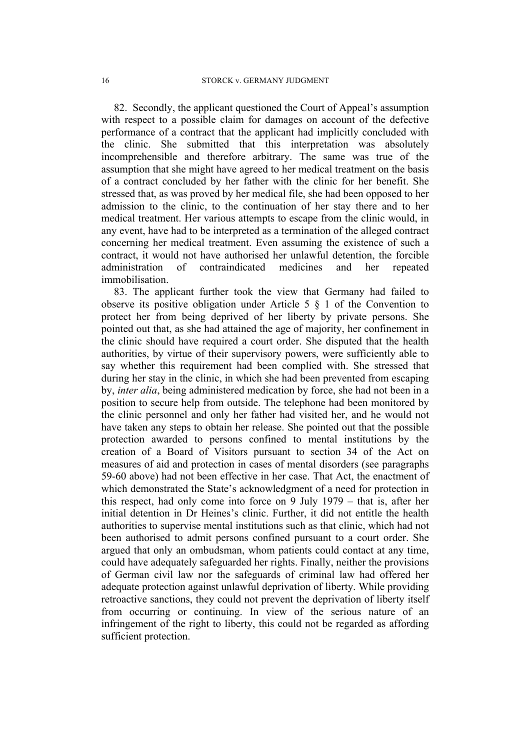82. Secondly, the applicant questioned the Court of Appeal's assumption with respect to a possible claim for damages on account of the defective performance of a contract that the applicant had implicitly concluded with the clinic. She submitted that this interpretation was absolutely incomprehensible and therefore arbitrary. The same was true of the assumption that she might have agreed to her medical treatment on the basis of a contract concluded by her father with the clinic for her benefit. She stressed that, as was proved by her medical file, she had been opposed to her admission to the clinic, to the continuation of her stay there and to her medical treatment. Her various attempts to escape from the clinic would, in any event, have had to be interpreted as a termination of the alleged contract concerning her medical treatment. Even assuming the existence of such a contract, it would not have authorised her unlawful detention, the forcible administration of contraindicated medicines and her repeated immobilisation.

83. The applicant further took the view that Germany had failed to observe its positive obligation under Article 5 § 1 of the Convention to protect her from being deprived of her liberty by private persons. She pointed out that, as she had attained the age of majority, her confinement in the clinic should have required a court order. She disputed that the health authorities, by virtue of their supervisory powers, were sufficiently able to say whether this requirement had been complied with. She stressed that during her stay in the clinic, in which she had been prevented from escaping by, *inter alia*, being administered medication by force, she had not been in a position to secure help from outside. The telephone had been monitored by the clinic personnel and only her father had visited her, and he would not have taken any steps to obtain her release. She pointed out that the possible protection awarded to persons confined to mental institutions by the creation of a Board of Visitors pursuant to section 34 of the Act on measures of aid and protection in cases of mental disorders (see paragraphs 59-60 above) had not been effective in her case. That Act, the enactment of which demonstrated the State's acknowledgment of a need for protection in this respect, had only come into force on 9 July 1979 – that is, after her initial detention in Dr Heines's clinic. Further, it did not entitle the health authorities to supervise mental institutions such as that clinic, which had not been authorised to admit persons confined pursuant to a court order. She argued that only an ombudsman, whom patients could contact at any time, could have adequately safeguarded her rights. Finally, neither the provisions of German civil law nor the safeguards of criminal law had offered her adequate protection against unlawful deprivation of liberty. While providing retroactive sanctions, they could not prevent the deprivation of liberty itself from occurring or continuing. In view of the serious nature of an infringement of the right to liberty, this could not be regarded as affording sufficient protection.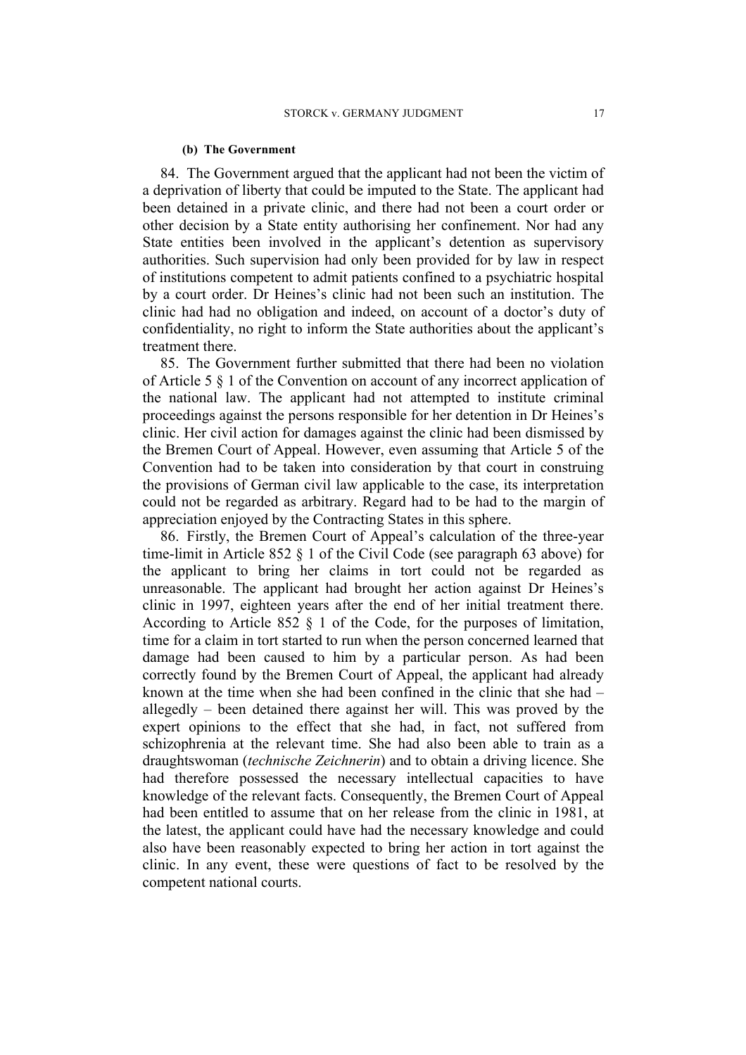#### (b) The Government

84. The Government argued that the applicant had not been the victim of a deprivation of liberty that could be imputed to the State. The applicant had been detained in a private clinic, and there had not been a court order or other decision by a State entity authorising her confinement. Nor had any State entities been involved in the applicant's detention as supervisory authorities. Such supervision had only been provided for by law in respect of institutions competent to admit patients confined to a psychiatric hospital by a court order. Dr Heines's clinic had not been such an institution. The clinic had had no obligation and indeed, on account of a doctor's duty of confidentiality, no right to inform the State authorities about the applicant's treatment there.

85. The Government further submitted that there had been no violation of Article 5 § 1 of the Convention on account of any incorrect application of the national law. The applicant had not attempted to institute criminal proceedings against the persons responsible for her detention in Dr Heines's clinic. Her civil action for damages against the clinic had been dismissed by the Bremen Court of Appeal. However, even assuming that Article 5 of the Convention had to be taken into consideration by that court in construing the provisions of German civil law applicable to the case, its interpretation could not be regarded as arbitrary. Regard had to be had to the margin of appreciation enjoyed by the Contracting States in this sphere.

86. Firstly, the Bremen Court of Appeal's calculation of the three-year time-limit in Article 852 § 1 of the Civil Code (see paragraph 63 above) for the applicant to bring her claims in tort could not be regarded as unreasonable. The applicant had brought her action against Dr Heines's clinic in 1997, eighteen years after the end of her initial treatment there. According to Article 852 § 1 of the Code, for the purposes of limitation, time for a claim in tort started to run when the person concerned learned that damage had been caused to him by a particular person. As had been correctly found by the Bremen Court of Appeal, the applicant had already known at the time when she had been confined in the clinic that she had – allegedly – been detained there against her will. This was proved by the expert opinions to the effect that she had, in fact, not suffered from schizophrenia at the relevant time. She had also been able to train as a draughtswoman (*technische Zeichnerin*) and to obtain a driving licence. She had therefore possessed the necessary intellectual capacities to have knowledge of the relevant facts. Consequently, the Bremen Court of Appeal had been entitled to assume that on her release from the clinic in 1981, at the latest, the applicant could have had the necessary knowledge and could also have been reasonably expected to bring her action in tort against the clinic. In any event, these were questions of fact to be resolved by the competent national courts.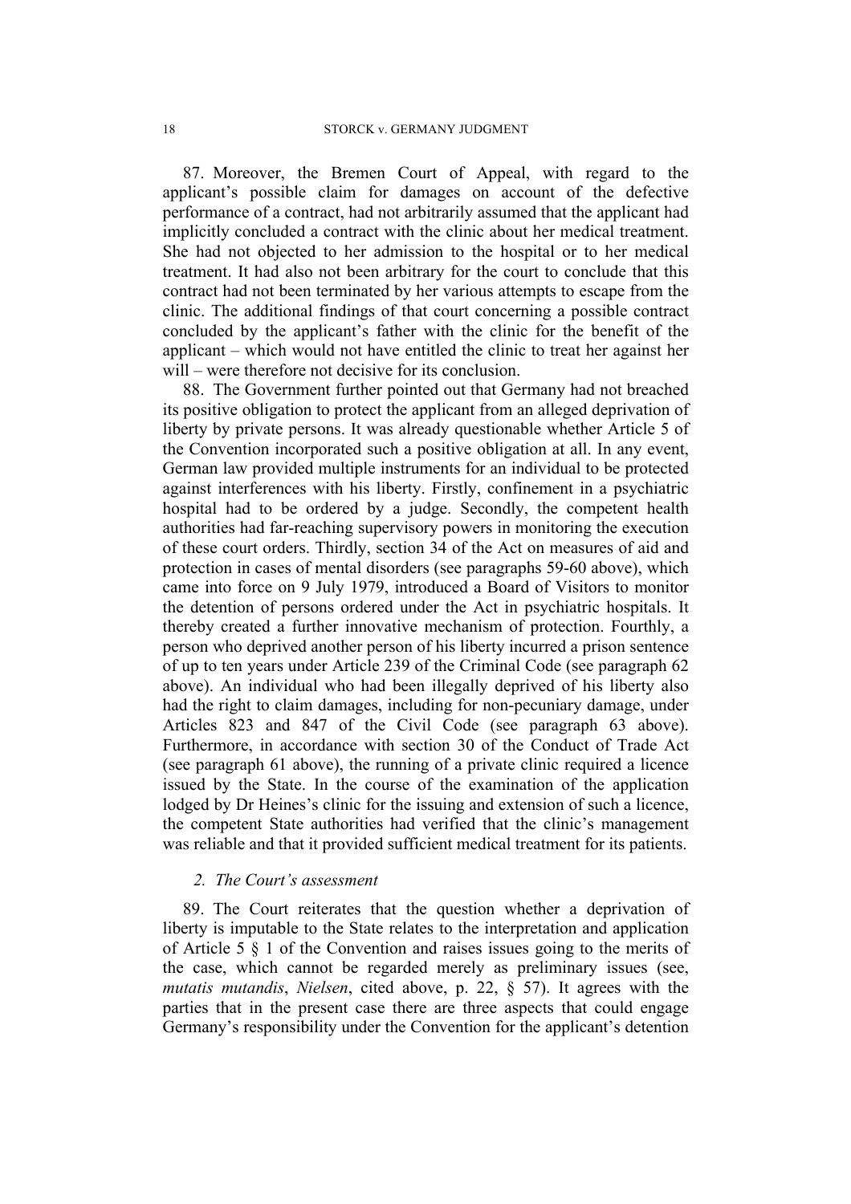87. Moreover, the Bremen Court of Appeal, with regard to the applicant's possible claim for damages on account of the defective performance of a contract, had not arbitrarily assumed that the applicant had implicitly concluded a contract with the clinic about her medical treatment. She had not objected to her admission to the hospital or to her medical treatment. It had also not been arbitrary for the court to conclude that this contract had not been terminated by her various attempts to escape from the clinic. The additional findings of that court concerning a possible contract concluded by the applicant's father with the clinic for the benefit of the applicant – which would not have entitled the clinic to treat her against her will – were therefore not decisive for its conclusion.

88. The Government further pointed out that Germany had not breached its positive obligation to protect the applicant from an alleged deprivation of liberty by private persons. It was already questionable whether Article 5 of the Convention incorporated such a positive obligation at all. In any event, German law provided multiple instruments for an individual to be protected against interferences with his liberty. Firstly, confinement in a psychiatric hospital had to be ordered by a judge. Secondly, the competent health authorities had far-reaching supervisory powers in monitoring the execution of these court orders. Thirdly, section 34 of the Act on measures of aid and protection in cases of mental disorders (see paragraphs 59-60 above), which came into force on 9 July 1979, introduced a Board of Visitors to monitor the detention of persons ordered under the Act in psychiatric hospitals. It thereby created a further innovative mechanism of protection. Fourthly, a person who deprived another person of his liberty incurred a prison sentence of up to ten years under Article 239 of the Criminal Code (see paragraph 62 above). An individual who had been illegally deprived of his liberty also had the right to claim damages, including for non-pecuniary damage, under Articles 823 and 847 of the Civil Code (see paragraph 63 above). Furthermore, in accordance with section 30 of the Conduct of Trade Act (see paragraph 61 above), the running of a private clinic required a licence issued by the State. In the course of the examination of the application lodged by Dr Heines's clinic for the issuing and extension of such a licence, the competent State authorities had verified that the clinic's management was reliable and that it provided sufficient medical treatment for its patients.

### *2. The Court's assessment*

89. The Court reiterates that the question whether a deprivation of liberty is imputable to the State relates to the interpretation and application of Article 5 § 1 of the Convention and raises issues going to the merits of the case, which cannot be regarded merely as preliminary issues (see, *mutatis mutandis*, *Nielsen*, cited above, p. 22, § 57). It agrees with the parties that in the present case there are three aspects that could engage Germany's responsibility under the Convention for the applicant's detention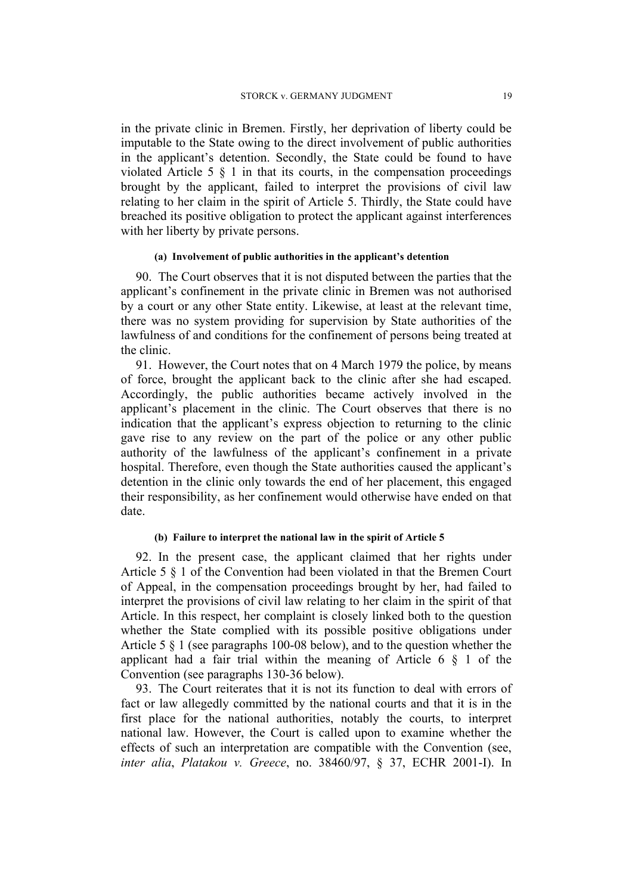in the private clinic in Bremen. Firstly, her deprivation of liberty could be imputable to the State owing to the direct involvement of public authorities in the applicant's detention. Secondly, the State could be found to have violated Article 5 § 1 in that its courts, in the compensation proceedings brought by the applicant, failed to interpret the provisions of civil law relating to her claim in the spirit of Article 5. Thirdly, the State could have breached its positive obligation to protect the applicant against interferences with her liberty by private persons.

#### (a) Involvement of public authorities in the applicant's detention

90. The Court observes that it is not disputed between the parties that the applicant's confinement in the private clinic in Bremen was not authorised by a court or any other State entity. Likewise, at least at the relevant time, there was no system providing for supervision by State authorities of the lawfulness of and conditions for the confinement of persons being treated at the clinic.

91. However, the Court notes that on 4 March 1979 the police, by means of force, brought the applicant back to the clinic after she had escaped. Accordingly, the public authorities became actively involved in the applicant's placement in the clinic. The Court observes that there is no indication that the applicant's express objection to returning to the clinic gave rise to any review on the part of the police or any other public authority of the lawfulness of the applicant's confinement in a private hospital. Therefore, even though the State authorities caused the applicant's detention in the clinic only towards the end of her placement, this engaged their responsibility, as her confinement would otherwise have ended on that date.

#### (b) Failure to interpret the national law in the spirit of Article 5

92. In the present case, the applicant claimed that her rights under Article 5 § 1 of the Convention had been violated in that the Bremen Court of Appeal, in the compensation proceedings brought by her, had failed to interpret the provisions of civil law relating to her claim in the spirit of that Article. In this respect, her complaint is closely linked both to the question whether the State complied with its possible positive obligations under Article 5 § 1 (see paragraphs 100-08 below), and to the question whether the applicant had a fair trial within the meaning of Article 6 § 1 of the Convention (see paragraphs 130-36 below).

93. The Court reiterates that it is not its function to deal with errors of fact or law allegedly committed by the national courts and that it is in the first place for the national authorities, notably the courts, to interpret national law. However, the Court is called upon to examine whether the effects of such an interpretation are compatible with the Convention (see, *inter alia*, *Platakou v. Greece*, no. 38460/97, § 37, ECHR 2001-I). In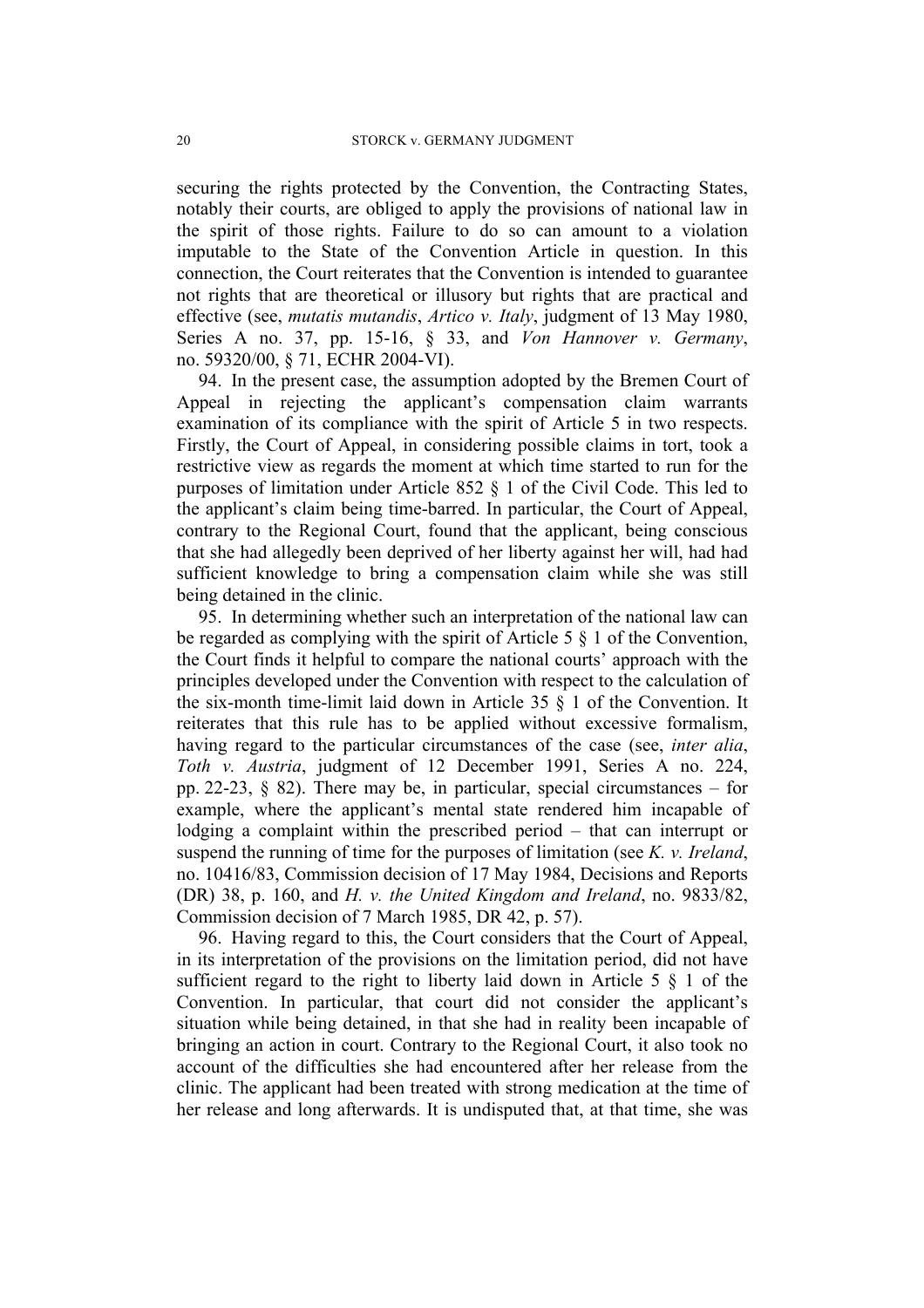securing the rights protected by the Convention, the Contracting States, notably their courts, are obliged to apply the provisions of national law in the spirit of those rights. Failure to do so can amount to a violation imputable to the State of the Convention Article in question. In this connection, the Court reiterates that the Convention is intended to guarantee not rights that are theoretical or illusory but rights that are practical and effective (see, *mutatis mutandis*, *Artico v. Italy*, judgment of 13 May 1980, Series A no. 37, pp. 15-16, § 33, and *Von Hannover v. Germany*, no. 59320/00, § 71, ECHR 2004-VI).

94. In the present case, the assumption adopted by the Bremen Court of Appeal in rejecting the applicant's compensation claim warrants examination of its compliance with the spirit of Article 5 in two respects. Firstly, the Court of Appeal, in considering possible claims in tort, took a restrictive view as regards the moment at which time started to run for the purposes of limitation under Article 852 § 1 of the Civil Code. This led to the applicant's claim being time-barred. In particular, the Court of Appeal, contrary to the Regional Court, found that the applicant, being conscious that she had allegedly been deprived of her liberty against her will, had had sufficient knowledge to bring a compensation claim while she was still being detained in the clinic.

95. In determining whether such an interpretation of the national law can be regarded as complying with the spirit of Article 5 § 1 of the Convention, the Court finds it helpful to compare the national courts' approach with the principles developed under the Convention with respect to the calculation of the six-month time-limit laid down in Article 35 § 1 of the Convention. It reiterates that this rule has to be applied without excessive formalism, having regard to the particular circumstances of the case (see, *inter alia*, *Toth v. Austria*, judgment of 12 December 1991, Series A no. 224, pp. 22-23, § 82). There may be, in particular, special circumstances – for example, where the applicant's mental state rendered him incapable of lodging a complaint within the prescribed period – that can interrupt or suspend the running of time for the purposes of limitation (see *K. v. Ireland*, no. 10416/83, Commission decision of 17 May 1984, Decisions and Reports (DR) 38, p. 160, and *H. v. the United Kingdom and Ireland*, no. 9833/82, Commission decision of 7 March 1985, DR 42, p. 57).

96. Having regard to this, the Court considers that the Court of Appeal, in its interpretation of the provisions on the limitation period, did not have sufficient regard to the right to liberty laid down in Article 5 § 1 of the Convention. In particular, that court did not consider the applicant's situation while being detained, in that she had in reality been incapable of bringing an action in court. Contrary to the Regional Court, it also took no account of the difficulties she had encountered after her release from the clinic. The applicant had been treated with strong medication at the time of her release and long afterwards. It is undisputed that, at that time, she was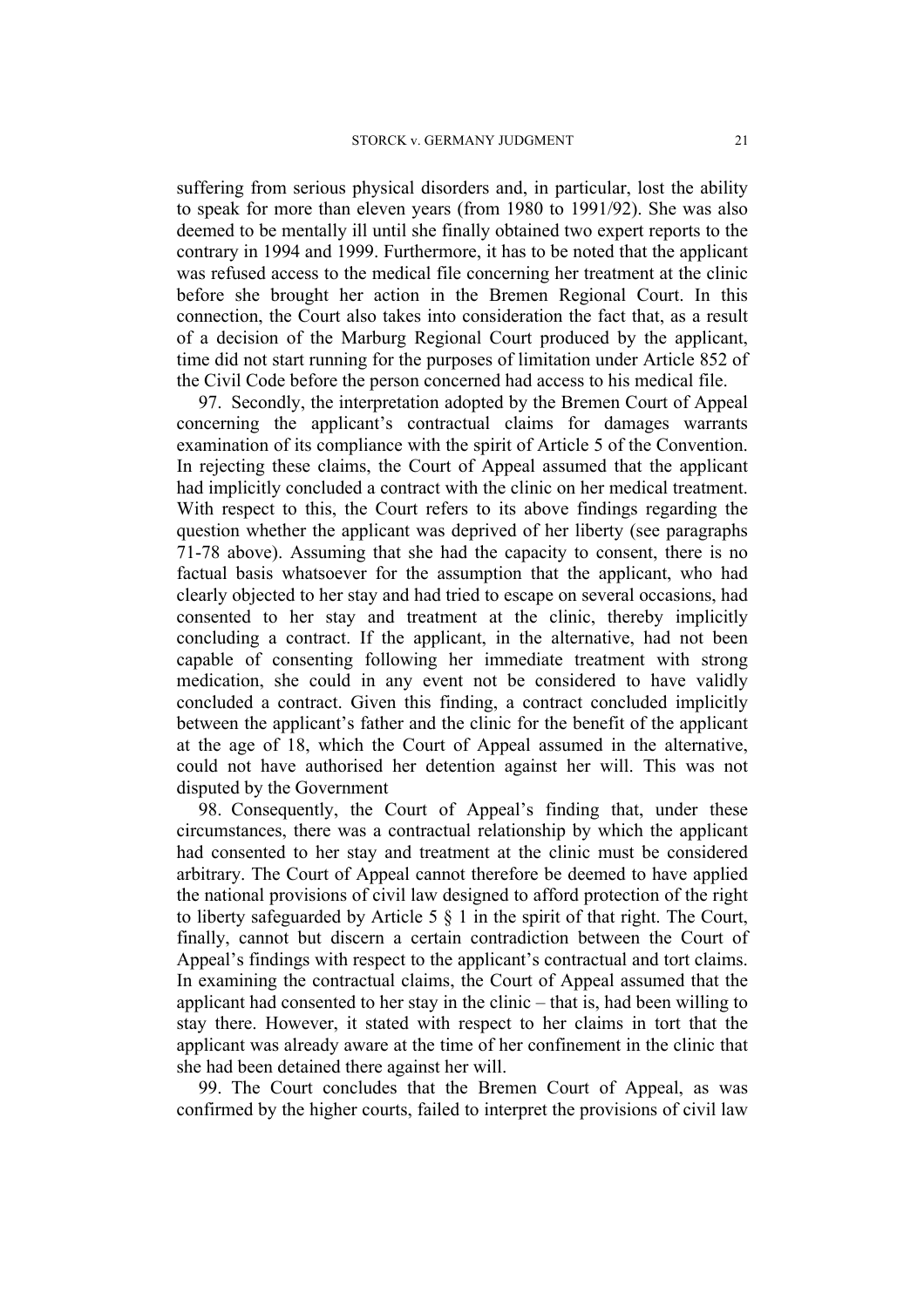suffering from serious physical disorders and, in particular, lost the ability to speak for more than eleven years (from 1980 to 1991/92). She was also deemed to be mentally ill until she finally obtained two expert reports to the contrary in 1994 and 1999. Furthermore, it has to be noted that the applicant was refused access to the medical file concerning her treatment at the clinic before she brought her action in the Bremen Regional Court. In this connection, the Court also takes into consideration the fact that, as a result of a decision of the Marburg Regional Court produced by the applicant, time did not start running for the purposes of limitation under Article 852 of the Civil Code before the person concerned had access to his medical file.

97. Secondly, the interpretation adopted by the Bremen Court of Appeal concerning the applicant's contractual claims for damages warrants examination of its compliance with the spirit of Article 5 of the Convention. In rejecting these claims, the Court of Appeal assumed that the applicant had implicitly concluded a contract with the clinic on her medical treatment. With respect to this, the Court refers to its above findings regarding the question whether the applicant was deprived of her liberty (see paragraphs 71-78 above). Assuming that she had the capacity to consent, there is no factual basis whatsoever for the assumption that the applicant, who had clearly objected to her stay and had tried to escape on several occasions, had consented to her stay and treatment at the clinic, thereby implicitly concluding a contract. If the applicant, in the alternative, had not been capable of consenting following her immediate treatment with strong medication, she could in any event not be considered to have validly concluded a contract. Given this finding, a contract concluded implicitly between the applicant's father and the clinic for the benefit of the applicant at the age of 18, which the Court of Appeal assumed in the alternative, could not have authorised her detention against her will. This was not disputed by the Government

98. Consequently, the Court of Appeal's finding that, under these circumstances, there was a contractual relationship by which the applicant had consented to her stay and treatment at the clinic must be considered arbitrary. The Court of Appeal cannot therefore be deemed to have applied the national provisions of civil law designed to afford protection of the right to liberty safeguarded by Article 5 § 1 in the spirit of that right. The Court, finally, cannot but discern a certain contradiction between the Court of Appeal's findings with respect to the applicant's contractual and tort claims. In examining the contractual claims, the Court of Appeal assumed that the applicant had consented to her stay in the clinic – that is, had been willing to stay there. However, it stated with respect to her claims in tort that the applicant was already aware at the time of her confinement in the clinic that she had been detained there against her will.

99. The Court concludes that the Bremen Court of Appeal, as was confirmed by the higher courts, failed to interpret the provisions of civil law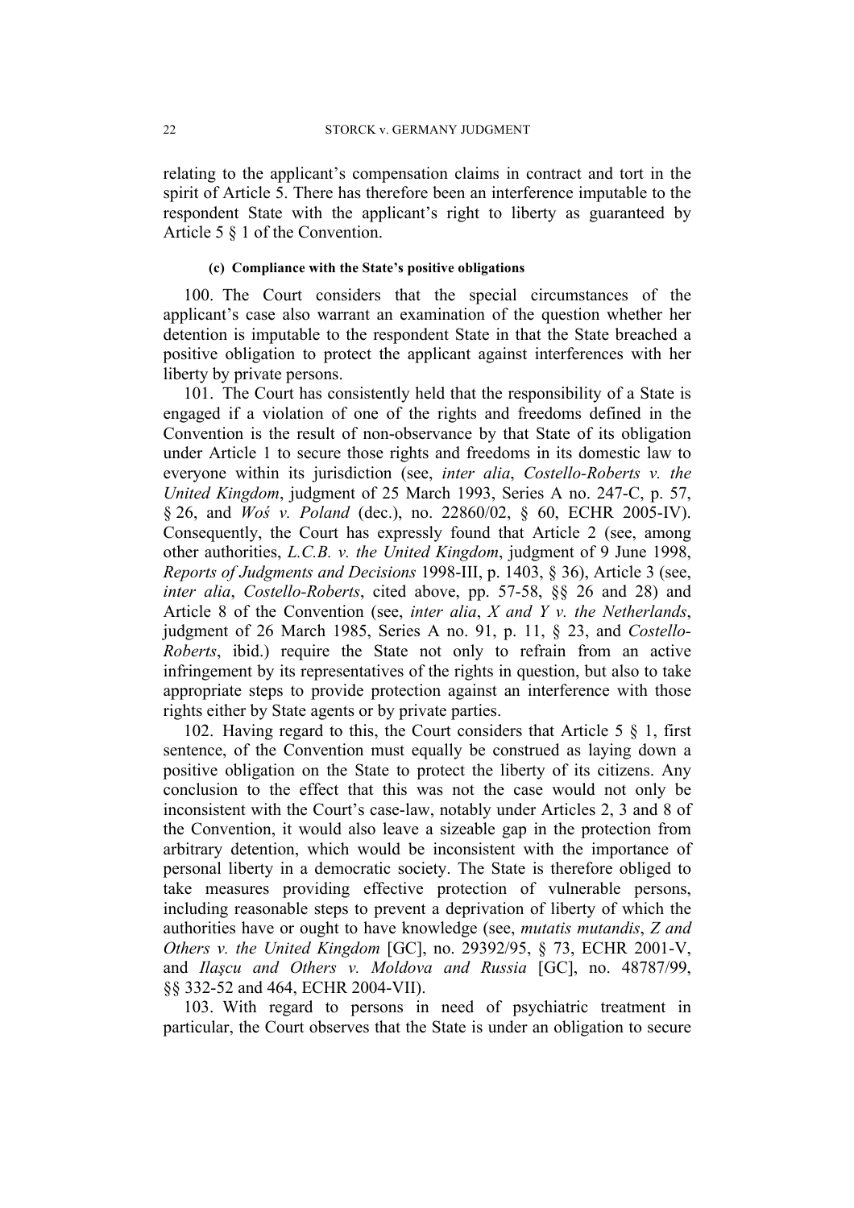relating to the applicant's compensation claims in contract and tort in the spirit of Article 5. There has therefore been an interference imputable to the respondent State with the applicant's right to liberty as guaranteed by Article 5 § 1 of the Convention.

#### (c) Compliance with the State's positive obligations

100. The Court considers that the special circumstances of the applicant's case also warrant an examination of the question whether her detention is imputable to the respondent State in that the State breached a positive obligation to protect the applicant against interferences with her liberty by private persons.

101. The Court has consistently held that the responsibility of a State is engaged if a violation of one of the rights and freedoms defined in the Convention is the result of non-observance by that State of its obligation under Article 1 to secure those rights and freedoms in its domestic law to everyone within its jurisdiction (see, *inter alia*, *Costello-Roberts v. the United Kingdom*, judgment of 25 March 1993, Series A no. 247-C, p. 57, § 26, and *Woś v. Poland* (dec.), no. 22860/02, § 60, ECHR 2005-IV). Consequently, the Court has expressly found that Article 2 (see, among other authorities, *L.C.B. v. the United Kingdom*, judgment of 9 June 1998, *Reports of Judgments and Decisions* 1998-III, p. 1403, § 36), Article 3 (see, *inter alia*, *Costello-Roberts*, cited above, pp. 57-58, §§ 26 and 28) and Article 8 of the Convention (see, *inter alia*, *X and Y v. the Netherlands*, judgment of 26 March 1985, Series A no. 91, p. 11, § 23, and *Costello-Roberts*, ibid.) require the State not only to refrain from an active infringement by its representatives of the rights in question, but also to take appropriate steps to provide protection against an interference with those rights either by State agents or by private parties.

102. Having regard to this, the Court considers that Article 5 § 1, first sentence, of the Convention must equally be construed as laying down a positive obligation on the State to protect the liberty of its citizens. Any conclusion to the effect that this was not the case would not only be inconsistent with the Court's case-law, notably under Articles 2, 3 and 8 of the Convention, it would also leave a sizeable gap in the protection from arbitrary detention, which would be inconsistent with the importance of personal liberty in a democratic society. The State is therefore obliged to take measures providing effective protection of vulnerable persons, including reasonable steps to prevent a deprivation of liberty of which the authorities have or ought to have knowledge (see, *mutatis mutandis*, *Z and Others v. the United Kingdom* [GC], no. 29392/95, § 73, ECHR 2001-V, and *Ilaşcu and Others v. Moldova and Russia* [GC], no. 48787/99, §§ 332-52 and 464, ECHR 2004-VII).

103. With regard to persons in need of psychiatric treatment in particular, the Court observes that the State is under an obligation to secure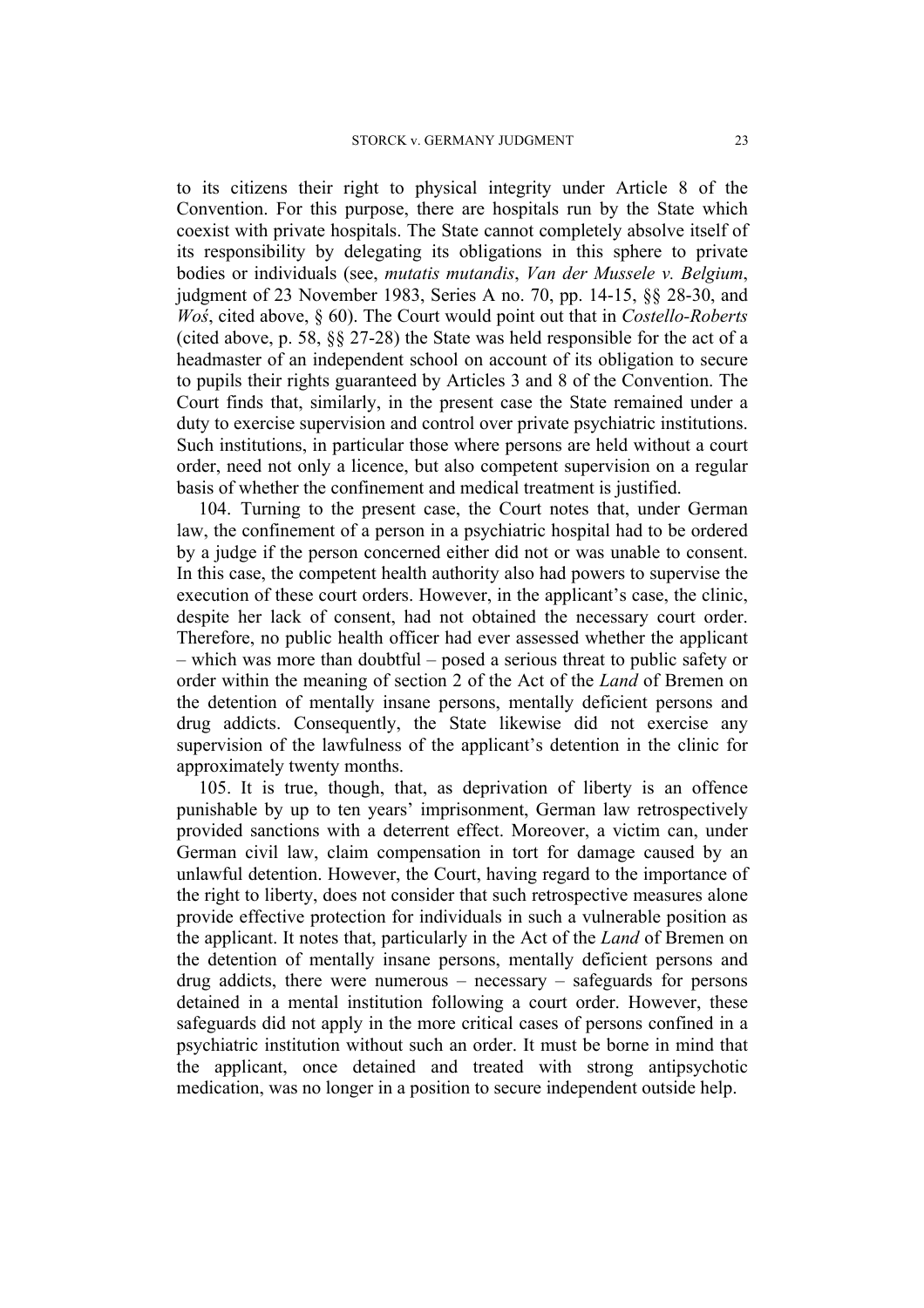to its citizens their right to physical integrity under Article 8 of the Convention. For this purpose, there are hospitals run by the State which coexist with private hospitals. The State cannot completely absolve itself of its responsibility by delegating its obligations in this sphere to private bodies or individuals (see, *mutatis mutandis*, *Van der Mussele v. Belgium*, judgment of 23 November 1983, Series A no. 70, pp. 14-15, §§ 28-30, and *Woś*, cited above, § 60). The Court would point out that in *Costello-Roberts* (cited above, p. 58, §§ 27-28) the State was held responsible for the act of a headmaster of an independent school on account of its obligation to secure to pupils their rights guaranteed by Articles 3 and 8 of the Convention. The Court finds that, similarly, in the present case the State remained under a duty to exercise supervision and control over private psychiatric institutions. Such institutions, in particular those where persons are held without a court order, need not only a licence, but also competent supervision on a regular basis of whether the confinement and medical treatment is justified.

104. Turning to the present case, the Court notes that, under German law, the confinement of a person in a psychiatric hospital had to be ordered by a judge if the person concerned either did not or was unable to consent. In this case, the competent health authority also had powers to supervise the execution of these court orders. However, in the applicant's case, the clinic, despite her lack of consent, had not obtained the necessary court order. Therefore, no public health officer had ever assessed whether the applicant – which was more than doubtful – posed a serious threat to public safety or order within the meaning of section 2 of the Act of the *Land* of Bremen on the detention of mentally insane persons, mentally deficient persons and drug addicts. Consequently, the State likewise did not exercise any supervision of the lawfulness of the applicant's detention in the clinic for approximately twenty months.

105. It is true, though, that, as deprivation of liberty is an offence punishable by up to ten years' imprisonment, German law retrospectively provided sanctions with a deterrent effect. Moreover, a victim can, under German civil law, claim compensation in tort for damage caused by an unlawful detention. However, the Court, having regard to the importance of the right to liberty, does not consider that such retrospective measures alone provide effective protection for individuals in such a vulnerable position as the applicant. It notes that, particularly in the Act of the *Land* of Bremen on the detention of mentally insane persons, mentally deficient persons and drug addicts, there were numerous – necessary – safeguards for persons detained in a mental institution following a court order. However, these safeguards did not apply in the more critical cases of persons confined in a psychiatric institution without such an order. It must be borne in mind that the applicant, once detained and treated with strong antipsychotic medication, was no longer in a position to secure independent outside help.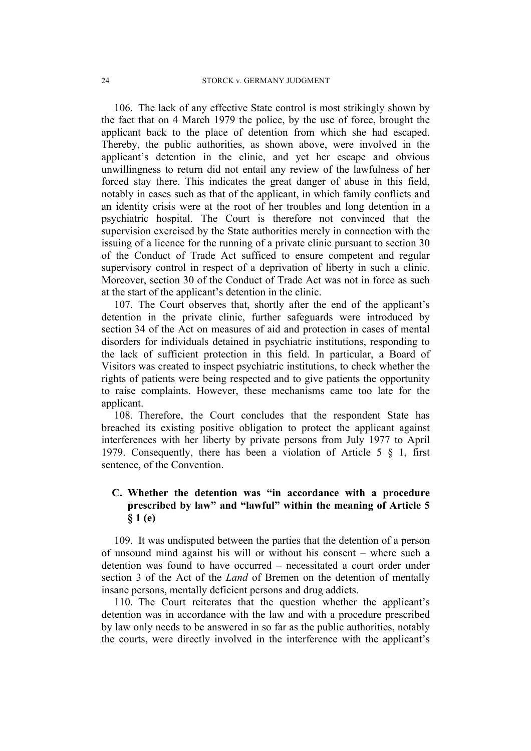106. The lack of any effective State control is most strikingly shown by the fact that on 4 March 1979 the police, by the use of force, brought the applicant back to the place of detention from which she had escaped. Thereby, the public authorities, as shown above, were involved in the applicant's detention in the clinic, and yet her escape and obvious unwillingness to return did not entail any review of the lawfulness of her forced stay there. This indicates the great danger of abuse in this field, notably in cases such as that of the applicant, in which family conflicts and an identity crisis were at the root of her troubles and long detention in a psychiatric hospital. The Court is therefore not convinced that the supervision exercised by the State authorities merely in connection with the issuing of a licence for the running of a private clinic pursuant to section 30 of the Conduct of Trade Act sufficed to ensure competent and regular supervisory control in respect of a deprivation of liberty in such a clinic. Moreover, section 30 of the Conduct of Trade Act was not in force as such at the start of the applicant's detention in the clinic.

107. The Court observes that, shortly after the end of the applicant's detention in the private clinic, further safeguards were introduced by section 34 of the Act on measures of aid and protection in cases of mental disorders for individuals detained in psychiatric institutions, responding to the lack of sufficient protection in this field. In particular, a Board of Visitors was created to inspect psychiatric institutions, to check whether the rights of patients were being respected and to give patients the opportunity to raise complaints. However, these mechanisms came too late for the applicant.

108. Therefore, the Court concludes that the respondent State has breached its existing positive obligation to protect the applicant against interferences with her liberty by private persons from July 1977 to April 1979. Consequently, there has been a violation of Article 5 § 1, first sentence, of the Convention.

### C. Whether the detention was "in accordance with a procedure prescribed by law" and "lawful" within the meaning of Article 5 § 1 (e)

109. It was undisputed between the parties that the detention of a person of unsound mind against his will or without his consent – where such a detention was found to have occurred – necessitated a court order under section 3 of the Act of the *Land* of Bremen on the detention of mentally insane persons, mentally deficient persons and drug addicts.

110. The Court reiterates that the question whether the applicant's detention was in accordance with the law and with a procedure prescribed by law only needs to be answered in so far as the public authorities, notably the courts, were directly involved in the interference with the applicant's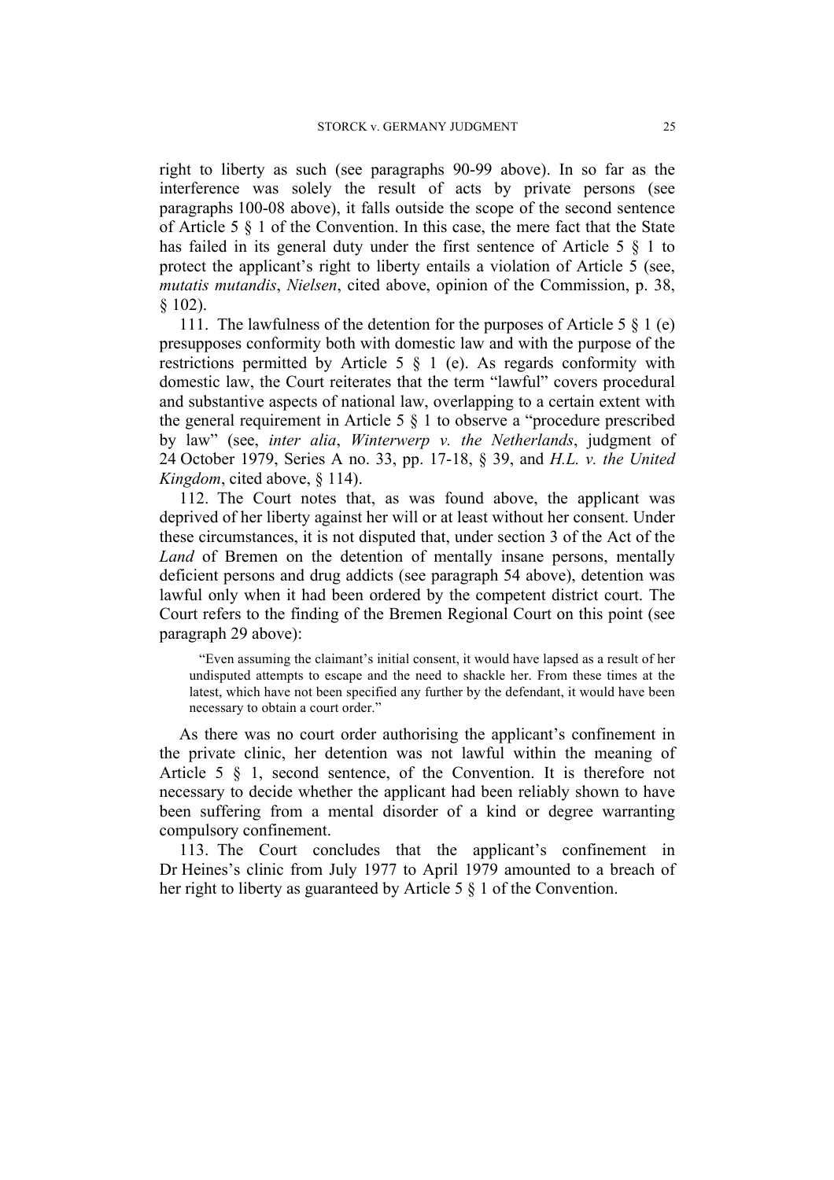right to liberty as such (see paragraphs 90-99 above). In so far as the interference was solely the result of acts by private persons (see paragraphs 100-08 above), it falls outside the scope of the second sentence of Article 5 § 1 of the Convention. In this case, the mere fact that the State has failed in its general duty under the first sentence of Article 5 § 1 to protect the applicant's right to liberty entails a violation of Article 5 (see, *mutatis mutandis*, *Nielsen*, cited above, opinion of the Commission, p. 38, § 102).

111. The lawfulness of the detention for the purposes of Article 5 § 1 (e) presupposes conformity both with domestic law and with the purpose of the restrictions permitted by Article 5 § 1 (e). As regards conformity with domestic law, the Court reiterates that the term "lawful" covers procedural and substantive aspects of national law, overlapping to a certain extent with the general requirement in Article 5 § 1 to observe a "procedure prescribed by law" (see, *inter alia*, *Winterwerp v. the Netherlands*, judgment of 24 October 1979, Series A no. 33, pp. 17-18, § 39, and *H.L. v. the United Kingdom*, cited above, § 114).

112. The Court notes that, as was found above, the applicant was deprived of her liberty against her will or at least without her consent. Under these circumstances, it is not disputed that, under section 3 of the Act of the *Land* of Bremen on the detention of mentally insane persons, mentally deficient persons and drug addicts (see paragraph 54 above), detention was lawful only when it had been ordered by the competent district court. The Court refers to the finding of the Bremen Regional Court on this point (see paragraph 29 above):

> "Even assuming the claimant's initial consent, it would have lapsed as a result of her undisputed attempts to escape and the need to shackle her. From these times at the latest, which have not been specified any further by the defendant, it would have been necessary to obtain a court order."

As there was no court order authorising the applicant's confinement in the private clinic, her detention was not lawful within the meaning of Article 5 § 1, second sentence, of the Convention. It is therefore not necessary to decide whether the applicant had been reliably shown to have been suffering from a mental disorder of a kind or degree warranting compulsory confinement.

113. The Court concludes that the applicant's confinement in Dr Heines's clinic from July 1977 to April 1979 amounted to a breach of her right to liberty as guaranteed by Article 5 § 1 of the Convention.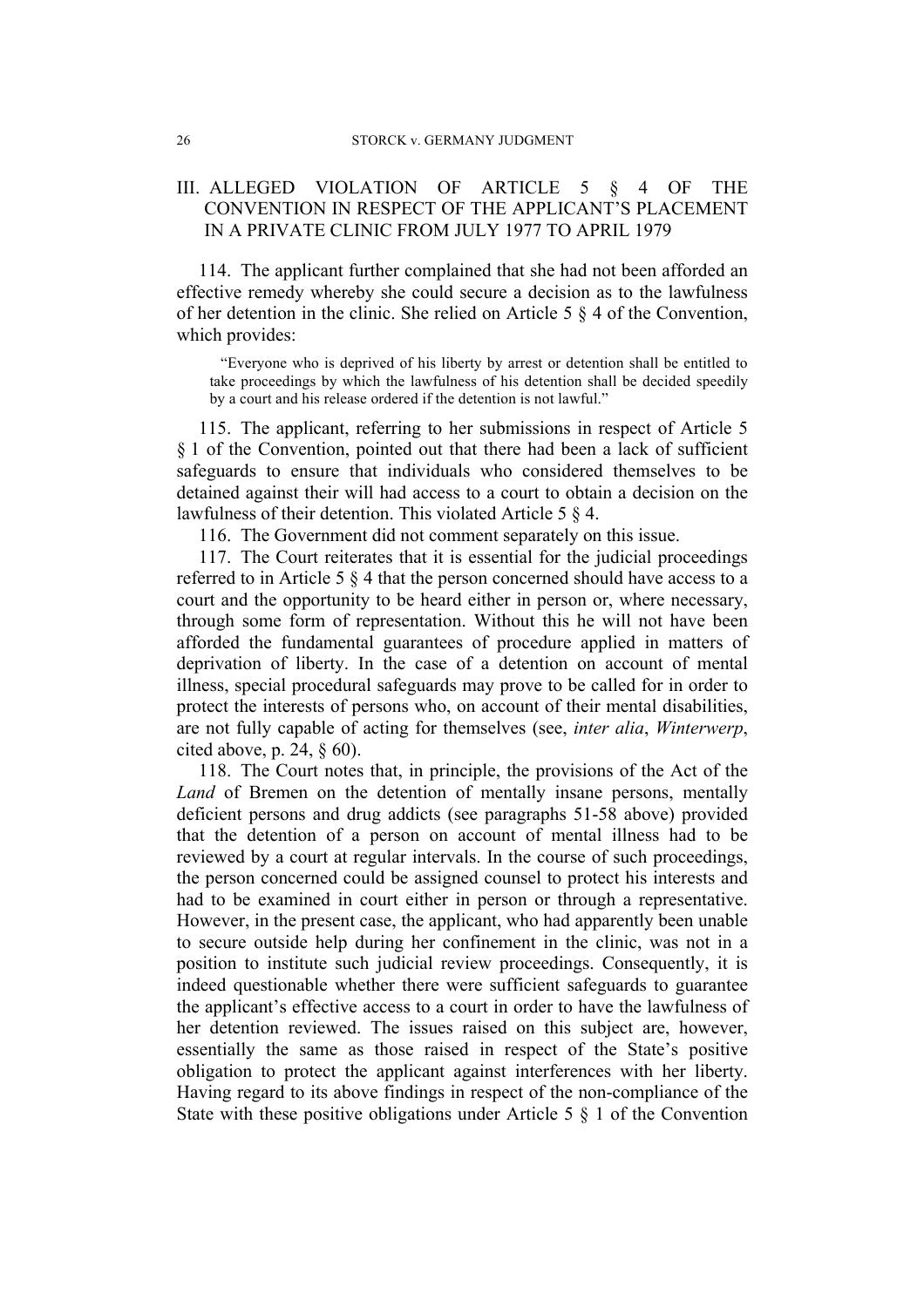## III. ALLEGED VIOLATION OF ARTICLE 5 § 4 OF THE CONVENTION IN RESPECT OF THE APPLICANT'S PLACEMENT IN A PRIVATE CLINIC FROM JULY 1977 TO APRIL 1979

114. The applicant further complained that she had not been afforded an effective remedy whereby she could secure a decision as to the lawfulness of her detention in the clinic. She relied on Article 5 § 4 of the Convention, which provides:

> "Everyone who is deprived of his liberty by arrest or detention shall be entitled to take proceedings by which the lawfulness of his detention shall be decided speedily by a court and his release ordered if the detention is not lawful."

115. The applicant, referring to her submissions in respect of Article 5 § 1 of the Convention, pointed out that there had been a lack of sufficient safeguards to ensure that individuals who considered themselves to be detained against their will had access to a court to obtain a decision on the lawfulness of their detention. This violated Article 5 § 4.

116. The Government did not comment separately on this issue.

117. The Court reiterates that it is essential for the judicial proceedings referred to in Article 5 § 4 that the person concerned should have access to a court and the opportunity to be heard either in person or, where necessary, through some form of representation. Without this he will not have been afforded the fundamental guarantees of procedure applied in matters of deprivation of liberty. In the case of a detention on account of mental illness, special procedural safeguards may prove to be called for in order to protect the interests of persons who, on account of their mental disabilities, are not fully capable of acting for themselves (see, *inter alia*, *Winterwerp*, cited above, p. 24, § 60).

118. The Court notes that, in principle, the provisions of the Act of the *Land* of Bremen on the detention of mentally insane persons, mentally deficient persons and drug addicts (see paragraphs 51-58 above) provided that the detention of a person on account of mental illness had to be reviewed by a court at regular intervals. In the course of such proceedings, the person concerned could be assigned counsel to protect his interests and had to be examined in court either in person or through a representative. However, in the present case, the applicant, who had apparently been unable to secure outside help during her confinement in the clinic, was not in a position to institute such judicial review proceedings. Consequently, it is indeed questionable whether there were sufficient safeguards to guarantee the applicant's effective access to a court in order to have the lawfulness of her detention reviewed. The issues raised on this subject are, however, essentially the same as those raised in respect of the State's positive obligation to protect the applicant against interferences with her liberty. Having regard to its above findings in respect of the non-compliance of the State with these positive obligations under Article 5 § 1 of the Convention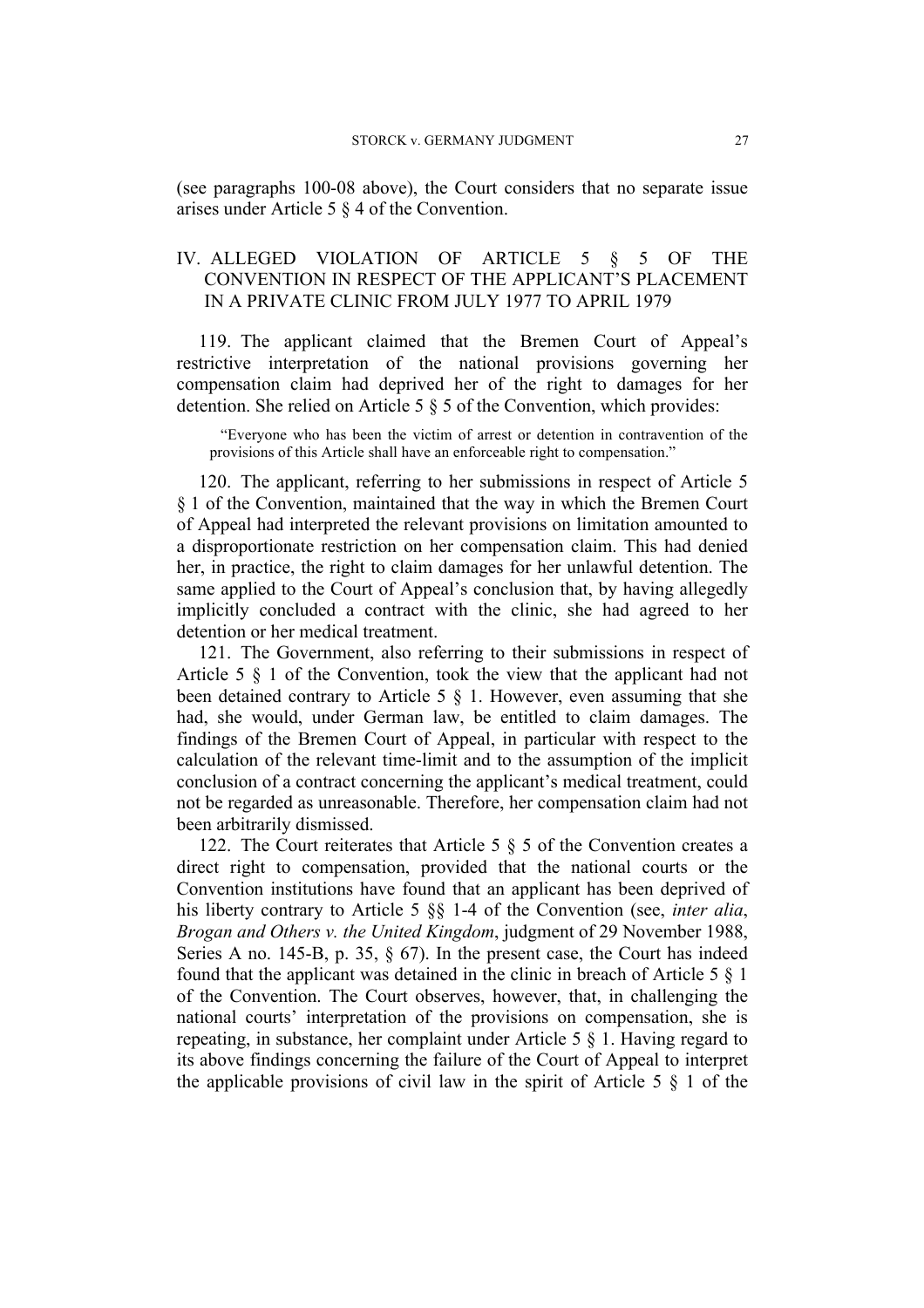(see paragraphs 100-08 above), the Court considers that no separate issue arises under Article 5 § 4 of the Convention.

## IV. ALLEGED VIOLATION OF ARTICLE 5 § 5 OF THE CONVENTION IN RESPECT OF THE APPLICANT'S PLACEMENT IN A PRIVATE CLINIC FROM JULY 1977 TO APRIL 1979

119. The applicant claimed that the Bremen Court of Appeal's restrictive interpretation of the national provisions governing her compensation claim had deprived her of the right to damages for her detention. She relied on Article 5 § 5 of the Convention, which provides:

> "Everyone who has been the victim of arrest or detention in contravention of the provisions of this Article shall have an enforceable right to compensation."

120. The applicant, referring to her submissions in respect of Article 5 § 1 of the Convention, maintained that the way in which the Bremen Court of Appeal had interpreted the relevant provisions on limitation amounted to a disproportionate restriction on her compensation claim. This had denied her, in practice, the right to claim damages for her unlawful detention. The same applied to the Court of Appeal's conclusion that, by having allegedly implicitly concluded a contract with the clinic, she had agreed to her detention or her medical treatment.

121. The Government, also referring to their submissions in respect of Article 5 § 1 of the Convention, took the view that the applicant had not been detained contrary to Article 5 § 1. However, even assuming that she had, she would, under German law, be entitled to claim damages. The findings of the Bremen Court of Appeal, in particular with respect to the calculation of the relevant time-limit and to the assumption of the implicit conclusion of a contract concerning the applicant's medical treatment, could not be regarded as unreasonable. Therefore, her compensation claim had not been arbitrarily dismissed.

122. The Court reiterates that Article 5 § 5 of the Convention creates a direct right to compensation, provided that the national courts or the Convention institutions have found that an applicant has been deprived of his liberty contrary to Article 5 §§ 1-4 of the Convention (see, *inter alia*, *Brogan and Others v. the United Kingdom*, judgment of 29 November 1988, Series A no. 145-B, p. 35, § 67). In the present case, the Court has indeed found that the applicant was detained in the clinic in breach of Article 5 § 1 of the Convention. The Court observes, however, that, in challenging the national courts' interpretation of the provisions on compensation, she is repeating, in substance, her complaint under Article 5 § 1. Having regard to its above findings concerning the failure of the Court of Appeal to interpret the applicable provisions of civil law in the spirit of Article 5 § 1 of the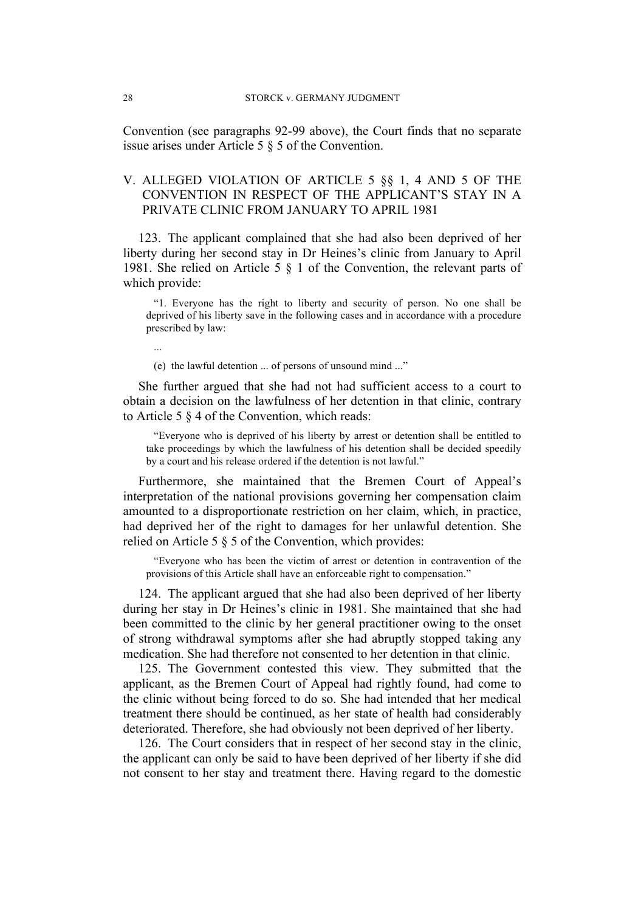Convention (see paragraphs 92-99 above), the Court finds that no separate issue arises under Article 5 § 5 of the Convention.

## V. ALLEGED VIOLATION OF ARTICLE 5 §§ 1, 4 AND 5 OF THE CONVENTION IN RESPECT OF THE APPLICANT'S STAY IN A PRIVATE CLINIC FROM JANUARY TO APRIL 1981

123. The applicant complained that she had also been deprived of her liberty during her second stay in Dr Heines's clinic from January to April 1981. She relied on Article 5 § 1 of the Convention, the relevant parts of which provide:

> "1. Everyone has the right to liberty and security of person. No one shall be deprived of his liberty save in the following cases and in accordance with a procedure prescribed by law:
>
> ...
>
> (e) the lawful detention ... of persons of unsound mind ..."

She further argued that she had not had sufficient access to a court to obtain a decision on the lawfulness of her detention in that clinic, contrary to Article 5 § 4 of the Convention, which reads:

> "Everyone who is deprived of his liberty by arrest or detention shall be entitled to take proceedings by which the lawfulness of his detention shall be decided speedily by a court and his release ordered if the detention is not lawful."

Furthermore, she maintained that the Bremen Court of Appeal's interpretation of the national provisions governing her compensation claim amounted to a disproportionate restriction on her claim, which, in practice, had deprived her of the right to damages for her unlawful detention. She relied on Article 5 § 5 of the Convention, which provides:

> "Everyone who has been the victim of arrest or detention in contravention of the provisions of this Article shall have an enforceable right to compensation."

124. The applicant argued that she had also been deprived of her liberty during her stay in Dr Heines's clinic in 1981. She maintained that she had been committed to the clinic by her general practitioner owing to the onset of strong withdrawal symptoms after she had abruptly stopped taking any medication. She had therefore not consented to her detention in that clinic.

125. The Government contested this view. They submitted that the applicant, as the Bremen Court of Appeal had rightly found, had come to the clinic without being forced to do so. She had intended that her medical treatment there should be continued, as her state of health had considerably deteriorated. Therefore, she had obviously not been deprived of her liberty.

126. The Court considers that in respect of her second stay in the clinic, the applicant can only be said to have been deprived of her liberty if she did not consent to her stay and treatment there. Having regard to the domestic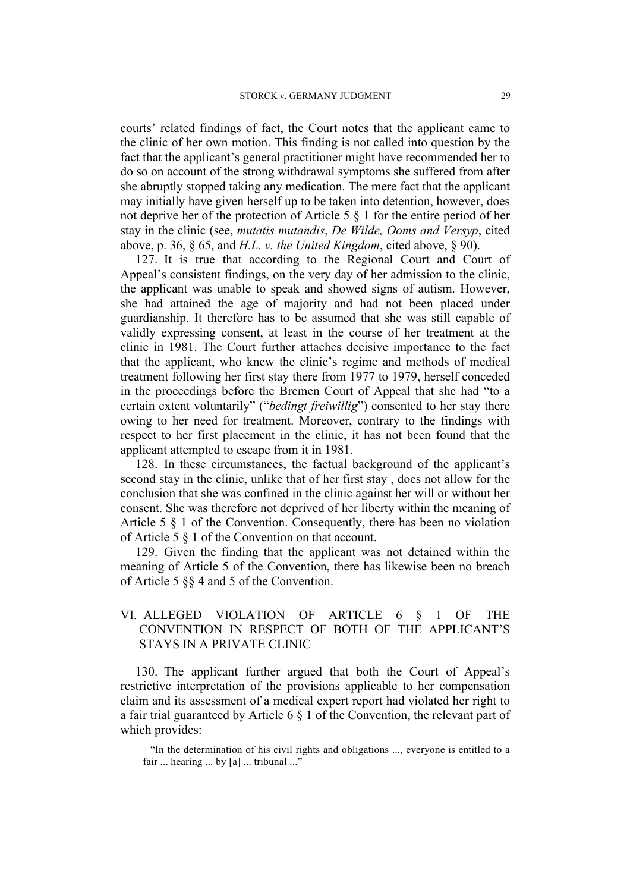courts' related findings of fact, the Court notes that the applicant came to the clinic of her own motion. This finding is not called into question by the fact that the applicant's general practitioner might have recommended her to do so on account of the strong withdrawal symptoms she suffered from after she abruptly stopped taking any medication. The mere fact that the applicant may initially have given herself up to be taken into detention, however, does not deprive her of the protection of Article 5 § 1 for the entire period of her stay in the clinic (see, *mutatis mutandis*, *De Wilde, Ooms and Versyp*, cited above, p. 36, § 65, and *H.L. v. the United Kingdom*, cited above, § 90).

127. It is true that according to the Regional Court and Court of Appeal's consistent findings, on the very day of her admission to the clinic, the applicant was unable to speak and showed signs of autism. However, she had attained the age of majority and had not been placed under guardianship. It therefore has to be assumed that she was still capable of validly expressing consent, at least in the course of her treatment at the clinic in 1981. The Court further attaches decisive importance to the fact that the applicant, who knew the clinic's regime and methods of medical treatment following her first stay there from 1977 to 1979, herself conceded in the proceedings before the Bremen Court of Appeal that she had "to a certain extent voluntarily" ("*bedingt freiwillig*") consented to her stay there owing to her need for treatment. Moreover, contrary to the findings with respect to her first placement in the clinic, it has not been found that the applicant attempted to escape from it in 1981.

128. In these circumstances, the factual background of the applicant's second stay in the clinic, unlike that of her first stay , does not allow for the conclusion that she was confined in the clinic against her will or without her consent. She was therefore not deprived of her liberty within the meaning of Article 5 § 1 of the Convention. Consequently, there has been no violation of Article 5 § 1 of the Convention on that account.

129. Given the finding that the applicant was not detained within the meaning of Article 5 of the Convention, there has likewise been no breach of Article 5 §§ 4 and 5 of the Convention.

## VI. ALLEGED VIOLATION OF ARTICLE 6 § 1 OF THE CONVENTION IN RESPECT OF BOTH OF THE APPLICANT'S STAYS IN A PRIVATE CLINIC

130. The applicant further argued that both the Court of Appeal's restrictive interpretation of the provisions applicable to her compensation claim and its assessment of a medical expert report had violated her right to a fair trial guaranteed by Article 6 § 1 of the Convention, the relevant part of which provides:

> "In the determination of his civil rights and obligations ..., everyone is entitled to a fair ... hearing ... by [a] ... tribunal ..."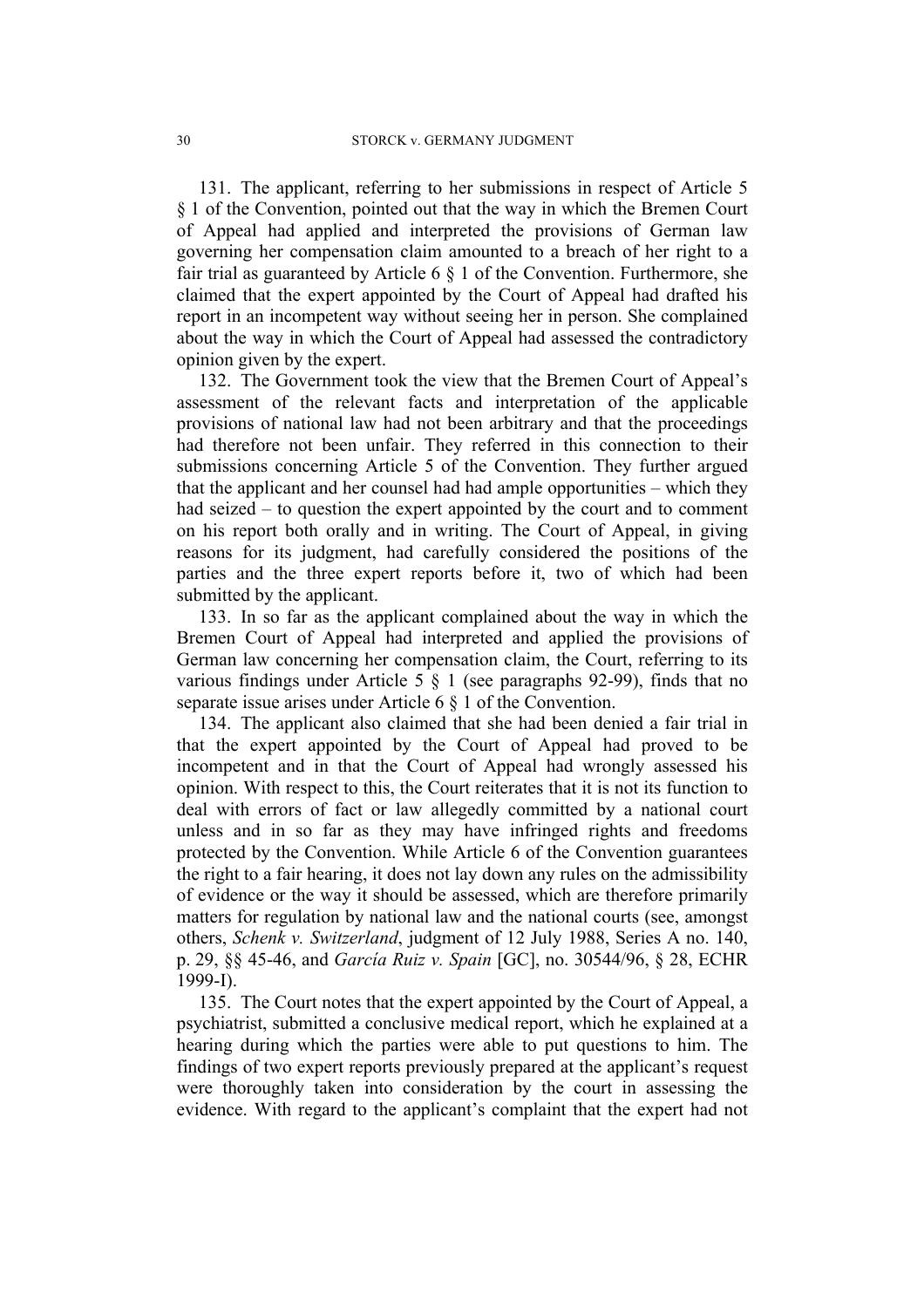131. The applicant, referring to her submissions in respect of Article 5 § 1 of the Convention, pointed out that the way in which the Bremen Court of Appeal had applied and interpreted the provisions of German law governing her compensation claim amounted to a breach of her right to a fair trial as guaranteed by Article 6 § 1 of the Convention. Furthermore, she claimed that the expert appointed by the Court of Appeal had drafted his report in an incompetent way without seeing her in person. She complained about the way in which the Court of Appeal had assessed the contradictory opinion given by the expert.

132. The Government took the view that the Bremen Court of Appeal's assessment of the relevant facts and interpretation of the applicable provisions of national law had not been arbitrary and that the proceedings had therefore not been unfair. They referred in this connection to their submissions concerning Article 5 of the Convention. They further argued that the applicant and her counsel had had ample opportunities – which they had seized – to question the expert appointed by the court and to comment on his report both orally and in writing. The Court of Appeal, in giving reasons for its judgment, had carefully considered the positions of the parties and the three expert reports before it, two of which had been submitted by the applicant.

133. In so far as the applicant complained about the way in which the Bremen Court of Appeal had interpreted and applied the provisions of German law concerning her compensation claim, the Court, referring to its various findings under Article 5 § 1 (see paragraphs 92-99), finds that no separate issue arises under Article 6 § 1 of the Convention.

134. The applicant also claimed that she had been denied a fair trial in that the expert appointed by the Court of Appeal had proved to be incompetent and in that the Court of Appeal had wrongly assessed his opinion. With respect to this, the Court reiterates that it is not its function to deal with errors of fact or law allegedly committed by a national court unless and in so far as they may have infringed rights and freedoms protected by the Convention. While Article 6 of the Convention guarantees the right to a fair hearing, it does not lay down any rules on the admissibility of evidence or the way it should be assessed, which are therefore primarily matters for regulation by national law and the national courts (see, amongst others, *Schenk v. Switzerland*, judgment of 12 July 1988, Series A no. 140, p. 29, §§ 45-46, and *García Ruiz v. Spain* [GC], no. 30544/96, § 28, ECHR 1999-I).

135. The Court notes that the expert appointed by the Court of Appeal, a psychiatrist, submitted a conclusive medical report, which he explained at a hearing during which the parties were able to put questions to him. The findings of two expert reports previously prepared at the applicant's request were thoroughly taken into consideration by the court in assessing the evidence. With regard to the applicant's complaint that the expert had not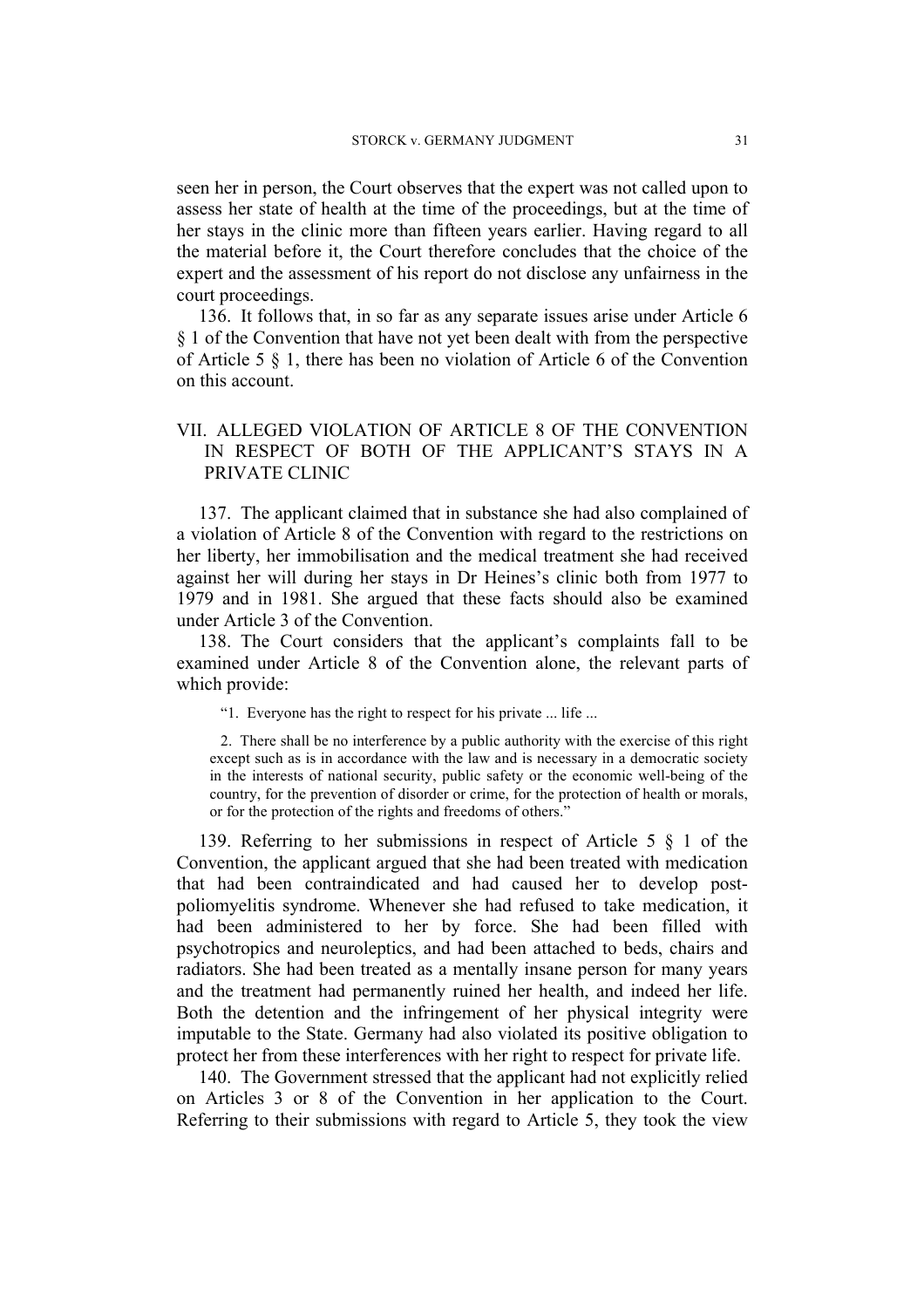seen her in person, the Court observes that the expert was not called upon to assess her state of health at the time of the proceedings, but at the time of her stays in the clinic more than fifteen years earlier. Having regard to all the material before it, the Court therefore concludes that the choice of the expert and the assessment of his report do not disclose any unfairness in the court proceedings.

136. It follows that, in so far as any separate issues arise under Article 6 § 1 of the Convention that have not yet been dealt with from the perspective of Article 5 § 1, there has been no violation of Article 6 of the Convention on this account.

## VII. ALLEGED VIOLATION OF ARTICLE 8 OF THE CONVENTION IN RESPECT OF BOTH OF THE APPLICANT'S STAYS IN A PRIVATE CLINIC

137. The applicant claimed that in substance she had also complained of a violation of Article 8 of the Convention with regard to the restrictions on her liberty, her immobilisation and the medical treatment she had received against her will during her stays in Dr Heines's clinic both from 1977 to 1979 and in 1981. She argued that these facts should also be examined under Article 3 of the Convention.

138. The Court considers that the applicant's complaints fall to be examined under Article 8 of the Convention alone, the relevant parts of which provide:

> "1. Everyone has the right to respect for his private ... life ...
>
> 2. There shall be no interference by a public authority with the exercise of this right except such as is in accordance with the law and is necessary in a democratic society in the interests of national security, public safety or the economic well-being of the country, for the prevention of disorder or crime, for the protection of health or morals, or for the protection of the rights and freedoms of others."

139. Referring to her submissions in respect of Article 5 § 1 of the Convention, the applicant argued that she had been treated with medication that had been contraindicated and had caused her to develop post-poliomyelitis syndrome. Whenever she had refused to take medication, it had been administered to her by force. She had been filled with psychotropics and neuroleptics, and had been attached to beds, chairs and radiators. She had been treated as a mentally insane person for many years and the treatment had permanently ruined her health, and indeed her life. Both the detention and the infringement of her physical integrity were imputable to the State. Germany had also violated its positive obligation to protect her from these interferences with her right to respect for private life.

140. The Government stressed that the applicant had not explicitly relied on Articles 3 or 8 of the Convention in her application to the Court. Referring to their submissions with regard to Article 5, they took the view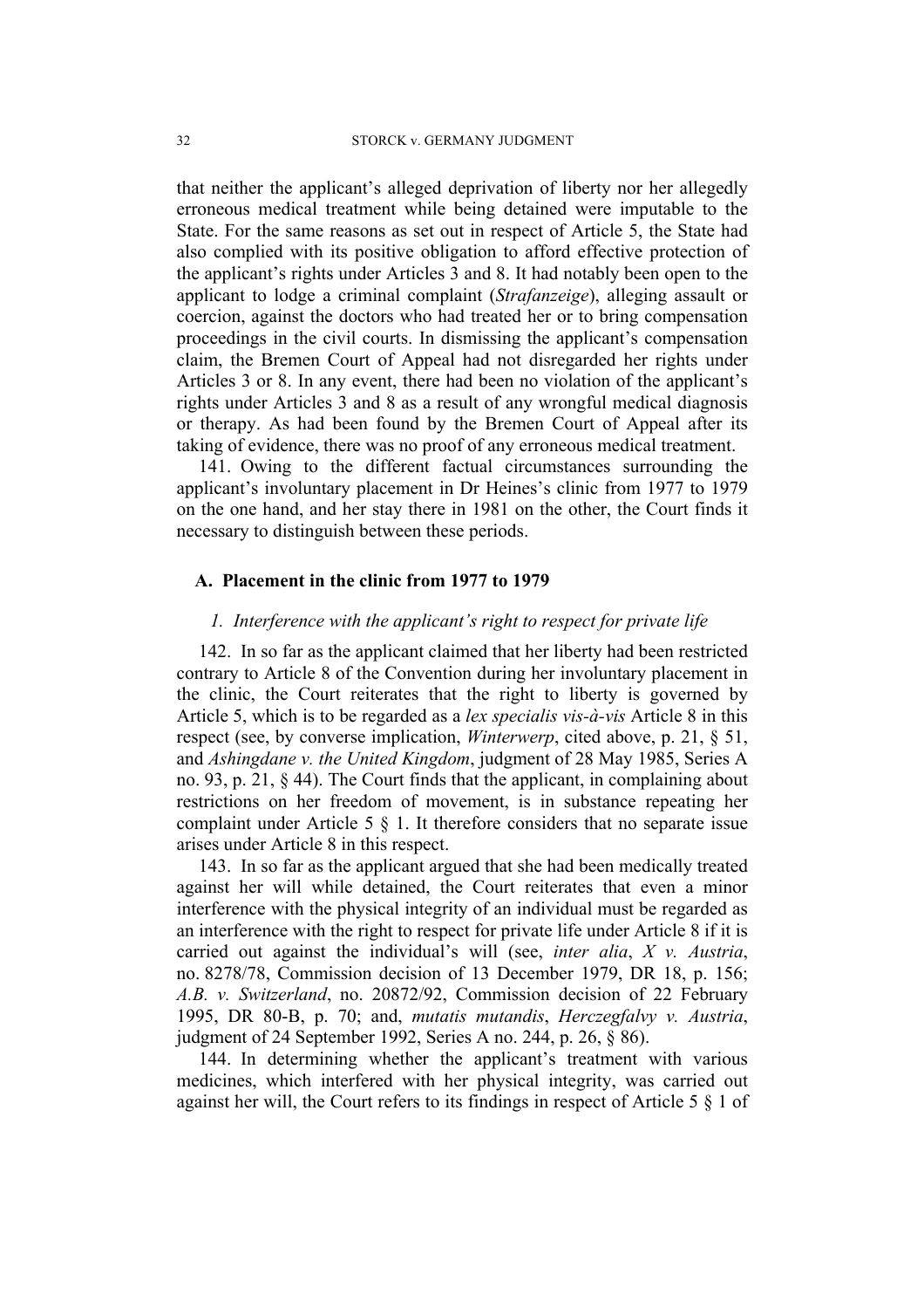that neither the applicant's alleged deprivation of liberty nor her allegedly erroneous medical treatment while being detained were imputable to the State. For the same reasons as set out in respect of Article 5, the State had also complied with its positive obligation to afford effective protection of the applicant's rights under Articles 3 and 8. It had notably been open to the applicant to lodge a criminal complaint (*Strafanzeige*), alleging assault or coercion, against the doctors who had treated her or to bring compensation proceedings in the civil courts. In dismissing the applicant's compensation claim, the Bremen Court of Appeal had not disregarded her rights under Articles 3 or 8. In any event, there had been no violation of the applicant's rights under Articles 3 and 8 as a result of any wrongful medical diagnosis or therapy. As had been found by the Bremen Court of Appeal after its taking of evidence, there was no proof of any erroneous medical treatment.

141. Owing to the different factual circumstances surrounding the applicant's involuntary placement in Dr Heines's clinic from 1977 to 1979 on the one hand, and her stay there in 1981 on the other, the Court finds it necessary to distinguish between these periods.

## A. Placement in the clinic from 1977 to 1979

### *1. Interference with the applicant's right to respect for private life*

142. In so far as the applicant claimed that her liberty had been restricted contrary to Article 8 of the Convention during her involuntary placement in the clinic, the Court reiterates that the right to liberty is governed by Article 5, which is to be regarded as a *lex specialis vis-à-vis* Article 8 in this respect (see, by converse implication, *Winterwerp*, cited above, p. 21, § 51, and *Ashingdane v. the United Kingdom*, judgment of 28 May 1985, Series A no. 93, p. 21, § 44). The Court finds that the applicant, in complaining about restrictions on her freedom of movement, is in substance repeating her complaint under Article 5 § 1. It therefore considers that no separate issue arises under Article 8 in this respect.

143. In so far as the applicant argued that she had been medically treated against her will while detained, the Court reiterates that even a minor interference with the physical integrity of an individual must be regarded as an interference with the right to respect for private life under Article 8 if it is carried out against the individual's will (see, *inter alia*, *X v. Austria*, no. 8278/78, Commission decision of 13 December 1979, DR 18, p. 156; *A.B. v. Switzerland*, no. 20872/92, Commission decision of 22 February 1995, DR 80-B, p. 70; and, *mutatis mutandis*, *Herczegfalvy v. Austria*, judgment of 24 September 1992, Series A no. 244, p. 26, § 86).

144. In determining whether the applicant's treatment with various medicines, which interfered with her physical integrity, was carried out against her will, the Court refers to its findings in respect of Article 5 § 1 of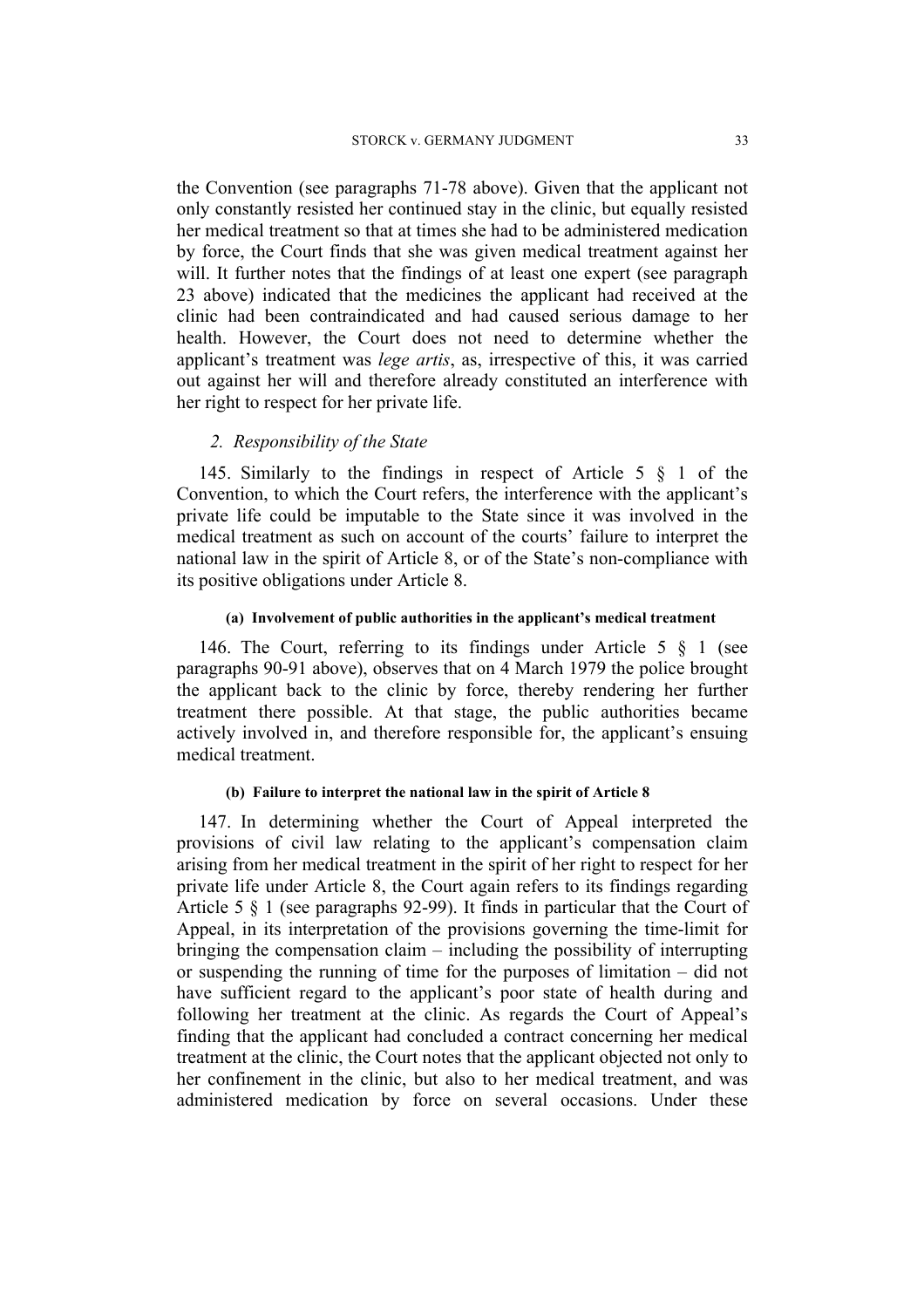the Convention (see paragraphs 71-78 above). Given that the applicant not only constantly resisted her continued stay in the clinic, but equally resisted her medical treatment so that at times she had to be administered medication by force, the Court finds that she was given medical treatment against her will. It further notes that the findings of at least one expert (see paragraph 23 above) indicated that the medicines the applicant had received at the clinic had been contraindicated and had caused serious damage to her health. However, the Court does not need to determine whether the applicant's treatment was *lege artis*, as, irrespective of this, it was carried out against her will and therefore already constituted an interference with her right to respect for her private life.

### *2. Responsibility of the State*

145. Similarly to the findings in respect of Article 5 § 1 of the Convention, to which the Court refers, the interference with the applicant's private life could be imputable to the State since it was involved in the medical treatment as such on account of the courts' failure to interpret the national law in the spirit of Article 8, or of the State's non-compliance with its positive obligations under Article 8.

#### **(a) Involvement of public authorities in the applicant's medical treatment**

146. The Court, referring to its findings under Article 5 § 1 (see paragraphs 90-91 above), observes that on 4 March 1979 the police brought the applicant back to the clinic by force, thereby rendering her further treatment there possible. At that stage, the public authorities became actively involved in, and therefore responsible for, the applicant's ensuing medical treatment.

#### **(b) Failure to interpret the national law in the spirit of Article 8**

147. In determining whether the Court of Appeal interpreted the provisions of civil law relating to the applicant's compensation claim arising from her medical treatment in the spirit of her right to respect for her private life under Article 8, the Court again refers to its findings regarding Article 5 § 1 (see paragraphs 92-99). It finds in particular that the Court of Appeal, in its interpretation of the provisions governing the time-limit for bringing the compensation claim – including the possibility of interrupting or suspending the running of time for the purposes of limitation – did not have sufficient regard to the applicant's poor state of health during and following her treatment at the clinic. As regards the Court of Appeal's finding that the applicant had concluded a contract concerning her medical treatment at the clinic, the Court notes that the applicant objected not only to her confinement in the clinic, but also to her medical treatment, and was administered medication by force on several occasions. Under these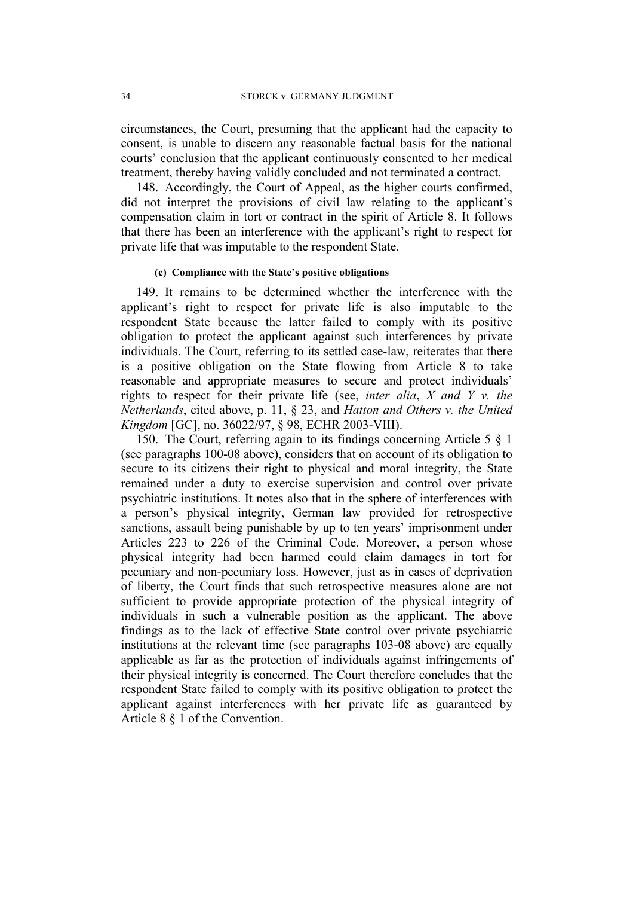circumstances, the Court, presuming that the applicant had the capacity to consent, is unable to discern any reasonable factual basis for the national courts' conclusion that the applicant continuously consented to her medical treatment, thereby having validly concluded and not terminated a contract.

148. Accordingly, the Court of Appeal, as the higher courts confirmed, did not interpret the provisions of civil law relating to the applicant's compensation claim in tort or contract in the spirit of Article 8. It follows that there has been an interference with the applicant's right to respect for private life that was imputable to the respondent State.

#### (c) Compliance with the State's positive obligations

149. It remains to be determined whether the interference with the applicant's right to respect for private life is also imputable to the respondent State because the latter failed to comply with its positive obligation to protect the applicant against such interferences by private individuals. The Court, referring to its settled case-law, reiterates that there is a positive obligation on the State flowing from Article 8 to take reasonable and appropriate measures to secure and protect individuals' rights to respect for their private life (see, *inter alia*, *X and Y v. the Netherlands*, cited above, p. 11, § 23, and *Hatton and Others v. the United Kingdom* [GC], no. 36022/97, § 98, ECHR 2003-VIII).

150. The Court, referring again to its findings concerning Article 5 § 1 (see paragraphs 100-08 above), considers that on account of its obligation to secure to its citizens their right to physical and moral integrity, the State remained under a duty to exercise supervision and control over private psychiatric institutions. It notes also that in the sphere of interferences with a person's physical integrity, German law provided for retrospective sanctions, assault being punishable by up to ten years' imprisonment under Articles 223 to 226 of the Criminal Code. Moreover, a person whose physical integrity had been harmed could claim damages in tort for pecuniary and non-pecuniary loss. However, just as in cases of deprivation of liberty, the Court finds that such retrospective measures alone are not sufficient to provide appropriate protection of the physical integrity of individuals in such a vulnerable position as the applicant. The above findings as to the lack of effective State control over private psychiatric institutions at the relevant time (see paragraphs 103-08 above) are equally applicable as far as the protection of individuals against infringements of their physical integrity is concerned. The Court therefore concludes that the respondent State failed to comply with its positive obligation to protect the applicant against interferences with her private life as guaranteed by Article 8 § 1 of the Convention.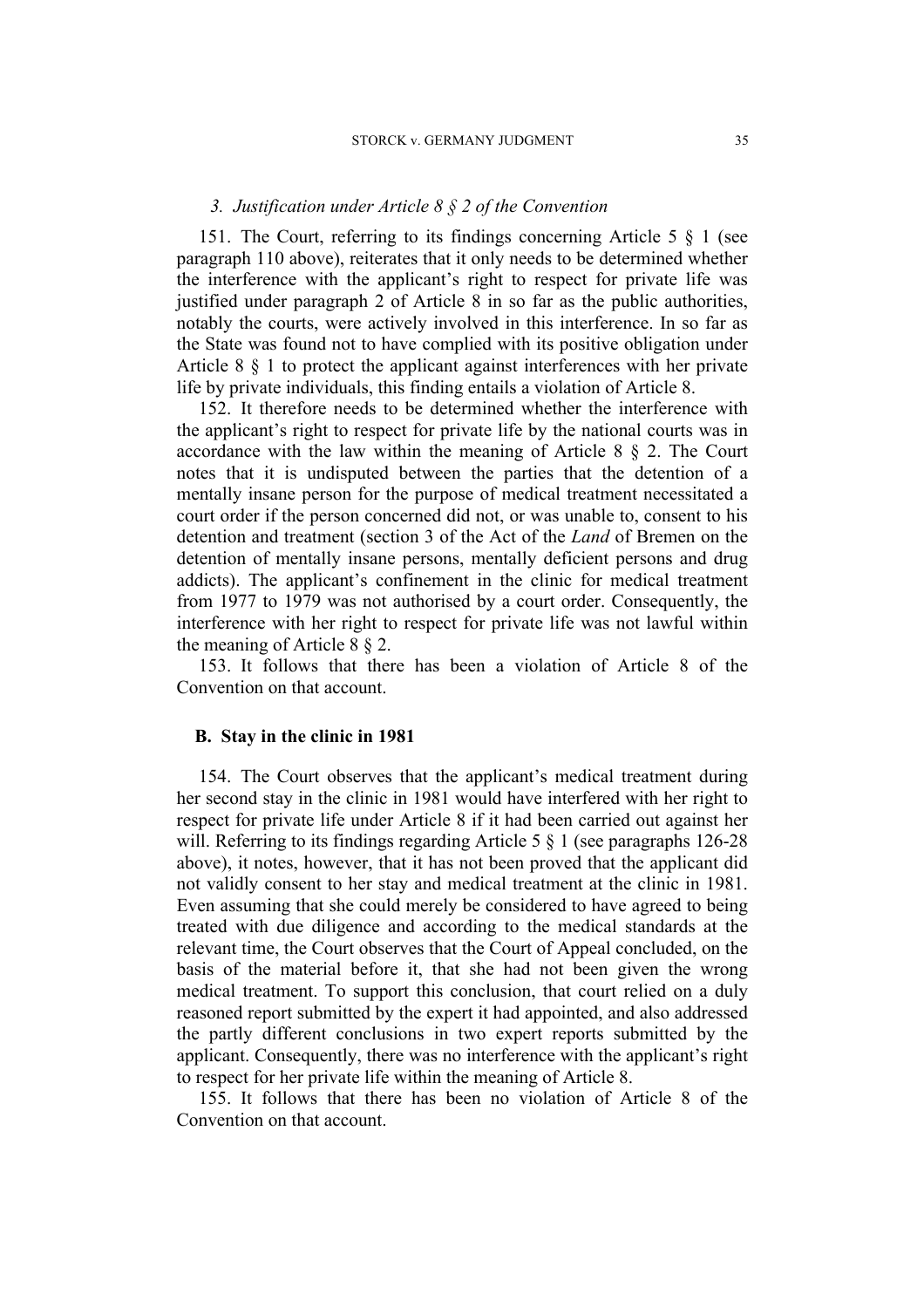### *3. Justification under Article 8 § 2 of the Convention*

151. The Court, referring to its findings concerning Article 5 § 1 (see paragraph 110 above), reiterates that it only needs to be determined whether the interference with the applicant's right to respect for private life was justified under paragraph 2 of Article 8 in so far as the public authorities, notably the courts, were actively involved in this interference. In so far as the State was found not to have complied with its positive obligation under Article 8 § 1 to protect the applicant against interferences with her private life by private individuals, this finding entails a violation of Article 8.

152. It therefore needs to be determined whether the interference with the applicant's right to respect for private life by the national courts was in accordance with the law within the meaning of Article 8 § 2. The Court notes that it is undisputed between the parties that the detention of a mentally insane person for the purpose of medical treatment necessitated a court order if the person concerned did not, or was unable to, consent to his detention and treatment (section 3 of the Act of the *Land* of Bremen on the detention of mentally insane persons, mentally deficient persons and drug addicts). The applicant's confinement in the clinic for medical treatment from 1977 to 1979 was not authorised by a court order. Consequently, the interference with her right to respect for private life was not lawful within the meaning of Article 8 § 2.

153. It follows that there has been a violation of Article 8 of the Convention on that account.

## B. Stay in the clinic in 1981

154. The Court observes that the applicant's medical treatment during her second stay in the clinic in 1981 would have interfered with her right to respect for private life under Article 8 if it had been carried out against her will. Referring to its findings regarding Article 5 § 1 (see paragraphs 126-28 above), it notes, however, that it has not been proved that the applicant did not validly consent to her stay and medical treatment at the clinic in 1981. Even assuming that she could merely be considered to have agreed to being treated with due diligence and according to the medical standards at the relevant time, the Court observes that the Court of Appeal concluded, on the basis of the material before it, that she had not been given the wrong medical treatment. To support this conclusion, that court relied on a duly reasoned report submitted by the expert it had appointed, and also addressed the partly different conclusions in two expert reports submitted by the applicant. Consequently, there was no interference with the applicant's right to respect for her private life within the meaning of Article 8.

155. It follows that there has been no violation of Article 8 of the Convention on that account.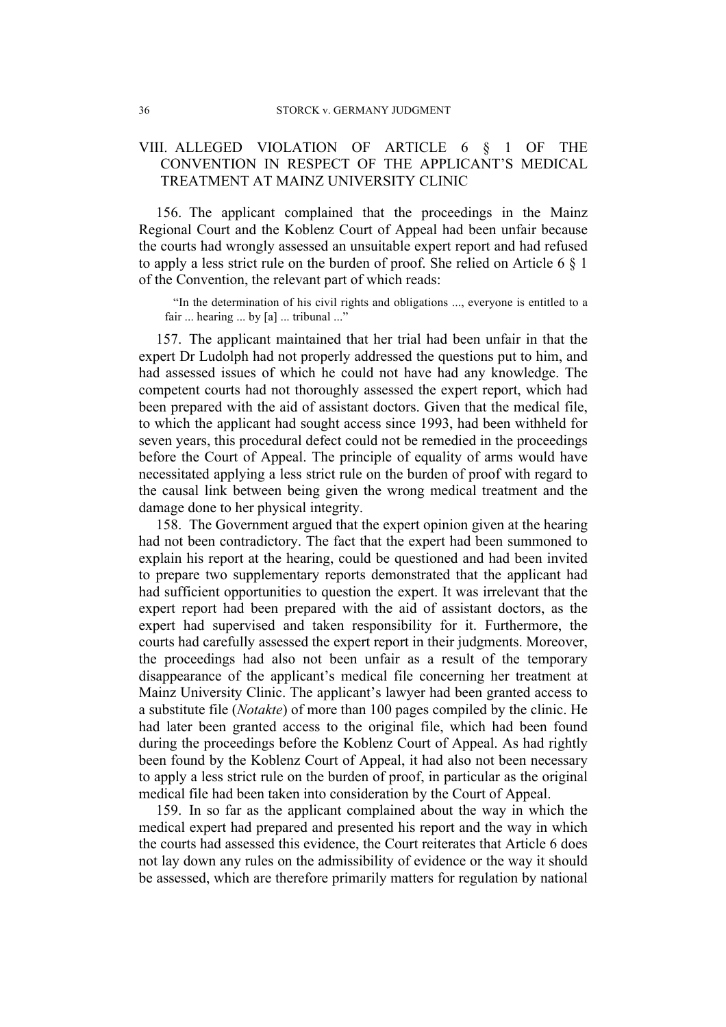## VIII. ALLEGED VIOLATION OF ARTICLE 6 § 1 OF THE CONVENTION IN RESPECT OF THE APPLICANT'S MEDICAL TREATMENT AT MAINZ UNIVERSITY CLINIC

156. The applicant complained that the proceedings in the Mainz Regional Court and the Koblenz Court of Appeal had been unfair because the courts had wrongly assessed an unsuitable expert report and had refused to apply a less strict rule on the burden of proof. She relied on Article 6 § 1 of the Convention, the relevant part of which reads:

> "In the determination of his civil rights and obligations ..., everyone is entitled to a fair ... hearing ... by [a] ... tribunal ..."

157. The applicant maintained that her trial had been unfair in that the expert Dr Ludolph had not properly addressed the questions put to him, and had assessed issues of which he could not have had any knowledge. The competent courts had not thoroughly assessed the expert report, which had been prepared with the aid of assistant doctors. Given that the medical file, to which the applicant had sought access since 1993, had been withheld for seven years, this procedural defect could not be remedied in the proceedings before the Court of Appeal. The principle of equality of arms would have necessitated applying a less strict rule on the burden of proof with regard to the causal link between being given the wrong medical treatment and the damage done to her physical integrity.

158. The Government argued that the expert opinion given at the hearing had not been contradictory. The fact that the expert had been summoned to explain his report at the hearing, could be questioned and had been invited to prepare two supplementary reports demonstrated that the applicant had had sufficient opportunities to question the expert. It was irrelevant that the expert report had been prepared with the aid of assistant doctors, as the expert had supervised and taken responsibility for it. Furthermore, the courts had carefully assessed the expert report in their judgments. Moreover, the proceedings had also not been unfair as a result of the temporary disappearance of the applicant's medical file concerning her treatment at Mainz University Clinic. The applicant's lawyer had been granted access to a substitute file (*Notakte*) of more than 100 pages compiled by the clinic. He had later been granted access to the original file, which had been found during the proceedings before the Koblenz Court of Appeal. As had rightly been found by the Koblenz Court of Appeal, it had also not been necessary to apply a less strict rule on the burden of proof, in particular as the original medical file had been taken into consideration by the Court of Appeal.

159. In so far as the applicant complained about the way in which the medical expert had prepared and presented his report and the way in which the courts had assessed this evidence, the Court reiterates that Article 6 does not lay down any rules on the admissibility of evidence or the way it should be assessed, which are therefore primarily matters for regulation by national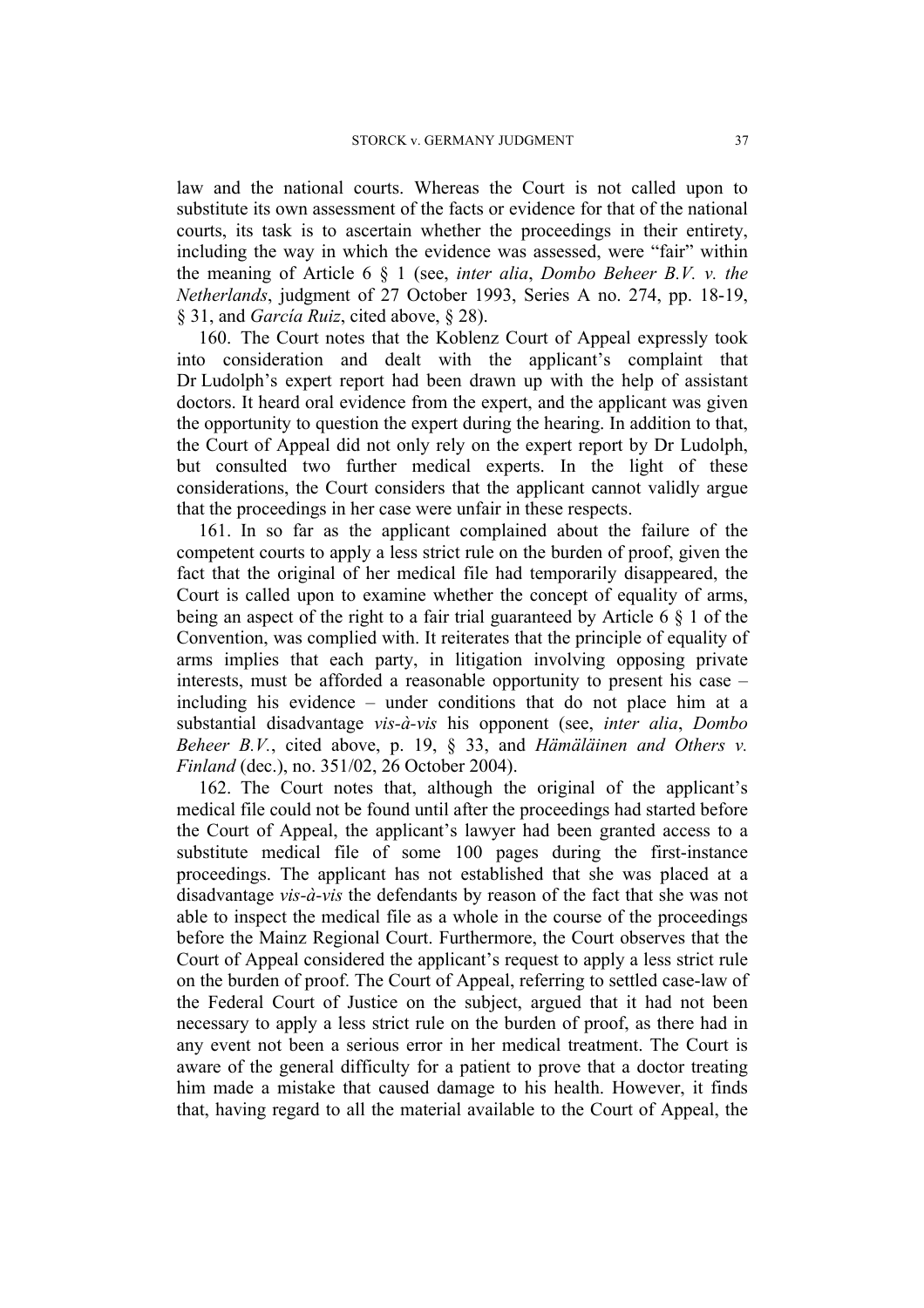law and the national courts. Whereas the Court is not called upon to substitute its own assessment of the facts or evidence for that of the national courts, its task is to ascertain whether the proceedings in their entirety, including the way in which the evidence was assessed, were "fair" within the meaning of Article 6 § 1 (see, *inter alia*, *Dombo Beheer B.V. v. the Netherlands*, judgment of 27 October 1993, Series A no. 274, pp. 18-19, § 31, and *García Ruiz*, cited above, § 28).

160. The Court notes that the Koblenz Court of Appeal expressly took into consideration and dealt with the applicant's complaint that Dr Ludolph's expert report had been drawn up with the help of assistant doctors. It heard oral evidence from the expert, and the applicant was given the opportunity to question the expert during the hearing. In addition to that, the Court of Appeal did not only rely on the expert report by Dr Ludolph, but consulted two further medical experts. In the light of these considerations, the Court considers that the applicant cannot validly argue that the proceedings in her case were unfair in these respects.

161. In so far as the applicant complained about the failure of the competent courts to apply a less strict rule on the burden of proof, given the fact that the original of her medical file had temporarily disappeared, the Court is called upon to examine whether the concept of equality of arms, being an aspect of the right to a fair trial guaranteed by Article 6 § 1 of the Convention, was complied with. It reiterates that the principle of equality of arms implies that each party, in litigation involving opposing private interests, must be afforded a reasonable opportunity to present his case – including his evidence – under conditions that do not place him at a substantial disadvantage *vis-à-vis* his opponent (see, *inter alia*, *Dombo Beheer B.V.*, cited above, p. 19, § 33, and *Hämäläinen and Others v. Finland* (dec.), no. 351/02, 26 October 2004).

162. The Court notes that, although the original of the applicant's medical file could not be found until after the proceedings had started before the Court of Appeal, the applicant's lawyer had been granted access to a substitute medical file of some 100 pages during the first-instance proceedings. The applicant has not established that she was placed at a disadvantage *vis-à-vis* the defendants by reason of the fact that she was not able to inspect the medical file as a whole in the course of the proceedings before the Mainz Regional Court. Furthermore, the Court observes that the Court of Appeal considered the applicant's request to apply a less strict rule on the burden of proof. The Court of Appeal, referring to settled case-law of the Federal Court of Justice on the subject, argued that it had not been necessary to apply a less strict rule on the burden of proof, as there had in any event not been a serious error in her medical treatment. The Court is aware of the general difficulty for a patient to prove that a doctor treating him made a mistake that caused damage to his health. However, it finds that, having regard to all the material available to the Court of Appeal, the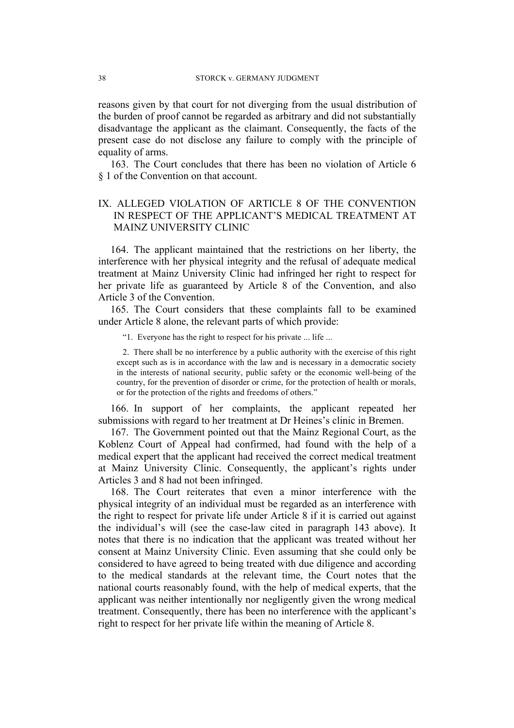reasons given by that court for not diverging from the usual distribution of the burden of proof cannot be regarded as arbitrary and did not substantially disadvantage the applicant as the claimant. Consequently, the facts of the present case do not disclose any failure to comply with the principle of equality of arms.

163. The Court concludes that there has been no violation of Article 6 § 1 of the Convention on that account.

## IX. ALLEGED VIOLATION OF ARTICLE 8 OF THE CONVENTION IN RESPECT OF THE APPLICANT'S MEDICAL TREATMENT AT MAINZ UNIVERSITY CLINIC

164. The applicant maintained that the restrictions on her liberty, the interference with her physical integrity and the refusal of adequate medical treatment at Mainz University Clinic had infringed her right to respect for her private life as guaranteed by Article 8 of the Convention, and also Article 3 of the Convention.

165. The Court considers that these complaints fall to be examined under Article 8 alone, the relevant parts of which provide:

> "1. Everyone has the right to respect for his private ... life ...
>
> 2. There shall be no interference by a public authority with the exercise of this right except such as is in accordance with the law and is necessary in a democratic society in the interests of national security, public safety or the economic well-being of the country, for the prevention of disorder or crime, for the protection of health or morals, or for the protection of the rights and freedoms of others."

166. In support of her complaints, the applicant repeated her submissions with regard to her treatment at Dr Heines's clinic in Bremen.

167. The Government pointed out that the Mainz Regional Court, as the Koblenz Court of Appeal had confirmed, had found with the help of a medical expert that the applicant had received the correct medical treatment at Mainz University Clinic. Consequently, the applicant's rights under Articles 3 and 8 had not been infringed.

168. The Court reiterates that even a minor interference with the physical integrity of an individual must be regarded as an interference with the right to respect for private life under Article 8 if it is carried out against the individual's will (see the case-law cited in paragraph 143 above). It notes that there is no indication that the applicant was treated without her consent at Mainz University Clinic. Even assuming that she could only be considered to have agreed to being treated with due diligence and according to the medical standards at the relevant time, the Court notes that the national courts reasonably found, with the help of medical experts, that the applicant was neither intentionally nor negligently given the wrong medical treatment. Consequently, there has been no interference with the applicant's right to respect for her private life within the meaning of Article 8.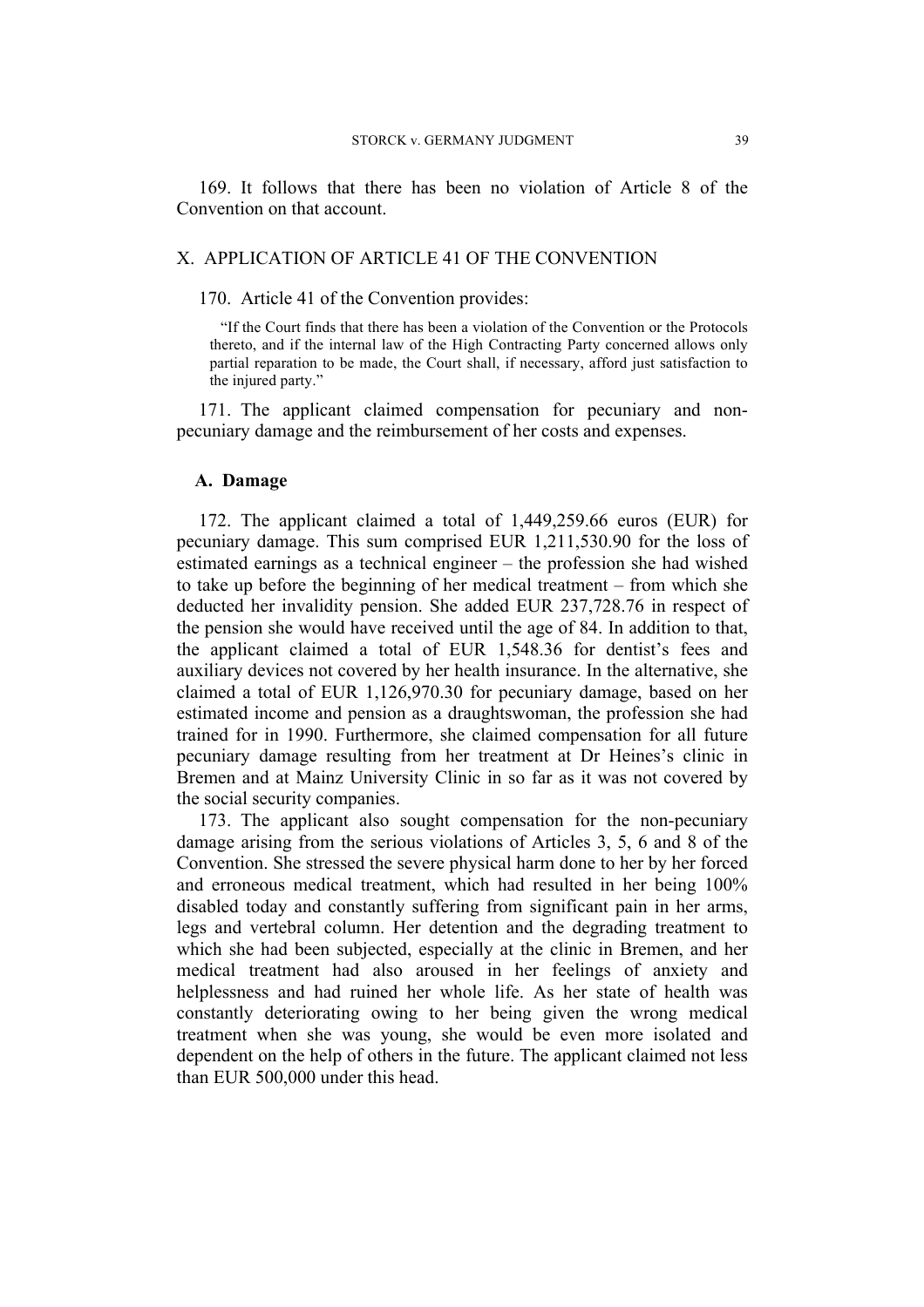169. It follows that there has been no violation of Article 8 of the Convention on that account.

## X. APPLICATION OF ARTICLE 41 OF THE CONVENTION

170. Article 41 of the Convention provides:

> "If the Court finds that there has been a violation of the Convention or the Protocols thereto, and if the internal law of the High Contracting Party concerned allows only partial reparation to be made, the Court shall, if necessary, afford just satisfaction to the injured party."

171. The applicant claimed compensation for pecuniary and non-pecuniary damage and the reimbursement of her costs and expenses.

### A. Damage

172. The applicant claimed a total of 1,449,259.66 euros (EUR) for pecuniary damage. This sum comprised EUR 1,211,530.90 for the loss of estimated earnings as a technical engineer – the profession she had wished to take up before the beginning of her medical treatment – from which she deducted her invalidity pension. She added EUR 237,728.76 in respect of the pension she would have received until the age of 84. In addition to that, the applicant claimed a total of EUR 1,548.36 for dentist's fees and auxiliary devices not covered by her health insurance. In the alternative, she claimed a total of EUR 1,126,970.30 for pecuniary damage, based on her estimated income and pension as a draughtswoman, the profession she had trained for in 1990. Furthermore, she claimed compensation for all future pecuniary damage resulting from her treatment at Dr Heines's clinic in Bremen and at Mainz University Clinic in so far as it was not covered by the social security companies.

173. The applicant also sought compensation for the non-pecuniary damage arising from the serious violations of Articles 3, 5, 6 and 8 of the Convention. She stressed the severe physical harm done to her by her forced and erroneous medical treatment, which had resulted in her being 100% disabled today and constantly suffering from significant pain in her arms, legs and vertebral column. Her detention and the degrading treatment to which she had been subjected, especially at the clinic in Bremen, and her medical treatment had also aroused in her feelings of anxiety and helplessness and had ruined her whole life. As her state of health was constantly deteriorating owing to her being given the wrong medical treatment when she was young, she would be even more isolated and dependent on the help of others in the future. The applicant claimed not less than EUR 500,000 under this head.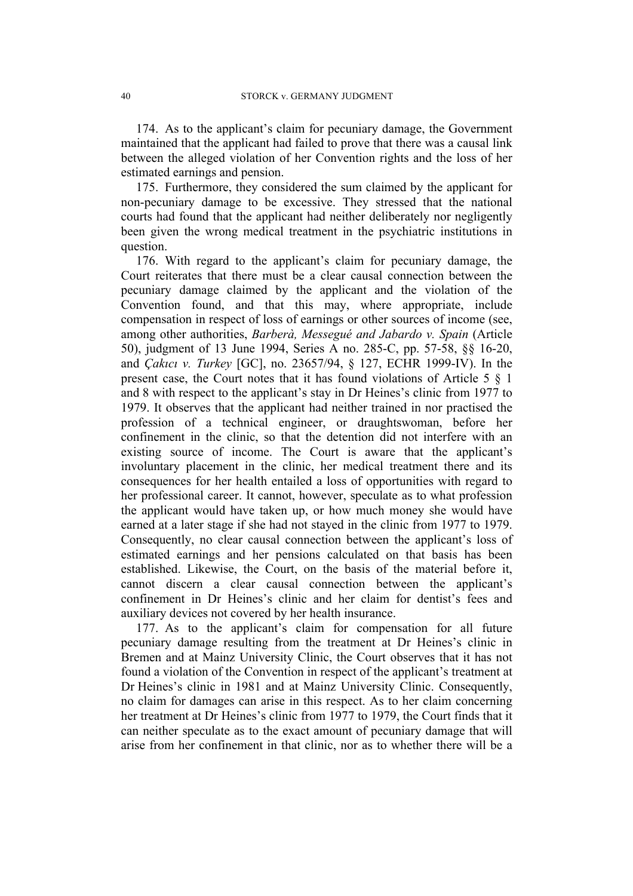174. As to the applicant's claim for pecuniary damage, the Government maintained that the applicant had failed to prove that there was a causal link between the alleged violation of her Convention rights and the loss of her estimated earnings and pension.

175. Furthermore, they considered the sum claimed by the applicant for non-pecuniary damage to be excessive. They stressed that the national courts had found that the applicant had neither deliberately nor negligently been given the wrong medical treatment in the psychiatric institutions in question.

176. With regard to the applicant's claim for pecuniary damage, the Court reiterates that there must be a clear causal connection between the pecuniary damage claimed by the applicant and the violation of the Convention found, and that this may, where appropriate, include compensation in respect of loss of earnings or other sources of income (see, among other authorities, *Barberà, Messegué and Jabardo v. Spain* (Article 50), judgment of 13 June 1994, Series A no. 285-C, pp. 57-58, §§ 16-20, and *Çakıcı v. Turkey* [GC], no. 23657/94, § 127, ECHR 1999-IV). In the present case, the Court notes that it has found violations of Article 5 § 1 and 8 with respect to the applicant's stay in Dr Heines's clinic from 1977 to 1979. It observes that the applicant had neither trained in nor practised the profession of a technical engineer, or draughtswoman, before her confinement in the clinic, so that the detention did not interfere with an existing source of income. The Court is aware that the applicant's involuntary placement in the clinic, her medical treatment there and its consequences for her health entailed a loss of opportunities with regard to her professional career. It cannot, however, speculate as to what profession the applicant would have taken up, or how much money she would have earned at a later stage if she had not stayed in the clinic from 1977 to 1979. Consequently, no clear causal connection between the applicant's loss of estimated earnings and her pensions calculated on that basis has been established. Likewise, the Court, on the basis of the material before it, cannot discern a clear causal connection between the applicant's confinement in Dr Heines's clinic and her claim for dentist's fees and auxiliary devices not covered by her health insurance.

177. As to the applicant's claim for compensation for all future pecuniary damage resulting from the treatment at Dr Heines's clinic in Bremen and at Mainz University Clinic, the Court observes that it has not found a violation of the Convention in respect of the applicant's treatment at Dr Heines's clinic in 1981 and at Mainz University Clinic. Consequently, no claim for damages can arise in this respect. As to her claim concerning her treatment at Dr Heines's clinic from 1977 to 1979, the Court finds that it can neither speculate as to the exact amount of pecuniary damage that will arise from her confinement in that clinic, nor as to whether there will be a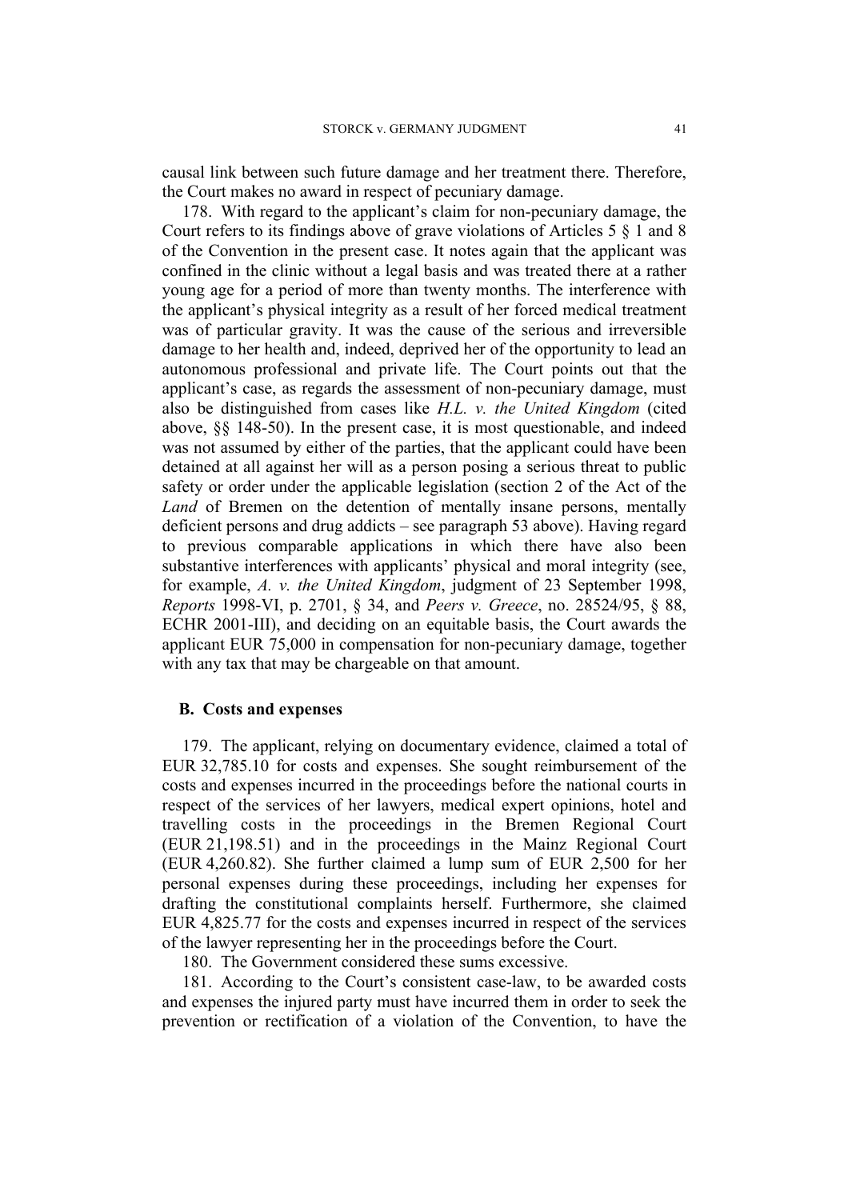causal link between such future damage and her treatment there. Therefore, the Court makes no award in respect of pecuniary damage.

178. With regard to the applicant's claim for non-pecuniary damage, the Court refers to its findings above of grave violations of Articles 5 § 1 and 8 of the Convention in the present case. It notes again that the applicant was confined in the clinic without a legal basis and was treated there at a rather young age for a period of more than twenty months. The interference with the applicant's physical integrity as a result of her forced medical treatment was of particular gravity. It was the cause of the serious and irreversible damage to her health and, indeed, deprived her of the opportunity to lead an autonomous professional and private life. The Court points out that the applicant's case, as regards the assessment of non-pecuniary damage, must also be distinguished from cases like *H.L. v. the United Kingdom* (cited above, §§ 148-50). In the present case, it is most questionable, and indeed was not assumed by either of the parties, that the applicant could have been detained at all against her will as a person posing a serious threat to public safety or order under the applicable legislation (section 2 of the Act of the *Land* of Bremen on the detention of mentally insane persons, mentally deficient persons and drug addicts – see paragraph 53 above). Having regard to previous comparable applications in which there have also been substantive interferences with applicants' physical and moral integrity (see, for example, *A. v. the United Kingdom*, judgment of 23 September 1998, *Reports* 1998-VI, p. 2701, § 34, and *Peers v. Greece*, no. 28524/95, § 88, ECHR 2001-III), and deciding on an equitable basis, the Court awards the applicant EUR 75,000 in compensation for non-pecuniary damage, together with any tax that may be chargeable on that amount.

## B. Costs and expenses

179. The applicant, relying on documentary evidence, claimed a total of EUR 32,785.10 for costs and expenses. She sought reimbursement of the costs and expenses incurred in the proceedings before the national courts in respect of the services of her lawyers, medical expert opinions, hotel and travelling costs in the proceedings in the Bremen Regional Court (EUR 21,198.51) and in the proceedings in the Mainz Regional Court (EUR 4,260.82). She further claimed a lump sum of EUR 2,500 for her personal expenses during these proceedings, including her expenses for drafting the constitutional complaints herself. Furthermore, she claimed EUR 4,825.77 for the costs and expenses incurred in respect of the services of the lawyer representing her in the proceedings before the Court.

180. The Government considered these sums excessive.

181. According to the Court's consistent case-law, to be awarded costs and expenses the injured party must have incurred them in order to seek the prevention or rectification of a violation of the Convention, to have the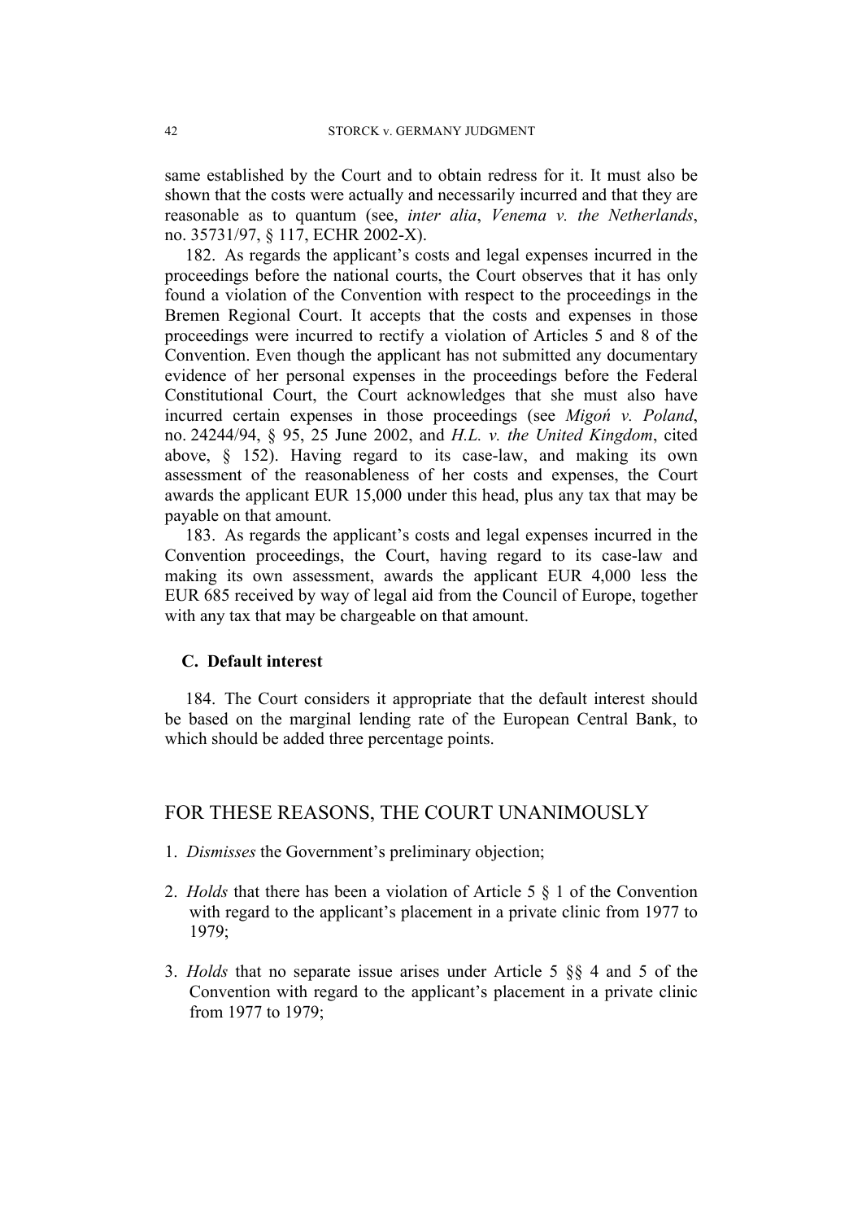same established by the Court and to obtain redress for it. It must also be shown that the costs were actually and necessarily incurred and that they are reasonable as to quantum (see, *inter alia*, *Venema v. the Netherlands*, no. 35731/97, § 117, ECHR 2002-X).

182. As regards the applicant's costs and legal expenses incurred in the proceedings before the national courts, the Court observes that it has only found a violation of the Convention with respect to the proceedings in the Bremen Regional Court. It accepts that the costs and expenses in those proceedings were incurred to rectify a violation of Articles 5 and 8 of the Convention. Even though the applicant has not submitted any documentary evidence of her personal expenses in the proceedings before the Federal Constitutional Court, the Court acknowledges that she must also have incurred certain expenses in those proceedings (see *Migoń v. Poland*, no. 24244/94, § 95, 25 June 2002, and *H.L. v. the United Kingdom*, cited above, § 152). Having regard to its case-law, and making its own assessment of the reasonableness of her costs and expenses, the Court awards the applicant EUR 15,000 under this head, plus any tax that may be payable on that amount.

183. As regards the applicant's costs and legal expenses incurred in the Convention proceedings, the Court, having regard to its case-law and making its own assessment, awards the applicant EUR 4,000 less the EUR 685 received by way of legal aid from the Council of Europe, together with any tax that may be chargeable on that amount.

### C. Default interest

184. The Court considers it appropriate that the default interest should be based on the marginal lending rate of the European Central Bank, to which should be added three percentage points.

## FOR THESE REASONS, THE COURT UNANIMOUSLY

1. *Dismisses* the Government's preliminary objection;

2. *Holds* that there has been a violation of Article 5 § 1 of the Convention with regard to the applicant's placement in a private clinic from 1977 to 1979;

3. *Holds* that no separate issue arises under Article 5 §§ 4 and 5 of the Convention with regard to the applicant's placement in a private clinic from 1977 to 1979;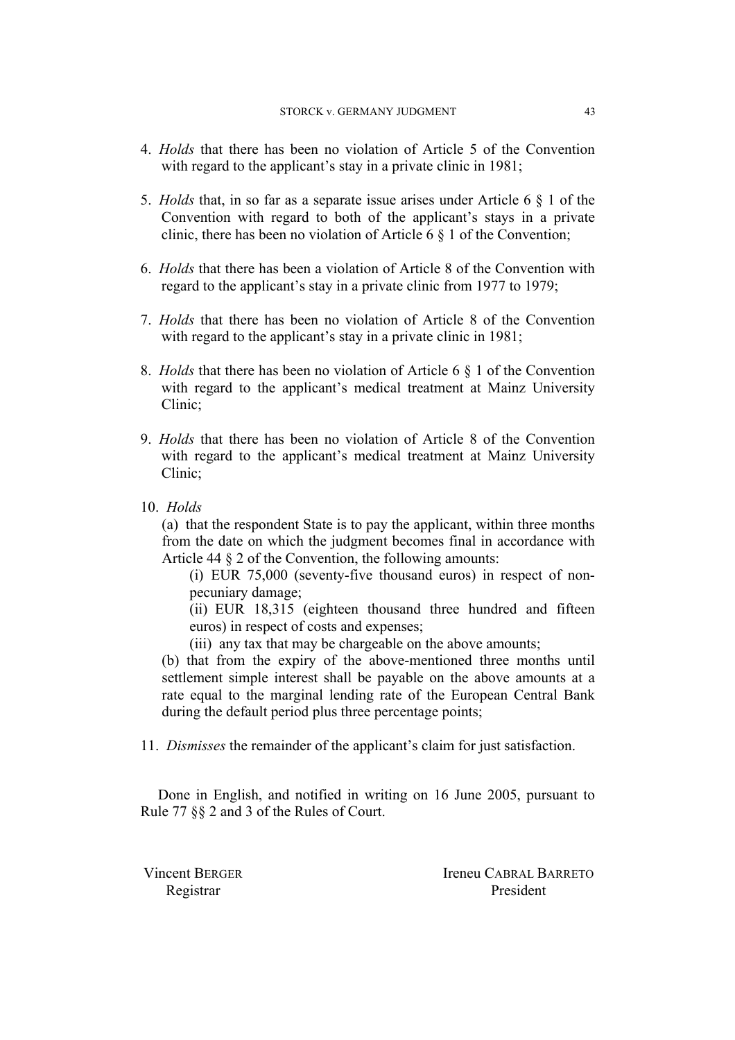4. *Holds* that there has been no violation of Article 5 of the Convention with regard to the applicant's stay in a private clinic in 1981;

5. *Holds* that, in so far as a separate issue arises under Article 6 § 1 of the Convention with regard to both of the applicant's stays in a private clinic, there has been no violation of Article 6 § 1 of the Convention;

6. *Holds* that there has been a violation of Article 8 of the Convention with regard to the applicant's stay in a private clinic from 1977 to 1979;

7. *Holds* that there has been no violation of Article 8 of the Convention with regard to the applicant's stay in a private clinic in 1981;

8. *Holds* that there has been no violation of Article 6 § 1 of the Convention with regard to the applicant's medical treatment at Mainz University Clinic;

9. *Holds* that there has been no violation of Article 8 of the Convention with regard to the applicant's medical treatment at Mainz University Clinic;

10. *Holds*

    (a) that the respondent State is to pay the applicant, within three months from the date on which the judgment becomes final in accordance with Article 44 § 2 of the Convention, the following amounts:

    (i) EUR 75,000 (seventy-five thousand euros) in respect of non-pecuniary damage;

    (ii) EUR 18,315 (eighteen thousand three hundred and fifteen euros) in respect of costs and expenses;

    (iii) any tax that may be chargeable on the above amounts;

    (b) that from the expiry of the above-mentioned three months until settlement simple interest shall be payable on the above amounts at a rate equal to the marginal lending rate of the European Central Bank during the default period plus three percentage points;

11. *Dismisses* the remainder of the applicant's claim for just satisfaction.

Done in English, and notified in writing on 16 June 2005, pursuant to Rule 77 §§ 2 and 3 of the Rules of Court.

Vincent BERGER
Registrar

Ireneu CABRAL BARRETO
President